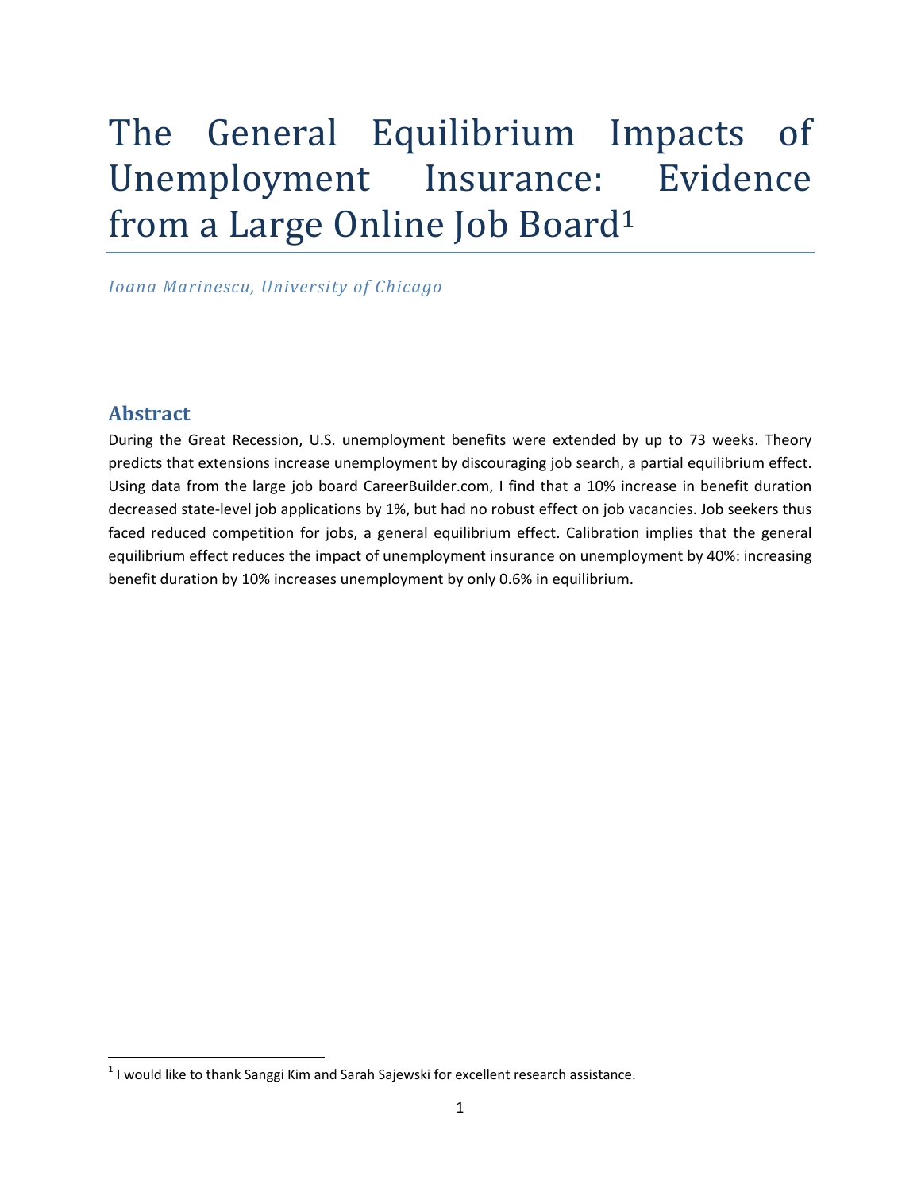# The General Equilibrium Impacts of Unemployment Insurance: Evidence from a Large Online Job Board[1]

*Ioana Marinescu, University of Chicago*

## Abstract

During the Great Recession, U.S. unemployment benefits were extended by up to 73 weeks. Theory predicts that extensions increase unemployment by discouraging job search, a partial equilibrium effect. Using data from the large job board CareerBuilder.com, I find that a 10% increase in benefit duration decreased state-level job applications by 1%, but had no robust effect on job vacancies. Job seekers thus faced reduced competition for jobs, a general equilibrium effect. Calibration implies that the general equilibrium effect reduces the impact of unemployment insurance on unemployment by 40%: increasing benefit duration by 10% increases unemployment by only 0.6% in equilibrium.

[1] I would like to thank Sanggi Kim and Sarah Sajewski for excellent research assistance.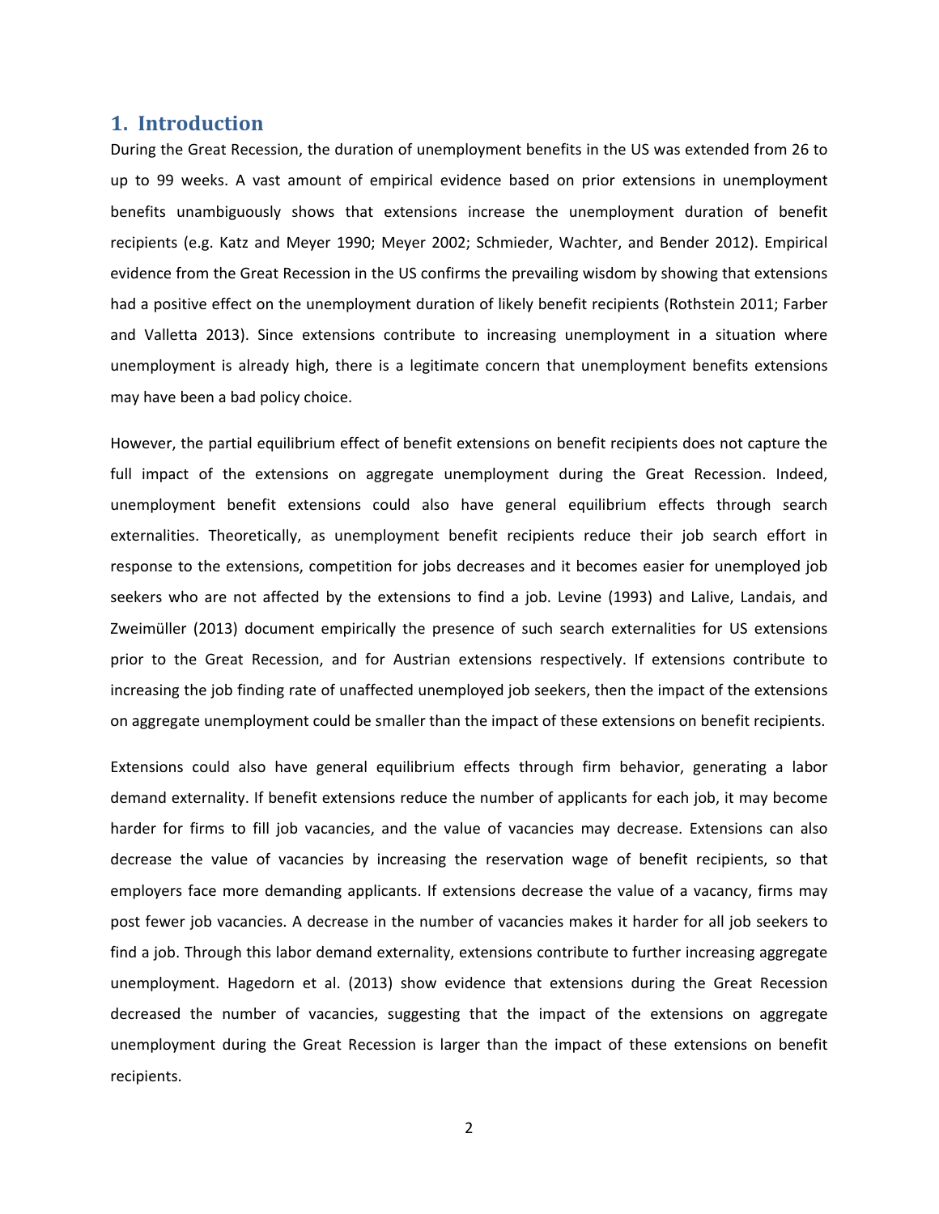## 1. Introduction

During the Great Recession, the duration of unemployment benefits in the US was extended from 26 to up to 99 weeks. A vast amount of empirical evidence based on prior extensions in unemployment benefits unambiguously shows that extensions increase the unemployment duration of benefit recipients (e.g. Katz and Meyer 1990; Meyer 2002; Schmieder, Wachter, and Bender 2012). Empirical evidence from the Great Recession in the US confirms the prevailing wisdom by showing that extensions had a positive effect on the unemployment duration of likely benefit recipients (Rothstein 2011; Farber and Valletta 2013). Since extensions contribute to increasing unemployment in a situation where unemployment is already high, there is a legitimate concern that unemployment benefits extensions may have been a bad policy choice.

However, the partial equilibrium effect of benefit extensions on benefit recipients does not capture the full impact of the extensions on aggregate unemployment during the Great Recession. Indeed, unemployment benefit extensions could also have general equilibrium effects through search externalities. Theoretically, as unemployment benefit recipients reduce their job search effort in response to the extensions, competition for jobs decreases and it becomes easier for unemployed job seekers who are not affected by the extensions to find a job. Levine (1993) and Lalive, Landais, and Zweimüller (2013) document empirically the presence of such search externalities for US extensions prior to the Great Recession, and for Austrian extensions respectively. If extensions contribute to increasing the job finding rate of unaffected unemployed job seekers, then the impact of the extensions on aggregate unemployment could be smaller than the impact of these extensions on benefit recipients.

Extensions could also have general equilibrium effects through firm behavior, generating a labor demand externality. If benefit extensions reduce the number of applicants for each job, it may become harder for firms to fill job vacancies, and the value of vacancies may decrease. Extensions can also decrease the value of vacancies by increasing the reservation wage of benefit recipients, so that employers face more demanding applicants. If extensions decrease the value of a vacancy, firms may post fewer job vacancies. A decrease in the number of vacancies makes it harder for all job seekers to find a job. Through this labor demand externality, extensions contribute to further increasing aggregate unemployment. Hagedorn et al. (2013) show evidence that extensions during the Great Recession decreased the number of vacancies, suggesting that the impact of the extensions on aggregate unemployment during the Great Recession is larger than the impact of these extensions on benefit recipients.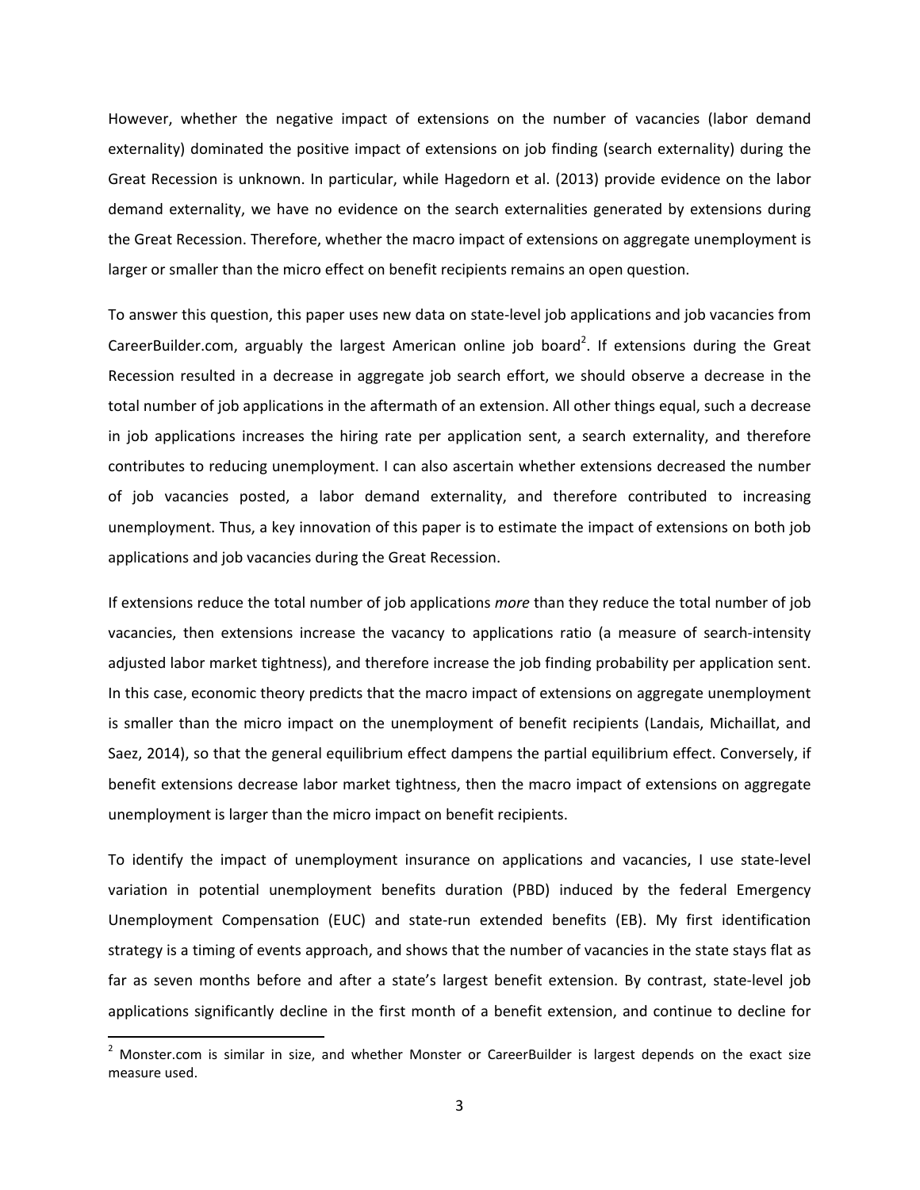However, whether the negative impact of extensions on the number of vacancies (labor demand externality) dominated the positive impact of extensions on job finding (search externality) during the Great Recession is unknown. In particular, while Hagedorn et al. (2013) provide evidence on the labor demand externality, we have no evidence on the search externalities generated by extensions during the Great Recession. Therefore, whether the macro impact of extensions on aggregate unemployment is larger or smaller than the micro effect on benefit recipients remains an open question.

To answer this question, this paper uses new data on state-level job applications and job vacancies from CareerBuilder.com, arguably the largest American online job board[2]. If extensions during the Great Recession resulted in a decrease in aggregate job search effort, we should observe a decrease in the total number of job applications in the aftermath of an extension. All other things equal, such a decrease in job applications increases the hiring rate per application sent, a search externality, and therefore contributes to reducing unemployment. I can also ascertain whether extensions decreased the number of job vacancies posted, a labor demand externality, and therefore contributed to increasing unemployment. Thus, a key innovation of this paper is to estimate the impact of extensions on both job applications and job vacancies during the Great Recession.

If extensions reduce the total number of job applications *more* than they reduce the total number of job vacancies, then extensions increase the vacancy to applications ratio (a measure of search-intensity adjusted labor market tightness), and therefore increase the job finding probability per application sent. In this case, economic theory predicts that the macro impact of extensions on aggregate unemployment is smaller than the micro impact on the unemployment of benefit recipients (Landais, Michaillat, and Saez, 2014), so that the general equilibrium effect dampens the partial equilibrium effect. Conversely, if benefit extensions decrease labor market tightness, then the macro impact of extensions on aggregate unemployment is larger than the micro impact on benefit recipients.

To identify the impact of unemployment insurance on applications and vacancies, I use state-level variation in potential unemployment benefits duration (PBD) induced by the federal Emergency Unemployment Compensation (EUC) and state-run extended benefits (EB). My first identification strategy is a timing of events approach, and shows that the number of vacancies in the state stays flat as far as seven months before and after a state's largest benefit extension. By contrast, state-level job applications significantly decline in the first month of a benefit extension, and continue to decline for

[2] Monster.com is similar in size, and whether Monster or CareerBuilder is largest depends on the exact size measure used.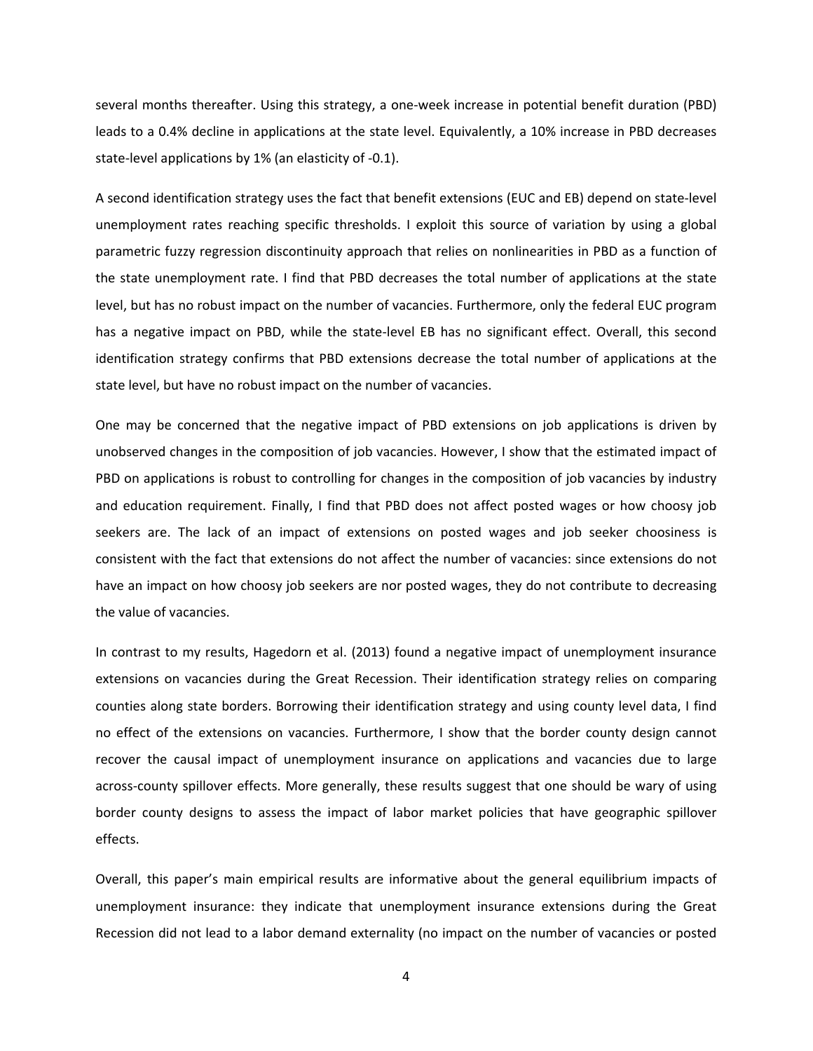several months thereafter. Using this strategy, a one-week increase in potential benefit duration (PBD) leads to a 0.4% decline in applications at the state level. Equivalently, a 10% increase in PBD decreases state-level applications by 1% (an elasticity of -0.1).

A second identification strategy uses the fact that benefit extensions (EUC and EB) depend on state-level unemployment rates reaching specific thresholds. I exploit this source of variation by using a global parametric fuzzy regression discontinuity approach that relies on nonlinearities in PBD as a function of the state unemployment rate. I find that PBD decreases the total number of applications at the state level, but has no robust impact on the number of vacancies. Furthermore, only the federal EUC program has a negative impact on PBD, while the state-level EB has no significant effect. Overall, this second identification strategy confirms that PBD extensions decrease the total number of applications at the state level, but have no robust impact on the number of vacancies.

One may be concerned that the negative impact of PBD extensions on job applications is driven by unobserved changes in the composition of job vacancies. However, I show that the estimated impact of PBD on applications is robust to controlling for changes in the composition of job vacancies by industry and education requirement. Finally, I find that PBD does not affect posted wages or how choosy job seekers are. The lack of an impact of extensions on posted wages and job seeker choosiness is consistent with the fact that extensions do not affect the number of vacancies: since extensions do not have an impact on how choosy job seekers are nor posted wages, they do not contribute to decreasing the value of vacancies.

In contrast to my results, Hagedorn et al. (2013) found a negative impact of unemployment insurance extensions on vacancies during the Great Recession. Their identification strategy relies on comparing counties along state borders. Borrowing their identification strategy and using county level data, I find no effect of the extensions on vacancies. Furthermore, I show that the border county design cannot recover the causal impact of unemployment insurance on applications and vacancies due to large across-county spillover effects. More generally, these results suggest that one should be wary of using border county designs to assess the impact of labor market policies that have geographic spillover effects.

Overall, this paper's main empirical results are informative about the general equilibrium impacts of unemployment insurance: they indicate that unemployment insurance extensions during the Great Recession did not lead to a labor demand externality (no impact on the number of vacancies or posted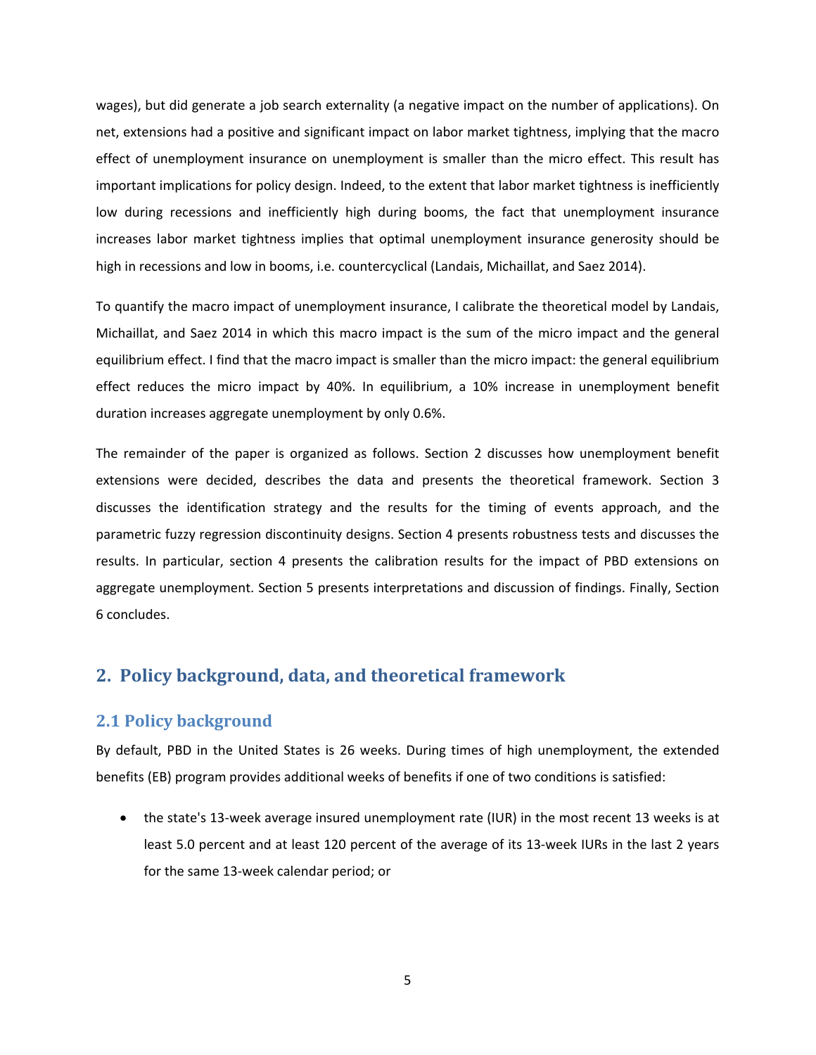wages), but did generate a job search externality (a negative impact on the number of applications). On net, extensions had a positive and significant impact on labor market tightness, implying that the macro effect of unemployment insurance on unemployment is smaller than the micro effect. This result has important implications for policy design. Indeed, to the extent that labor market tightness is inefficiently low during recessions and inefficiently high during booms, the fact that unemployment insurance increases labor market tightness implies that optimal unemployment insurance generosity should be high in recessions and low in booms, i.e. countercyclical (Landais, Michaillat, and Saez 2014).

To quantify the macro impact of unemployment insurance, I calibrate the theoretical model by Landais, Michaillat, and Saez 2014 in which this macro impact is the sum of the micro impact and the general equilibrium effect. I find that the macro impact is smaller than the micro impact: the general equilibrium effect reduces the micro impact by 40%. In equilibrium, a 10% increase in unemployment benefit duration increases aggregate unemployment by only 0.6%.

The remainder of the paper is organized as follows. Section 2 discusses how unemployment benefit extensions were decided, describes the data and presents the theoretical framework. Section 3 discusses the identification strategy and the results for the timing of events approach, and the parametric fuzzy regression discontinuity designs. Section 4 presents robustness tests and discusses the results. In particular, section 4 presents the calibration results for the impact of PBD extensions on aggregate unemployment. Section 5 presents interpretations and discussion of findings. Finally, Section 6 concludes.

## 2. Policy background, data, and theoretical framework

### 2.1 Policy background

By default, PBD in the United States is 26 weeks. During times of high unemployment, the extended benefits (EB) program provides additional weeks of benefits if one of two conditions is satisfied:

- the state's 13-week average insured unemployment rate (IUR) in the most recent 13 weeks is at least 5.0 percent and at least 120 percent of the average of its 13-week IURs in the last 2 years for the same 13-week calendar period; or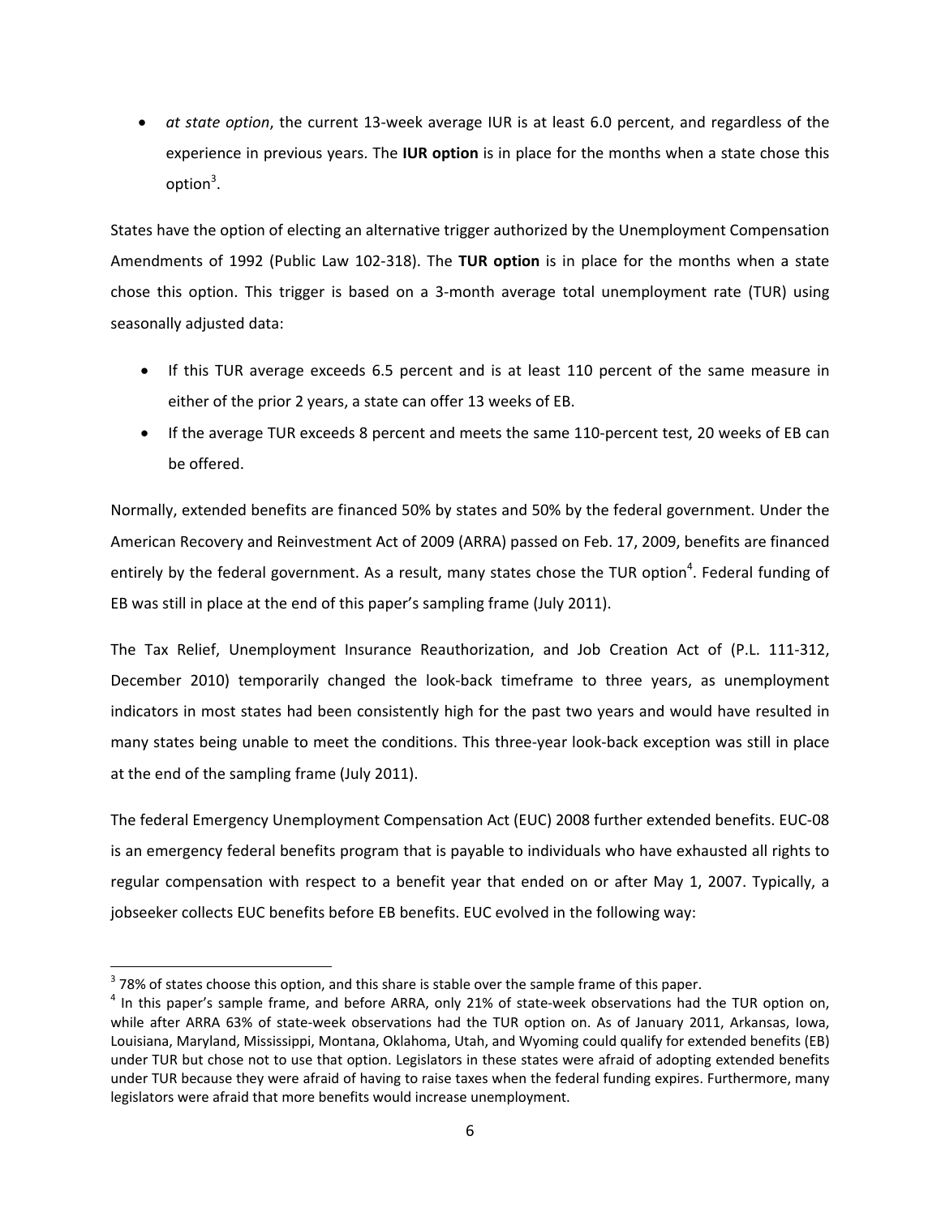- *at state option*, the current 13-week average IUR is at least 6.0 percent, and regardless of the experience in previous years. The **IUR option** is in place for the months when a state chose this option[3].

States have the option of electing an alternative trigger authorized by the Unemployment Compensation Amendments of 1992 (Public Law 102-318). The **TUR option** is in place for the months when a state chose this option. This trigger is based on a 3-month average total unemployment rate (TUR) using seasonally adjusted data:

- If this TUR average exceeds 6.5 percent and is at least 110 percent of the same measure in either of the prior 2 years, a state can offer 13 weeks of EB.
- If the average TUR exceeds 8 percent and meets the same 110-percent test, 20 weeks of EB can be offered.

Normally, extended benefits are financed 50% by states and 50% by the federal government. Under the American Recovery and Reinvestment Act of 2009 (ARRA) passed on Feb. 17, 2009, benefits are financed entirely by the federal government. As a result, many states chose the TUR option[4]. Federal funding of EB was still in place at the end of this paper's sampling frame (July 2011).

The Tax Relief, Unemployment Insurance Reauthorization, and Job Creation Act of (P.L. 111-312, December 2010) temporarily changed the look-back timeframe to three years, as unemployment indicators in most states had been consistently high for the past two years and would have resulted in many states being unable to meet the conditions. This three-year look-back exception was still in place at the end of the sampling frame (July 2011).

The federal Emergency Unemployment Compensation Act (EUC) 2008 further extended benefits. EUC-08 is an emergency federal benefits program that is payable to individuals who have exhausted all rights to regular compensation with respect to a benefit year that ended on or after May 1, 2007. Typically, a jobseeker collects EUC benefits before EB benefits. EUC evolved in the following way:

[3] 78% of states choose this option, and this share is stable over the sample frame of this paper.

[4] In this paper's sample frame, and before ARRA, only 21% of state-week observations had the TUR option on, while after ARRA 63% of state-week observations had the TUR option on. As of January 2011, Arkansas, Iowa, Louisiana, Maryland, Mississippi, Montana, Oklahoma, Utah, and Wyoming could qualify for extended benefits (EB) under TUR but chose not to use that option. Legislators in these states were afraid of adopting extended benefits under TUR because they were afraid of having to raise taxes when the federal funding expires. Furthermore, many legislators were afraid that more benefits would increase unemployment.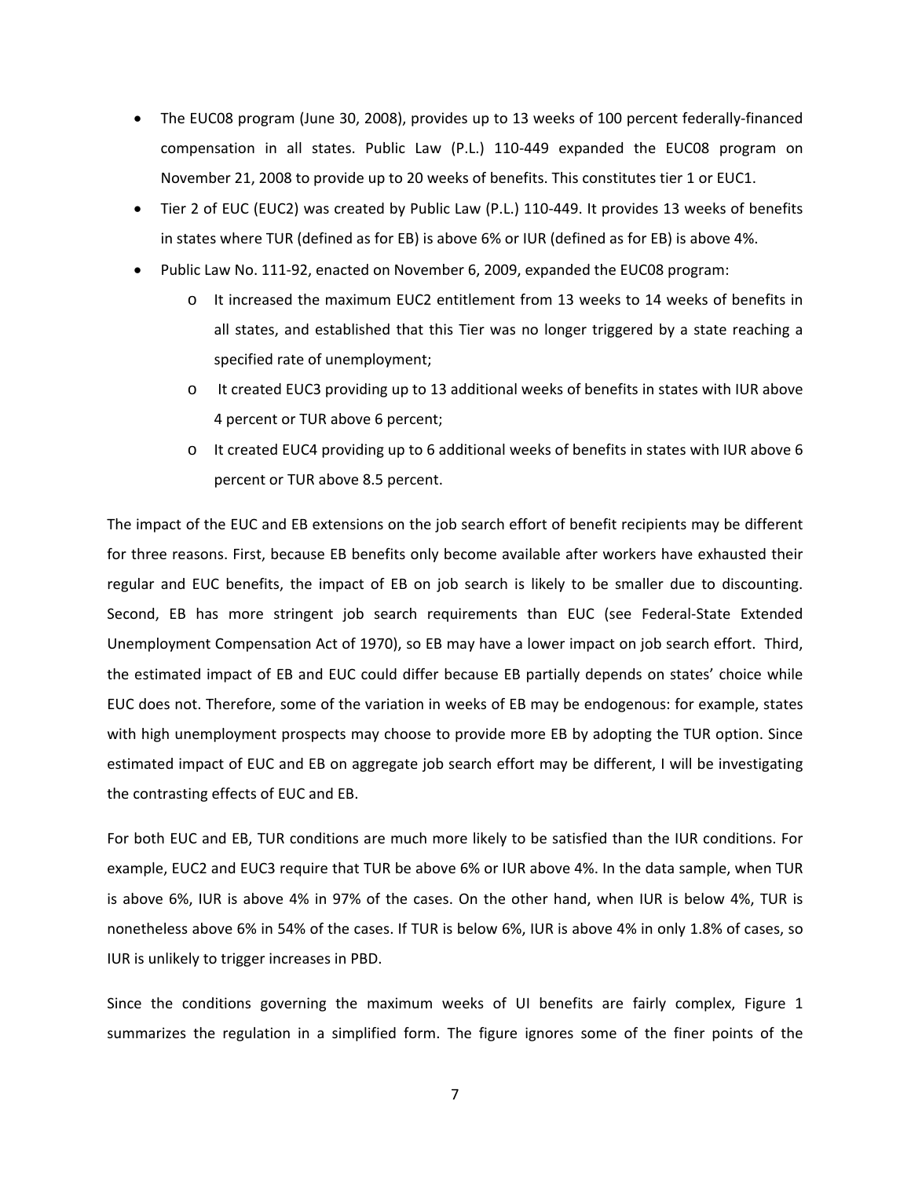- The EUC08 program (June 30, 2008), provides up to 13 weeks of 100 percent federally-financed compensation in all states. Public Law (P.L.) 110-449 expanded the EUC08 program on November 21, 2008 to provide up to 20 weeks of benefits. This constitutes tier 1 or EUC1.
- Tier 2 of EUC (EUC2) was created by Public Law (P.L.) 110-449. It provides 13 weeks of benefits in states where TUR (defined as for EB) is above 6% or IUR (defined as for EB) is above 4%.
- Public Law No. 111-92, enacted on November 6, 2009, expanded the EUC08 program:
    - It increased the maximum EUC2 entitlement from 13 weeks to 14 weeks of benefits in all states, and established that this Tier was no longer triggered by a state reaching a specified rate of unemployment;
    - It created EUC3 providing up to 13 additional weeks of benefits in states with IUR above 4 percent or TUR above 6 percent;
    - It created EUC4 providing up to 6 additional weeks of benefits in states with IUR above 6 percent or TUR above 8.5 percent.

The impact of the EUC and EB extensions on the job search effort of benefit recipients may be different for three reasons. First, because EB benefits only become available after workers have exhausted their regular and EUC benefits, the impact of EB on job search is likely to be smaller due to discounting. Second, EB has more stringent job search requirements than EUC (see Federal-State Extended Unemployment Compensation Act of 1970), so EB may have a lower impact on job search effort. Third, the estimated impact of EB and EUC could differ because EB partially depends on states' choice while EUC does not. Therefore, some of the variation in weeks of EB may be endogenous: for example, states with high unemployment prospects may choose to provide more EB by adopting the TUR option. Since estimated impact of EUC and EB on aggregate job search effort may be different, I will be investigating the contrasting effects of EUC and EB.

For both EUC and EB, TUR conditions are much more likely to be satisfied than the IUR conditions. For example, EUC2 and EUC3 require that TUR be above 6% or IUR above 4%. In the data sample, when TUR is above 6%, IUR is above 4% in 97% of the cases. On the other hand, when IUR is below 4%, TUR is nonetheless above 6% in 54% of the cases. If TUR is below 6%, IUR is above 4% in only 1.8% of cases, so IUR is unlikely to trigger increases in PBD.

Since the conditions governing the maximum weeks of UI benefits are fairly complex, Figure 1 summarizes the regulation in a simplified form. The figure ignores some of the finer points of the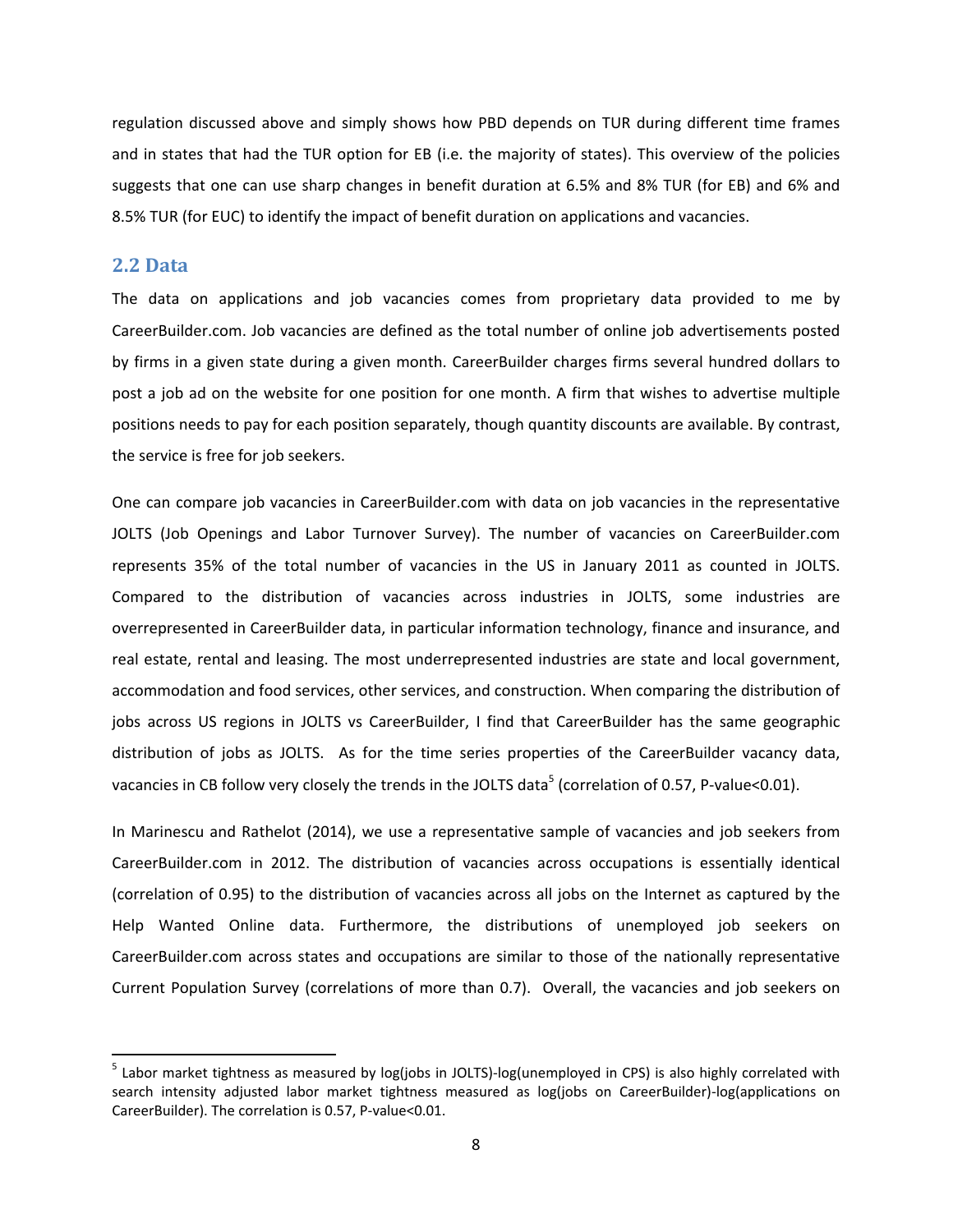regulation discussed above and simply shows how PBD depends on TUR during different time frames and in states that had the TUR option for EB (i.e. the majority of states). This overview of the policies suggests that one can use sharp changes in benefit duration at 6.5% and 8% TUR (for EB) and 6% and 8.5% TUR (for EUC) to identify the impact of benefit duration on applications and vacancies.

## 2.2 Data

The data on applications and job vacancies comes from proprietary data provided to me by CareerBuilder.com. Job vacancies are defined as the total number of online job advertisements posted by firms in a given state during a given month. CareerBuilder charges firms several hundred dollars to post a job ad on the website for one position for one month. A firm that wishes to advertise multiple positions needs to pay for each position separately, though quantity discounts are available. By contrast, the service is free for job seekers.

One can compare job vacancies in CareerBuilder.com with data on job vacancies in the representative JOLTS (Job Openings and Labor Turnover Survey). The number of vacancies on CareerBuilder.com represents 35% of the total number of vacancies in the US in January 2011 as counted in JOLTS. Compared to the distribution of vacancies across industries in JOLTS, some industries are overrepresented in CareerBuilder data, in particular information technology, finance and insurance, and real estate, rental and leasing. The most underrepresented industries are state and local government, accommodation and food services, other services, and construction. When comparing the distribution of jobs across US regions in JOLTS vs CareerBuilder, I find that CareerBuilder has the same geographic distribution of jobs as JOLTS. As for the time series properties of the CareerBuilder vacancy data, vacancies in CB follow very closely the trends in the JOLTS data[5] (correlation of 0.57, P-value<0.01).

In Marinescu and Rathelot (2014), we use a representative sample of vacancies and job seekers from CareerBuilder.com in 2012. The distribution of vacancies across occupations is essentially identical (correlation of 0.95) to the distribution of vacancies across all jobs on the Internet as captured by the Help Wanted Online data. Furthermore, the distributions of unemployed job seekers on CareerBuilder.com across states and occupations are similar to those of the nationally representative Current Population Survey (correlations of more than 0.7). Overall, the vacancies and job seekers on

[5] Labor market tightness as measured by log(jobs in JOLTS)-log(unemployed in CPS) is also highly correlated with search intensity adjusted labor market tightness measured as log(jobs on CareerBuilder)-log(applications on CareerBuilder). The correlation is 0.57, P-value<0.01.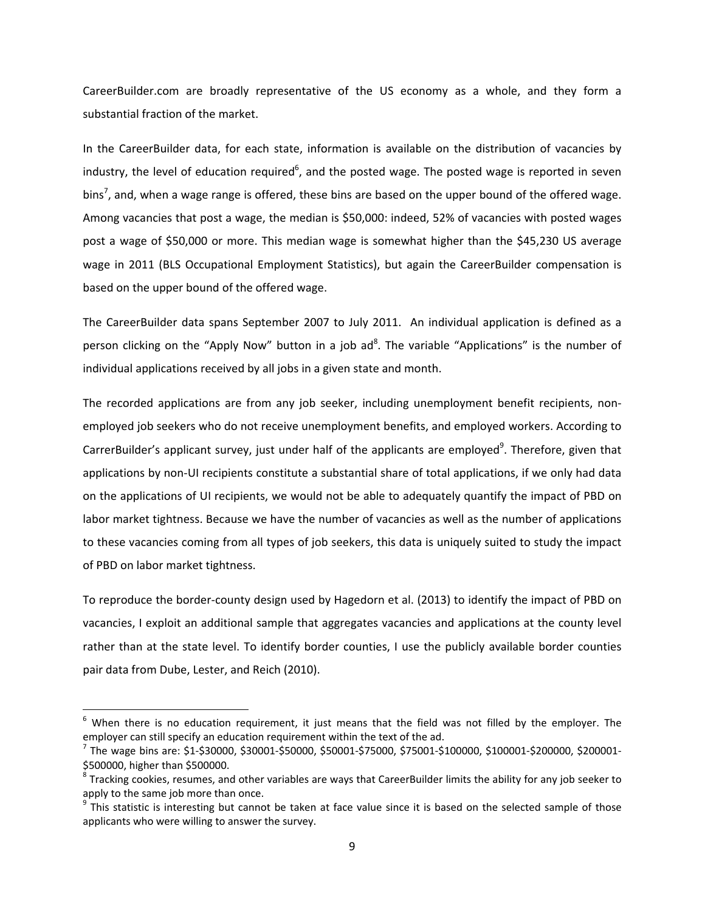CareerBuilder.com are broadly representative of the US economy as a whole, and they form a substantial fraction of the market.

In the CareerBuilder data, for each state, information is available on the distribution of vacancies by industry, the level of education required[6], and the posted wage. The posted wage is reported in seven bins[7], and, when a wage range is offered, these bins are based on the upper bound of the offered wage. Among vacancies that post a wage, the median is $50,000: indeed, 52% of vacancies with posted wages post a wage of $50,000 or more. This median wage is somewhat higher than the $45,230 US average wage in 2011 (BLS Occupational Employment Statistics), but again the CareerBuilder compensation is based on the upper bound of the offered wage.

The CareerBuilder data spans September 2007 to July 2011. An individual application is defined as a person clicking on the "Apply Now" button in a job ad[8]. The variable "Applications" is the number of individual applications received by all jobs in a given state and month.

The recorded applications are from any job seeker, including unemployment benefit recipients, non-employed job seekers who do not receive unemployment benefits, and employed workers. According to CarrerBuilder's applicant survey, just under half of the applicants are employed[9]. Therefore, given that applications by non-UI recipients constitute a substantial share of total applications, if we only had data on the applications of UI recipients, we would not be able to adequately quantify the impact of PBD on labor market tightness. Because we have the number of vacancies as well as the number of applications to these vacancies coming from all types of job seekers, this data is uniquely suited to study the impact of PBD on labor market tightness.

To reproduce the border-county design used by Hagedorn et al. (2013) to identify the impact of PBD on vacancies, I exploit an additional sample that aggregates vacancies and applications at the county level rather than at the state level. To identify border counties, I use the publicly available border counties pair data from Dube, Lester, and Reich (2010).

---

[6] When there is no education requirement, it just means that the field was not filled by the employer. The employer can still specify an education requirement within the text of the ad.

[7] The wage bins are: $1-$30000, $30001-$50000, $50001-$75000, $75001-$100000, $100001-$200000, $200001-$500000, higher than $500000.

[8] Tracking cookies, resumes, and other variables are ways that CareerBuilder limits the ability for any job seeker to apply to the same job more than once.

[9] This statistic is interesting but cannot be taken at face value since it is based on the selected sample of those applicants who were willing to answer the survey.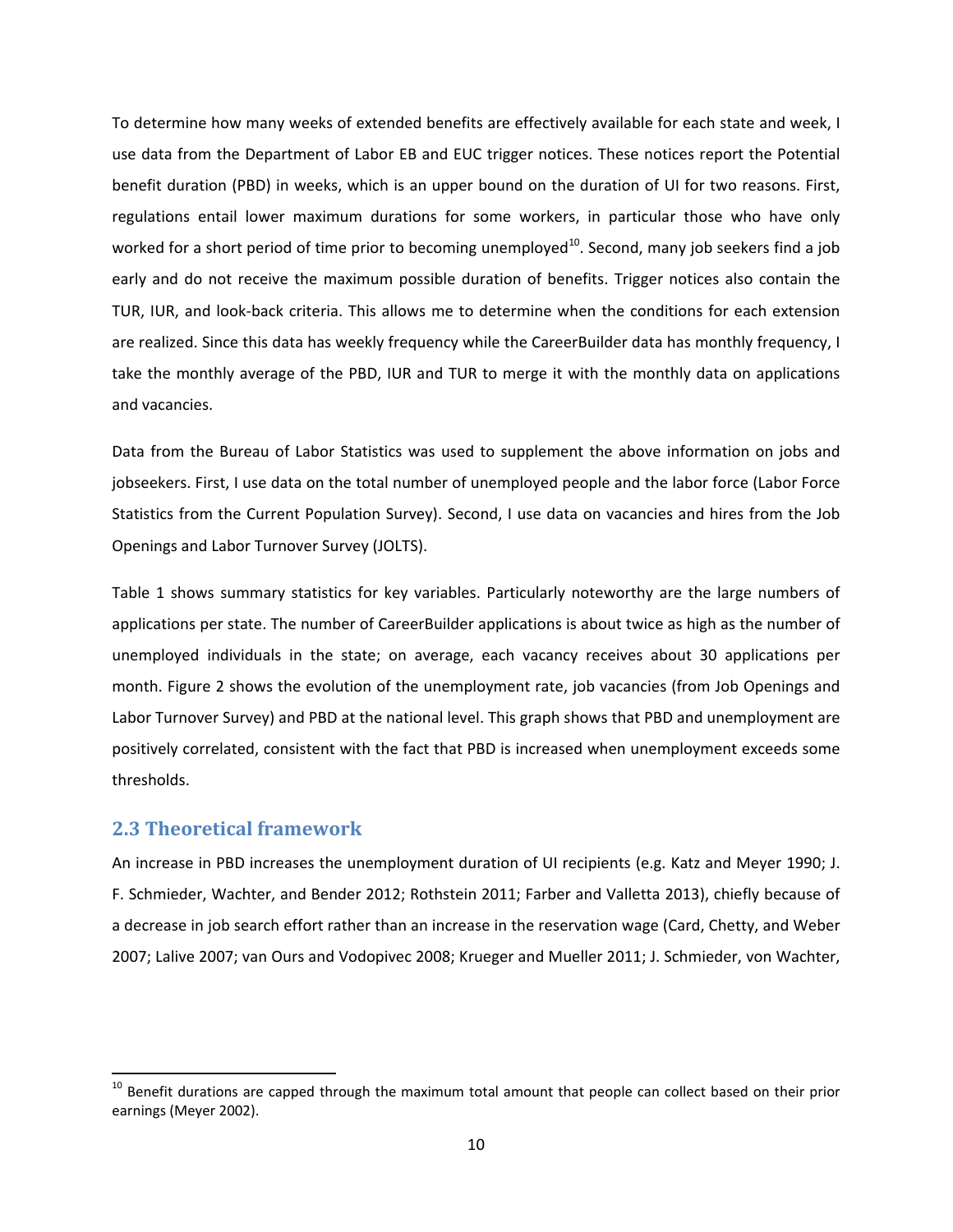To determine how many weeks of extended benefits are effectively available for each state and week, I use data from the Department of Labor EB and EUC trigger notices. These notices report the Potential benefit duration (PBD) in weeks, which is an upper bound on the duration of UI for two reasons. First, regulations entail lower maximum durations for some workers, in particular those who have only worked for a short period of time prior to becoming unemployed[10]. Second, many job seekers find a job early and do not receive the maximum possible duration of benefits. Trigger notices also contain the TUR, IUR, and look-back criteria. This allows me to determine when the conditions for each extension are realized. Since this data has weekly frequency while the CareerBuilder data has monthly frequency, I take the monthly average of the PBD, IUR and TUR to merge it with the monthly data on applications and vacancies.

Data from the Bureau of Labor Statistics was used to supplement the above information on jobs and jobseekers. First, I use data on the total number of unemployed people and the labor force (Labor Force Statistics from the Current Population Survey). Second, I use data on vacancies and hires from the Job Openings and Labor Turnover Survey (JOLTS).

Table 1 shows summary statistics for key variables. Particularly noteworthy are the large numbers of applications per state. The number of CareerBuilder applications is about twice as high as the number of unemployed individuals in the state; on average, each vacancy receives about 30 applications per month. Figure 2 shows the evolution of the unemployment rate, job vacancies (from Job Openings and Labor Turnover Survey) and PBD at the national level. This graph shows that PBD and unemployment are positively correlated, consistent with the fact that PBD is increased when unemployment exceeds some thresholds.

## 2.3 Theoretical framework

An increase in PBD increases the unemployment duration of UI recipients (e.g. Katz and Meyer 1990; J. F. Schmieder, Wachter, and Bender 2012; Rothstein 2011; Farber and Valletta 2013), chiefly because of a decrease in job search effort rather than an increase in the reservation wage (Card, Chetty, and Weber 2007; Lalive 2007; van Ours and Vodopivec 2008; Krueger and Mueller 2011; J. Schmieder, von Wachter,

[10] Benefit durations are capped through the maximum total amount that people can collect based on their prior earnings (Meyer 2002).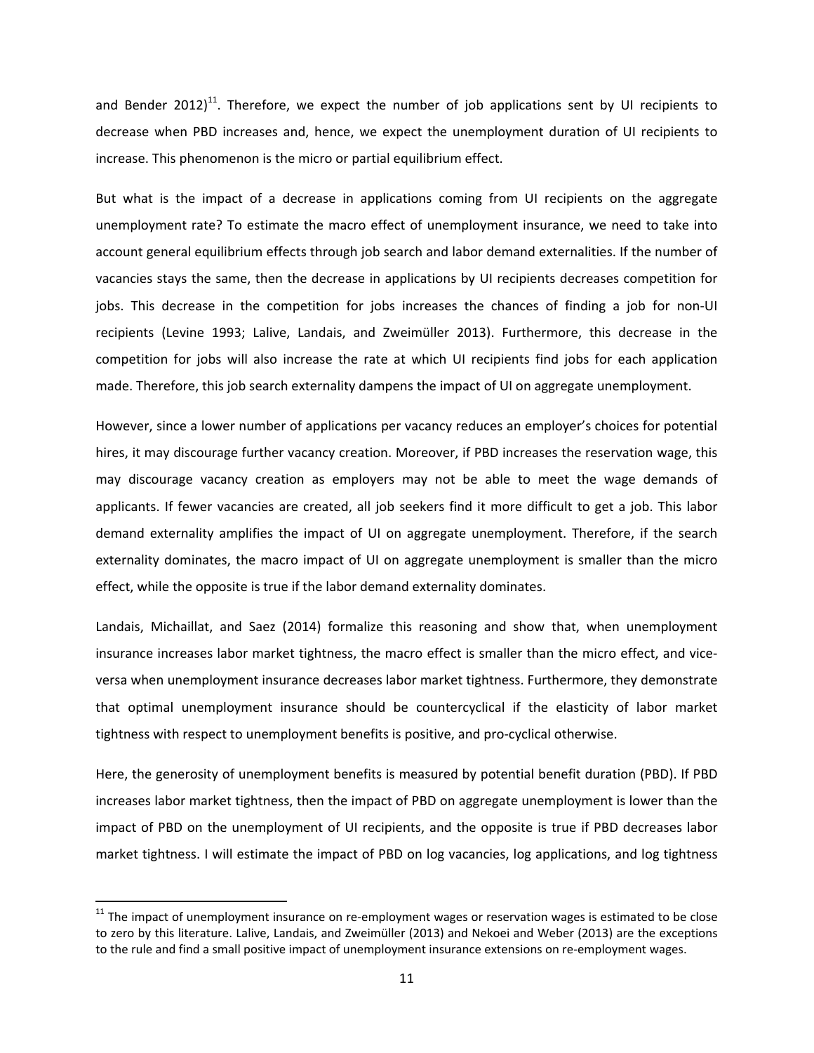and Bender 2012)[11]. Therefore, we expect the number of job applications sent by UI recipients to decrease when PBD increases and, hence, we expect the unemployment duration of UI recipients to increase. This phenomenon is the micro or partial equilibrium effect.

But what is the impact of a decrease in applications coming from UI recipients on the aggregate unemployment rate? To estimate the macro effect of unemployment insurance, we need to take into account general equilibrium effects through job search and labor demand externalities. If the number of vacancies stays the same, then the decrease in applications by UI recipients decreases competition for jobs. This decrease in the competition for jobs increases the chances of finding a job for non-UI recipients (Levine 1993; Lalive, Landais, and Zweimüller 2013). Furthermore, this decrease in the competition for jobs will also increase the rate at which UI recipients find jobs for each application made. Therefore, this job search externality dampens the impact of UI on aggregate unemployment.

However, since a lower number of applications per vacancy reduces an employer's choices for potential hires, it may discourage further vacancy creation. Moreover, if PBD increases the reservation wage, this may discourage vacancy creation as employers may not be able to meet the wage demands of applicants. If fewer vacancies are created, all job seekers find it more difficult to get a job. This labor demand externality amplifies the impact of UI on aggregate unemployment. Therefore, if the search externality dominates, the macro impact of UI on aggregate unemployment is smaller than the micro effect, while the opposite is true if the labor demand externality dominates.

Landais, Michaillat, and Saez (2014) formalize this reasoning and show that, when unemployment insurance increases labor market tightness, the macro effect is smaller than the micro effect, and vice-versa when unemployment insurance decreases labor market tightness. Furthermore, they demonstrate that optimal unemployment insurance should be countercyclical if the elasticity of labor market tightness with respect to unemployment benefits is positive, and pro-cyclical otherwise.

Here, the generosity of unemployment benefits is measured by potential benefit duration (PBD). If PBD increases labor market tightness, then the impact of PBD on aggregate unemployment is lower than the impact of PBD on the unemployment of UI recipients, and the opposite is true if PBD decreases labor market tightness. I will estimate the impact of PBD on log vacancies, log applications, and log tightness

[11] The impact of unemployment insurance on re-employment wages or reservation wages is estimated to be close to zero by this literature. Lalive, Landais, and Zweimüller (2013) and Nekoei and Weber (2013) are the exceptions to the rule and find a small positive impact of unemployment insurance extensions on re-employment wages.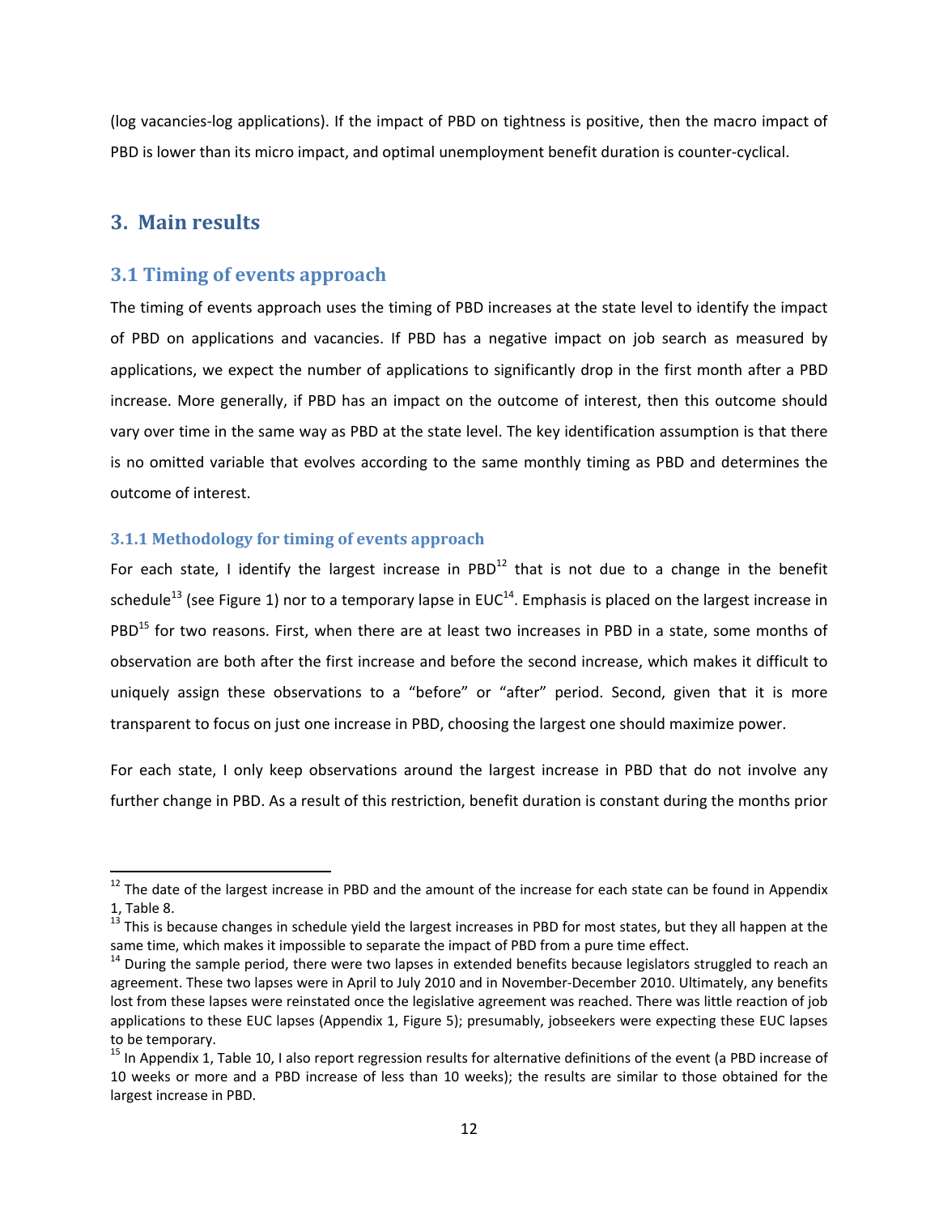(log vacancies-log applications). If the impact of PBD on tightness is positive, then the macro impact of PBD is lower than its micro impact, and optimal unemployment benefit duration is counter-cyclical.

## 3. Main results

### 3.1 Timing of events approach

The timing of events approach uses the timing of PBD increases at the state level to identify the impact of PBD on applications and vacancies. If PBD has a negative impact on job search as measured by applications, we expect the number of applications to significantly drop in the first month after a PBD increase. More generally, if PBD has an impact on the outcome of interest, then this outcome should vary over time in the same way as PBD at the state level. The key identification assumption is that there is no omitted variable that evolves according to the same monthly timing as PBD and determines the outcome of interest.

#### 3.1.1 Methodology for timing of events approach

For each state, I identify the largest increase in PBD[12] that is not due to a change in the benefit schedule[13] (see Figure 1) nor to a temporary lapse in EUC[14]. Emphasis is placed on the largest increase in PBD[15] for two reasons. First, when there are at least two increases in PBD in a state, some months of observation are both after the first increase and before the second increase, which makes it difficult to uniquely assign these observations to a "before" or "after" period. Second, given that it is more transparent to focus on just one increase in PBD, choosing the largest one should maximize power.

For each state, I only keep observations around the largest increase in PBD that do not involve any further change in PBD. As a result of this restriction, benefit duration is constant during the months prior

---

[12] The date of the largest increase in PBD and the amount of the increase for each state can be found in Appendix 1, Table 8.

[13] This is because changes in schedule yield the largest increases in PBD for most states, but they all happen at the same time, which makes it impossible to separate the impact of PBD from a pure time effect.

[14] During the sample period, there were two lapses in extended benefits because legislators struggled to reach an agreement. These two lapses were in April to July 2010 and in November-December 2010. Ultimately, any benefits lost from these lapses were reinstated once the legislative agreement was reached. There was little reaction of job applications to these EUC lapses (Appendix 1, Figure 5); presumably, jobseekers were expecting these EUC lapses to be temporary.

[15] In Appendix 1, Table 10, I also report regression results for alternative definitions of the event (a PBD increase of 10 weeks or more and a PBD increase of less than 10 weeks); the results are similar to those obtained for the largest increase in PBD.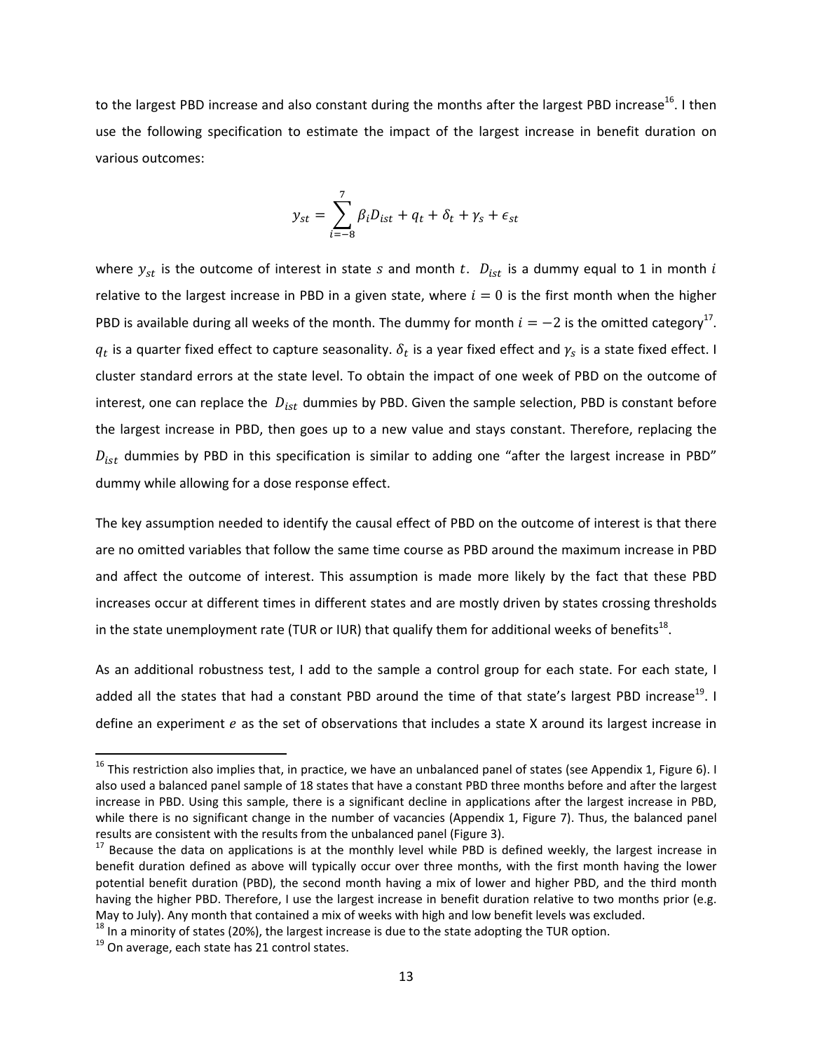to the largest PBD increase and also constant during the months after the largest PBD increase[16]. I then use the following specification to estimate the impact of the largest increase in benefit duration on various outcomes:

$$y_{st} = \sum_{i=-8}^{7} \beta_i D_{ist} + q_t + \delta_t + \gamma_s + \epsilon_{st}$$

where $y_{st}$ is the outcome of interest in state $s$ and month $t$. $D_{ist}$ is a dummy equal to 1 in month $i$ relative to the largest increase in PBD in a given state, where $i = 0$ is the first month when the higher PBD is available during all weeks of the month. The dummy for month $i = -2$ is the omitted category[17]. $q_t$ is a quarter fixed effect to capture seasonality. $\delta_t$ is a year fixed effect and $\gamma_s$ is a state fixed effect. I cluster standard errors at the state level. To obtain the impact of one week of PBD on the outcome of interest, one can replace the $D_{ist}$ dummies by PBD. Given the sample selection, PBD is constant before the largest increase in PBD, then goes up to a new value and stays constant. Therefore, replacing the $D_{ist}$ dummies by PBD in this specification is similar to adding one "after the largest increase in PBD" dummy while allowing for a dose response effect.

The key assumption needed to identify the causal effect of PBD on the outcome of interest is that there are no omitted variables that follow the same time course as PBD around the maximum increase in PBD and affect the outcome of interest. This assumption is made more likely by the fact that these PBD increases occur at different times in different states and are mostly driven by states crossing thresholds in the state unemployment rate (TUR or IUR) that qualify them for additional weeks of benefits[18].

As an additional robustness test, I add to the sample a control group for each state. For each state, I added all the states that had a constant PBD around the time of that state's largest PBD increase[19]. I define an experiment $e$ as the set of observations that includes a state X around its largest increase in

[16] This restriction also implies that, in practice, we have an unbalanced panel of states (see Appendix 1, Figure 6). I also used a balanced panel sample of 18 states that have a constant PBD three months before and after the largest increase in PBD. Using this sample, there is a significant decline in applications after the largest increase in PBD, while there is no significant change in the number of vacancies (Appendix 1, Figure 7). Thus, the balanced panel results are consistent with the results from the unbalanced panel (Figure 3).

[17] Because the data on applications is at the monthly level while PBD is defined weekly, the largest increase in benefit duration defined as above will typically occur over three months, with the first month having the lower potential benefit duration (PBD), the second month having a mix of lower and higher PBD, and the third month having the higher PBD. Therefore, I use the largest increase in benefit duration relative to two months prior (e.g. May to July). Any month that contained a mix of weeks with high and low benefit levels was excluded.

[18] In a minority of states (20%), the largest increase is due to the state adopting the TUR option.

[19] On average, each state has 21 control states.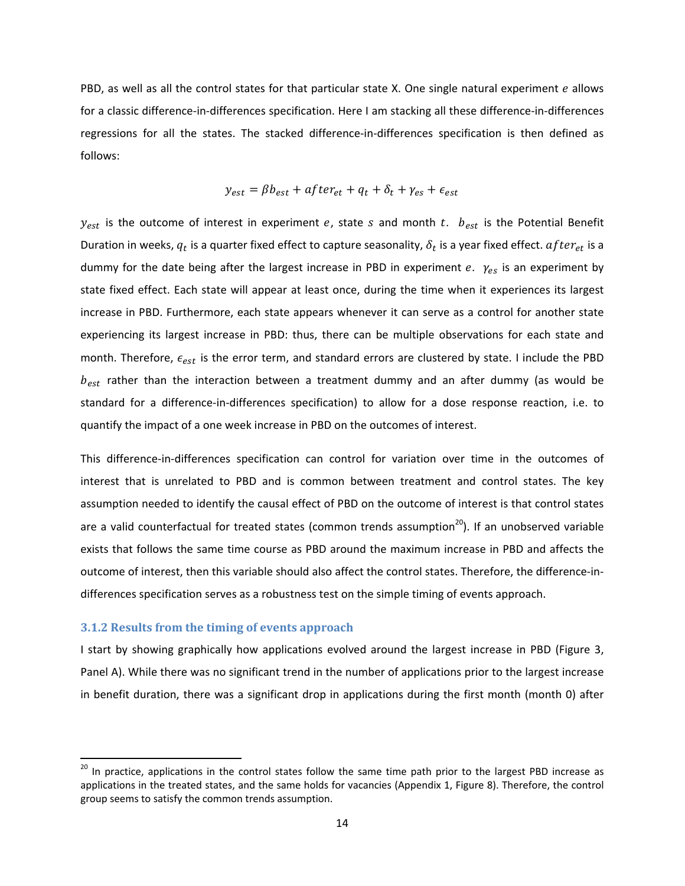PBD, as well as all the control states for that particular state X. One single natural experiment $e$ allows for a classic difference-in-differences specification. Here I am stacking all these difference-in-differences regressions for all the states. The stacked difference-in-differences specification is then defined as follows:

$$y_{est} = \beta b_{est} + after_{et} + q_t + \delta_t + \gamma_{es} + \epsilon_{est}$$

$y_{est}$ is the outcome of interest in experiment $e$, state $s$ and month $t$. $b_{est}$ is the Potential Benefit Duration in weeks, $q_t$ is a quarter fixed effect to capture seasonality, $\delta_t$ is a year fixed effect. $after_{et}$ is a dummy for the date being after the largest increase in PBD in experiment $e$. $\gamma_{es}$ is an experiment by state fixed effect. Each state will appear at least once, during the time when it experiences its largest increase in PBD. Furthermore, each state appears whenever it can serve as a control for another state experiencing its largest increase in PBD: thus, there can be multiple observations for each state and month. Therefore, $\epsilon_{est}$ is the error term, and standard errors are clustered by state. I include the PBD $b_{est}$ rather than the interaction between a treatment dummy and an after dummy (as would be standard for a difference-in-differences specification) to allow for a dose response reaction, i.e. to quantify the impact of a one week increase in PBD on the outcomes of interest.

This difference-in-differences specification can control for variation over time in the outcomes of interest that is unrelated to PBD and is common between treatment and control states. The key assumption needed to identify the causal effect of PBD on the outcome of interest is that control states are a valid counterfactual for treated states (common trends assumption[20]). If an unobserved variable exists that follows the same time course as PBD around the maximum increase in PBD and affects the outcome of interest, then this variable should also affect the control states. Therefore, the difference-in-differences specification serves as a robustness test on the simple timing of events approach.

### 3.1.2 Results from the timing of events approach

I start by showing graphically how applications evolved around the largest increase in PBD (Figure 3, Panel A). While there was no significant trend in the number of applications prior to the largest increase in benefit duration, there was a significant drop in applications during the first month (month 0) after

[20] In practice, applications in the control states follow the same time path prior to the largest PBD increase as applications in the treated states, and the same holds for vacancies (Appendix 1, Figure 8). Therefore, the control group seems to satisfy the common trends assumption.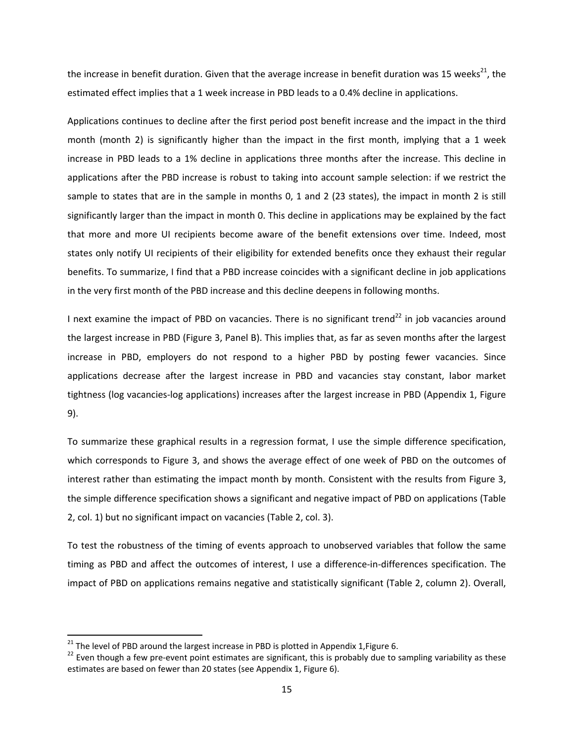the increase in benefit duration. Given that the average increase in benefit duration was 15 weeks[21], the estimated effect implies that a 1 week increase in PBD leads to a 0.4% decline in applications.

Applications continues to decline after the first period post benefit increase and the impact in the third month (month 2) is significantly higher than the impact in the first month, implying that a 1 week increase in PBD leads to a 1% decline in applications three months after the increase. This decline in applications after the PBD increase is robust to taking into account sample selection: if we restrict the sample to states that are in the sample in months 0, 1 and 2 (23 states), the impact in month 2 is still significantly larger than the impact in month 0. This decline in applications may be explained by the fact that more and more UI recipients become aware of the benefit extensions over time. Indeed, most states only notify UI recipients of their eligibility for extended benefits once they exhaust their regular benefits. To summarize, I find that a PBD increase coincides with a significant decline in job applications in the very first month of the PBD increase and this decline deepens in following months.

I next examine the impact of PBD on vacancies. There is no significant trend[22] in job vacancies around the largest increase in PBD (Figure 3, Panel B). This implies that, as far as seven months after the largest increase in PBD, employers do not respond to a higher PBD by posting fewer vacancies. Since applications decrease after the largest increase in PBD and vacancies stay constant, labor market tightness (log vacancies-log applications) increases after the largest increase in PBD (Appendix 1, Figure 9).

To summarize these graphical results in a regression format, I use the simple difference specification, which corresponds to Figure 3, and shows the average effect of one week of PBD on the outcomes of interest rather than estimating the impact month by month. Consistent with the results from Figure 3, the simple difference specification shows a significant and negative impact of PBD on applications (Table 2, col. 1) but no significant impact on vacancies (Table 2, col. 3).

To test the robustness of the timing of events approach to unobserved variables that follow the same timing as PBD and affect the outcomes of interest, I use a difference-in-differences specification. The impact of PBD on applications remains negative and statistically significant (Table 2, column 2). Overall,

[21] The level of PBD around the largest increase in PBD is plotted in Appendix 1,Figure 6.

[22] Even though a few pre-event point estimates are significant, this is probably due to sampling variability as these estimates are based on fewer than 20 states (see Appendix 1, Figure 6).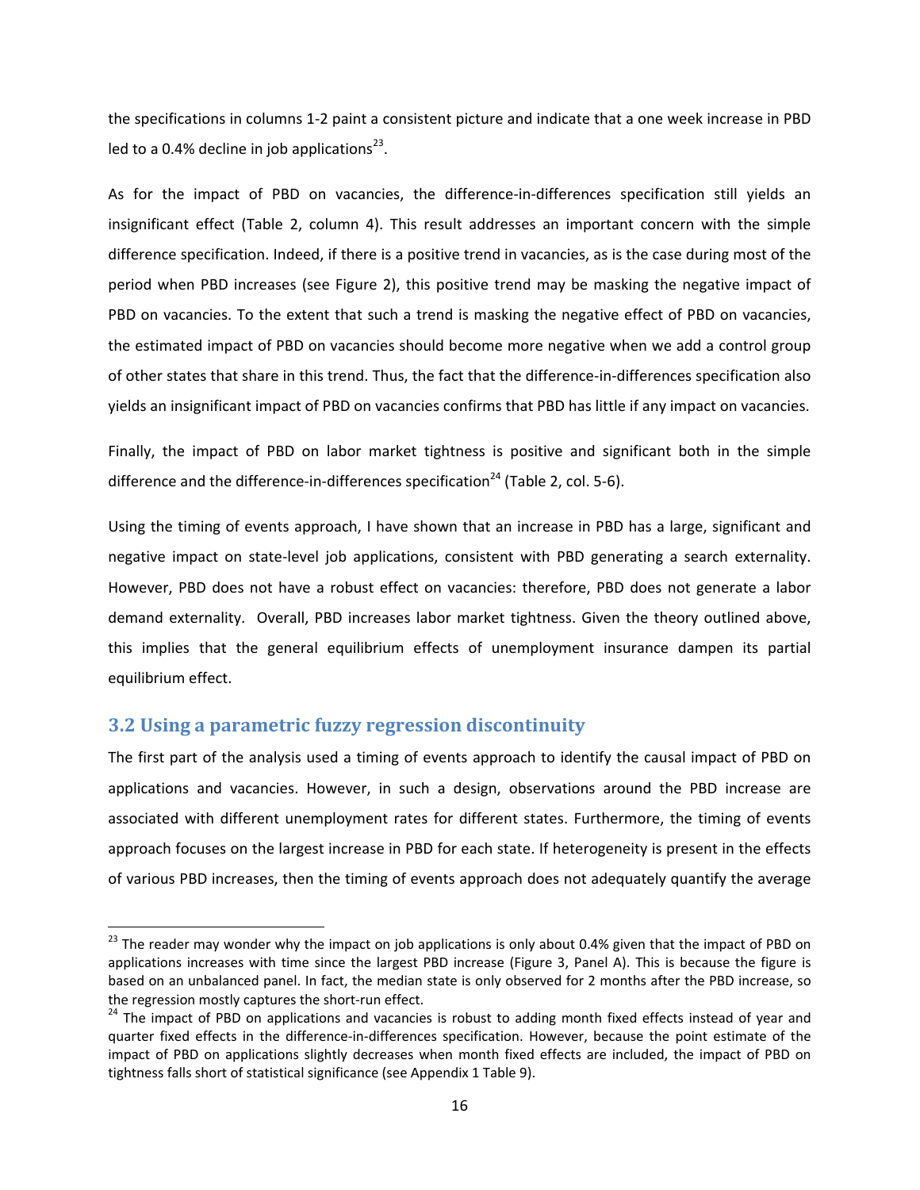the specifications in columns 1-2 paint a consistent picture and indicate that a one week increase in PBD led to a 0.4% decline in job applications[23].

As for the impact of PBD on vacancies, the difference-in-differences specification still yields an insignificant effect (Table 2, column 4). This result addresses an important concern with the simple difference specification. Indeed, if there is a positive trend in vacancies, as is the case during most of the period when PBD increases (see Figure 2), this positive trend may be masking the negative impact of PBD on vacancies. To the extent that such a trend is masking the negative effect of PBD on vacancies, the estimated impact of PBD on vacancies should become more negative when we add a control group of other states that share in this trend. Thus, the fact that the difference-in-differences specification also yields an insignificant impact of PBD on vacancies confirms that PBD has little if any impact on vacancies.

Finally, the impact of PBD on labor market tightness is positive and significant both in the simple difference and the difference-in-differences specification[24] (Table 2, col. 5-6).

Using the timing of events approach, I have shown that an increase in PBD has a large, significant and negative impact on state-level job applications, consistent with PBD generating a search externality. However, PBD does not have a robust effect on vacancies: therefore, PBD does not generate a labor demand externality. Overall, PBD increases labor market tightness. Given the theory outlined above, this implies that the general equilibrium effects of unemployment insurance dampen its partial equilibrium effect.

### 3.2 Using a parametric fuzzy regression discontinuity

The first part of the analysis used a timing of events approach to identify the causal impact of PBD on applications and vacancies. However, in such a design, observations around the PBD increase are associated with different unemployment rates for different states. Furthermore, the timing of events approach focuses on the largest increase in PBD for each state. If heterogeneity is present in the effects of various PBD increases, then the timing of events approach does not adequately quantify the average

---

[23] The reader may wonder why the impact on job applications is only about 0.4% given that the impact of PBD on applications increases with time since the largest PBD increase (Figure 3, Panel A). This is because the figure is based on an unbalanced panel. In fact, the median state is only observed for 2 months after the PBD increase, so the regression mostly captures the short-run effect.

[24] The impact of PBD on applications and vacancies is robust to adding month fixed effects instead of year and quarter fixed effects in the difference-in-differences specification. However, because the point estimate of the impact of PBD on applications slightly decreases when month fixed effects are included, the impact of PBD on tightness falls short of statistical significance (see Appendix 1 Table 9).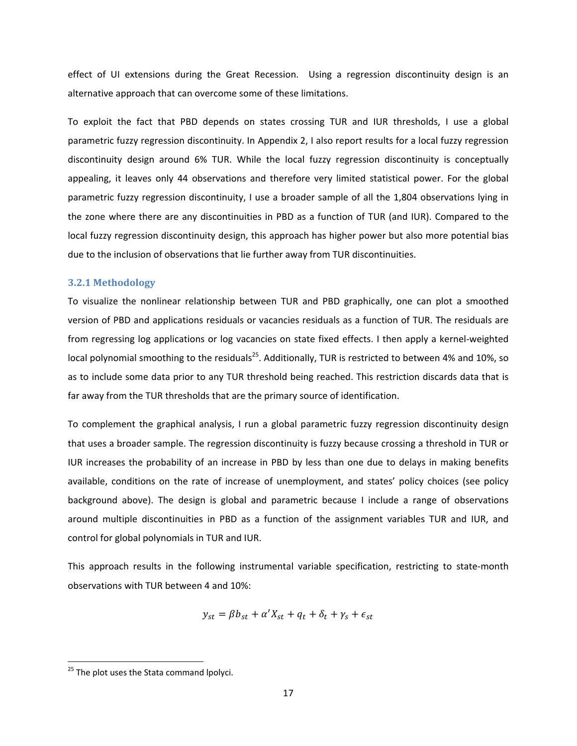effect of UI extensions during the Great Recession. Using a regression discontinuity design is an alternative approach that can overcome some of these limitations.

To exploit the fact that PBD depends on states crossing TUR and IUR thresholds, I use a global parametric fuzzy regression discontinuity. In Appendix 2, I also report results for a local fuzzy regression discontinuity design around 6% TUR. While the local fuzzy regression discontinuity is conceptually appealing, it leaves only 44 observations and therefore very limited statistical power. For the global parametric fuzzy regression discontinuity, I use a broader sample of all the 1,804 observations lying in the zone where there are any discontinuities in PBD as a function of TUR (and IUR). Compared to the local fuzzy regression discontinuity design, this approach has higher power but also more potential bias due to the inclusion of observations that lie further away from TUR discontinuities.

### 3.2.1 Methodology

To visualize the nonlinear relationship between TUR and PBD graphically, one can plot a smoothed version of PBD and applications residuals or vacancies residuals as a function of TUR. The residuals are from regressing log applications or log vacancies on state fixed effects. I then apply a kernel-weighted local polynomial smoothing to the residuals[25]. Additionally, TUR is restricted to between 4% and 10%, so as to include some data prior to any TUR threshold being reached. This restriction discards data that is far away from the TUR thresholds that are the primary source of identification.

To complement the graphical analysis, I run a global parametric fuzzy regression discontinuity design that uses a broader sample. The regression discontinuity is fuzzy because crossing a threshold in TUR or IUR increases the probability of an increase in PBD by less than one due to delays in making benefits available, conditions on the rate of increase of unemployment, and states' policy choices (see policy background above). The design is global and parametric because I include a range of observations around multiple discontinuities in PBD as a function of the assignment variables TUR and IUR, and control for global polynomials in TUR and IUR.

This approach results in the following instrumental variable specification, restricting to state-month observations with TUR between 4 and 10%:

$$y_{st} = \beta b_{st} + \alpha' X_{st} + q_t + \delta_t + \gamma_s + \epsilon_{st}$$

[25] The plot uses the Stata command lpolyci.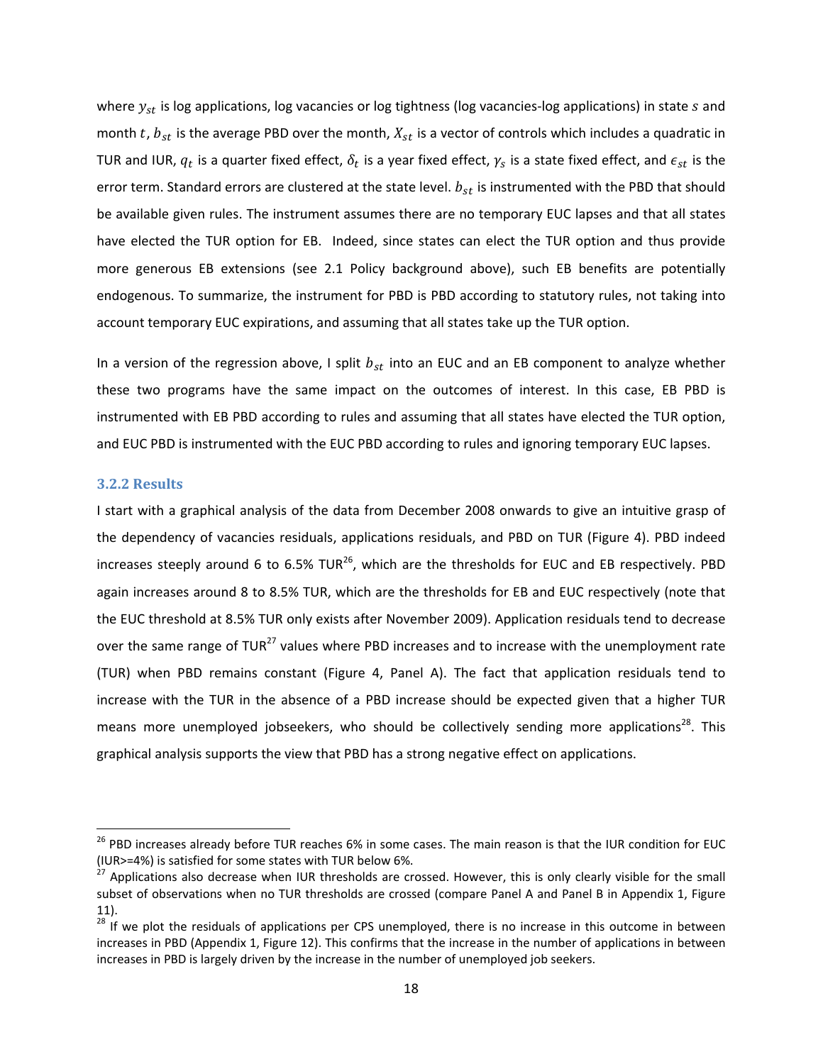where $y_{st}$ is log applications, log vacancies or log tightness (log vacancies-log applications) in state $s$ and month $t$, $b_{st}$ is the average PBD over the month, $X_{st}$ is a vector of controls which includes a quadratic in TUR and IUR, $q_t$ is a quarter fixed effect, $\delta_t$ is a year fixed effect, $\gamma_s$ is a state fixed effect, and $\epsilon_{st}$ is the error term. Standard errors are clustered at the state level. $b_{st}$ is instrumented with the PBD that should be available given rules. The instrument assumes there are no temporary EUC lapses and that all states have elected the TUR option for EB. Indeed, since states can elect the TUR option and thus provide more generous EB extensions (see 2.1 Policy background above), such EB benefits are potentially endogenous. To summarize, the instrument for PBD is PBD according to statutory rules, not taking into account temporary EUC expirations, and assuming that all states take up the TUR option.

In a version of the regression above, I split $b_{st}$ into an EUC and an EB component to analyze whether these two programs have the same impact on the outcomes of interest. In this case, EB PBD is instrumented with EB PBD according to rules and assuming that all states have elected the TUR option, and EUC PBD is instrumented with the EUC PBD according to rules and ignoring temporary EUC lapses.

### 3.2.2 Results

I start with a graphical analysis of the data from December 2008 onwards to give an intuitive grasp of the dependency of vacancies residuals, applications residuals, and PBD on TUR (Figure 4). PBD indeed increases steeply around 6 to 6.5% TUR[26], which are the thresholds for EUC and EB respectively. PBD again increases around 8 to 8.5% TUR, which are the thresholds for EB and EUC respectively (note that the EUC threshold at 8.5% TUR only exists after November 2009). Application residuals tend to decrease over the same range of TUR[27] values where PBD increases and to increase with the unemployment rate (TUR) when PBD remains constant (Figure 4, Panel A). The fact that application residuals tend to increase with the TUR in the absence of a PBD increase should be expected given that a higher TUR means more unemployed jobseekers, who should be collectively sending more applications[28]. This graphical analysis supports the view that PBD has a strong negative effect on applications.

[26] PBD increases already before TUR reaches 6% in some cases. The main reason is that the IUR condition for EUC (IUR>=4%) is satisfied for some states with TUR below 6%.

[27] Applications also decrease when IUR thresholds are crossed. However, this is only clearly visible for the small subset of observations when no TUR thresholds are crossed (compare Panel A and Panel B in Appendix 1, Figure 11).

[28] If we plot the residuals of applications per CPS unemployed, there is no increase in this outcome in between increases in PBD (Appendix 1, Figure 12). This confirms that the increase in the number of applications in between increases in PBD is largely driven by the increase in the number of unemployed job seekers.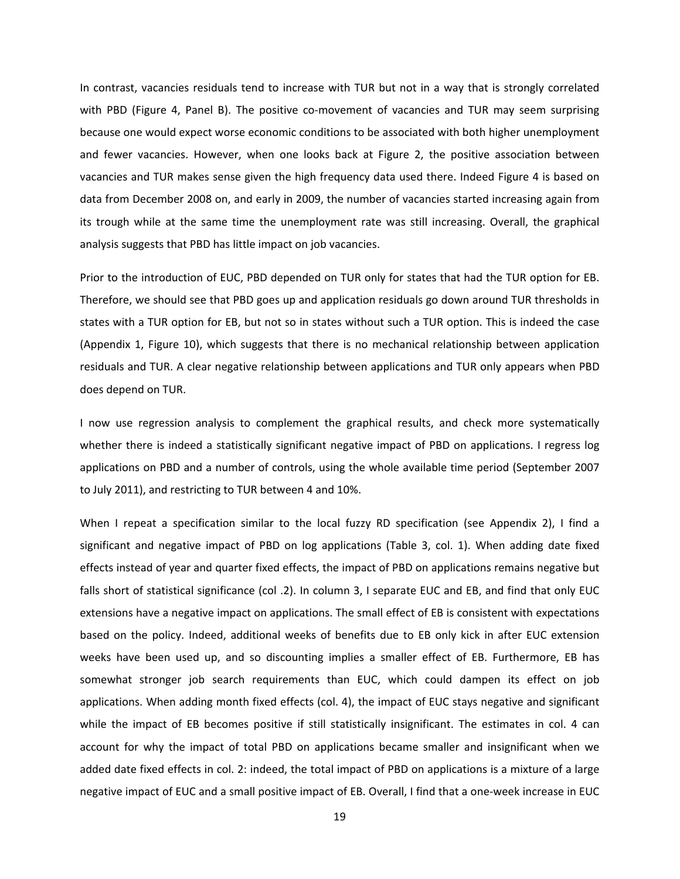In contrast, vacancies residuals tend to increase with TUR but not in a way that is strongly correlated with PBD (Figure 4, Panel B). The positive co-movement of vacancies and TUR may seem surprising because one would expect worse economic conditions to be associated with both higher unemployment and fewer vacancies. However, when one looks back at Figure 2, the positive association between vacancies and TUR makes sense given the high frequency data used there. Indeed Figure 4 is based on data from December 2008 on, and early in 2009, the number of vacancies started increasing again from its trough while at the same time the unemployment rate was still increasing. Overall, the graphical analysis suggests that PBD has little impact on job vacancies.

Prior to the introduction of EUC, PBD depended on TUR only for states that had the TUR option for EB. Therefore, we should see that PBD goes up and application residuals go down around TUR thresholds in states with a TUR option for EB, but not so in states without such a TUR option. This is indeed the case (Appendix 1, Figure 10), which suggests that there is no mechanical relationship between application residuals and TUR. A clear negative relationship between applications and TUR only appears when PBD does depend on TUR.

I now use regression analysis to complement the graphical results, and check more systematically whether there is indeed a statistically significant negative impact of PBD on applications. I regress log applications on PBD and a number of controls, using the whole available time period (September 2007 to July 2011), and restricting to TUR between 4 and 10%.

When I repeat a specification similar to the local fuzzy RD specification (see Appendix 2), I find a significant and negative impact of PBD on log applications (Table 3, col. 1). When adding date fixed effects instead of year and quarter fixed effects, the impact of PBD on applications remains negative but falls short of statistical significance (col .2). In column 3, I separate EUC and EB, and find that only EUC extensions have a negative impact on applications. The small effect of EB is consistent with expectations based on the policy. Indeed, additional weeks of benefits due to EB only kick in after EUC extension weeks have been used up, and so discounting implies a smaller effect of EB. Furthermore, EB has somewhat stronger job search requirements than EUC, which could dampen its effect on job applications. When adding month fixed effects (col. 4), the impact of EUC stays negative and significant while the impact of EB becomes positive if still statistically insignificant. The estimates in col. 4 can account for why the impact of total PBD on applications became smaller and insignificant when we added date fixed effects in col. 2: indeed, the total impact of PBD on applications is a mixture of a large negative impact of EUC and a small positive impact of EB. Overall, I find that a one-week increase in EUC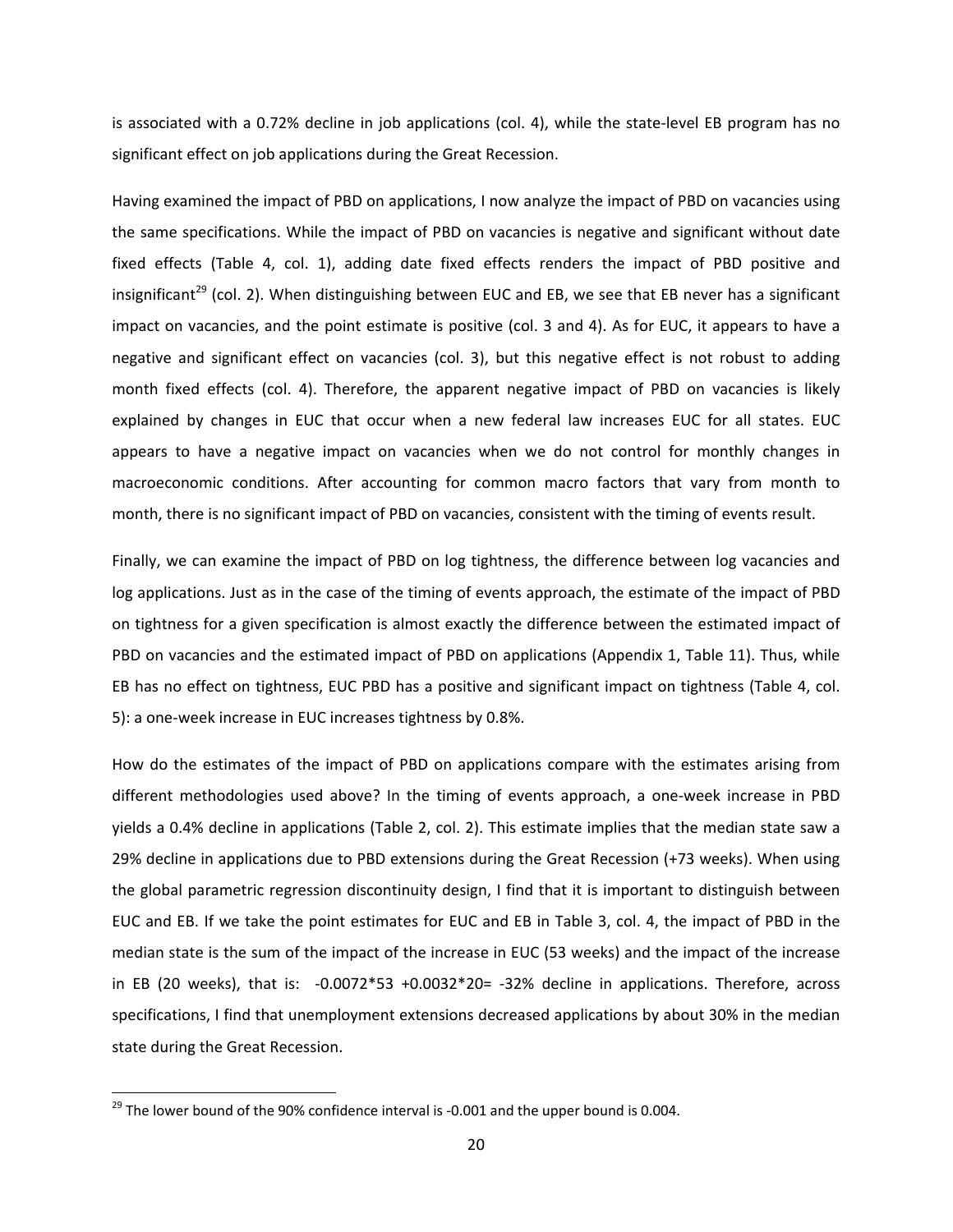is associated with a 0.72% decline in job applications (col. 4), while the state-level EB program has no significant effect on job applications during the Great Recession.

Having examined the impact of PBD on applications, I now analyze the impact of PBD on vacancies using the same specifications. While the impact of PBD on vacancies is negative and significant without date fixed effects (Table 4, col. 1), adding date fixed effects renders the impact of PBD positive and insignificant[29] (col. 2). When distinguishing between EUC and EB, we see that EB never has a significant impact on vacancies, and the point estimate is positive (col. 3 and 4). As for EUC, it appears to have a negative and significant effect on vacancies (col. 3), but this negative effect is not robust to adding month fixed effects (col. 4). Therefore, the apparent negative impact of PBD on vacancies is likely explained by changes in EUC that occur when a new federal law increases EUC for all states. EUC appears to have a negative impact on vacancies when we do not control for monthly changes in macroeconomic conditions. After accounting for common macro factors that vary from month to month, there is no significant impact of PBD on vacancies, consistent with the timing of events result.

Finally, we can examine the impact of PBD on log tightness, the difference between log vacancies and log applications. Just as in the case of the timing of events approach, the estimate of the impact of PBD on tightness for a given specification is almost exactly the difference between the estimated impact of PBD on vacancies and the estimated impact of PBD on applications (Appendix 1, Table 11). Thus, while EB has no effect on tightness, EUC PBD has a positive and significant impact on tightness (Table 4, col. 5): a one-week increase in EUC increases tightness by 0.8%.

How do the estimates of the impact of PBD on applications compare with the estimates arising from different methodologies used above? In the timing of events approach, a one-week increase in PBD yields a 0.4% decline in applications (Table 2, col. 2). This estimate implies that the median state saw a 29% decline in applications due to PBD extensions during the Great Recession (+73 weeks). When using the global parametric regression discontinuity design, I find that it is important to distinguish between EUC and EB. If we take the point estimates for EUC and EB in Table 3, col. 4, the impact of PBD in the median state is the sum of the impact of the increase in EUC (53 weeks) and the impact of the increase in EB (20 weeks), that is: $-0.0072*53 + 0.0032*20 = -32\%$ decline in applications. Therefore, across specifications, I find that unemployment extensions decreased applications by about 30% in the median state during the Great Recession.

[29] The lower bound of the 90% confidence interval is -0.001 and the upper bound is 0.004.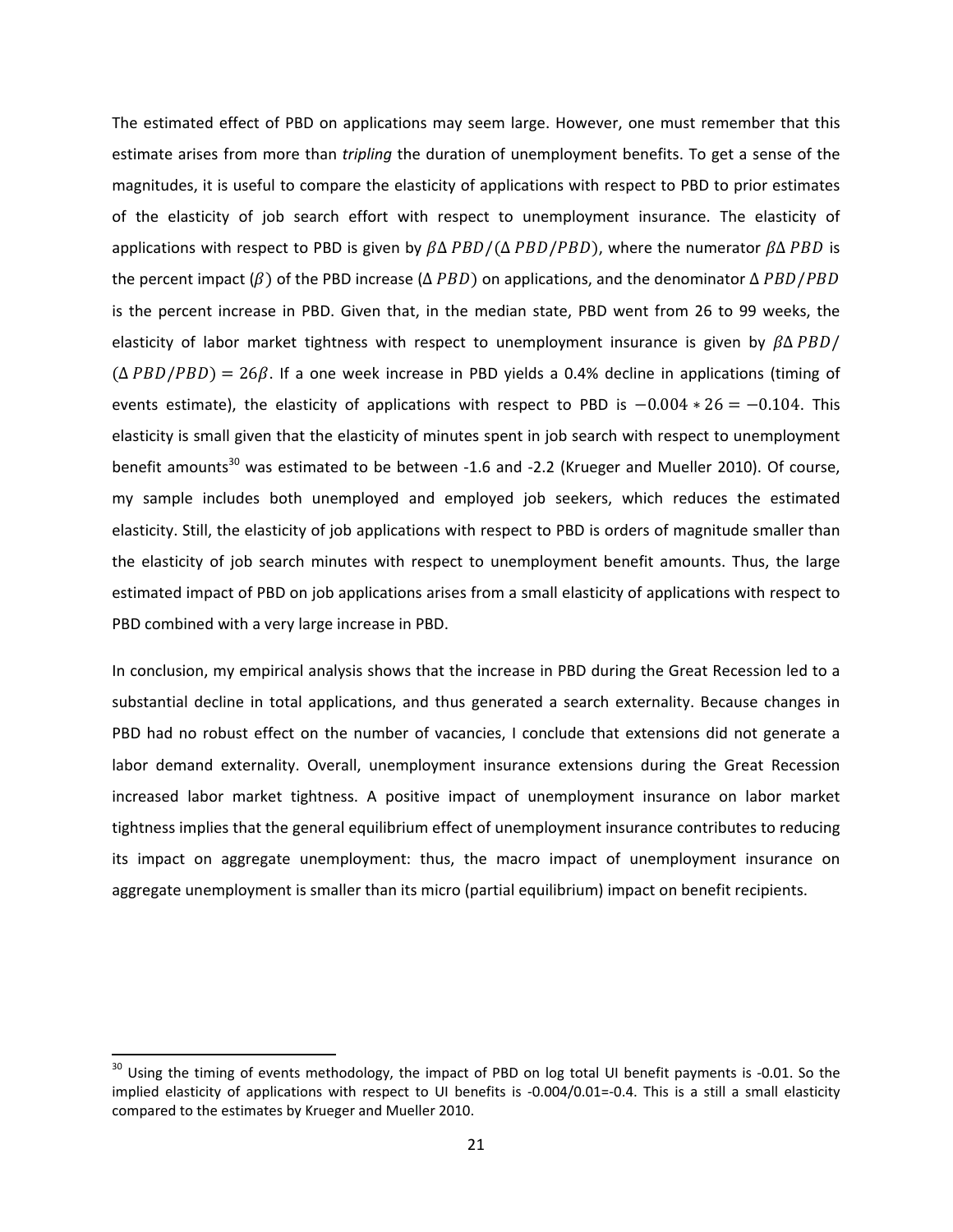The estimated effect of PBD on applications may seem large. However, one must remember that this estimate arises from more than *tripling* the duration of unemployment benefits. To get a sense of the magnitudes, it is useful to compare the elasticity of applications with respect to PBD to prior estimates of the elasticity of job search effort with respect to unemployment insurance. The elasticity of applications with respect to PBD is given by $\beta\Delta\, PBD/(\Delta\, PBD/PBD)$, where the numerator $\beta\Delta\, PBD$ is the percent impact ($\beta$) of the PBD increase ($\Delta\, PBD$) on applications, and the denominator $\Delta\, PBD/PBD$ is the percent increase in PBD. Given that, in the median state, PBD went from 26 to 99 weeks, the elasticity of labor market tightness with respect to unemployment insurance is given by $\beta\Delta\, PBD/(\Delta\, PBD/PBD) = 26\beta$. If a one week increase in PBD yields a 0.4% decline in applications (timing of events estimate), the elasticity of applications with respect to PBD is $-0.004 * 26 = -0.104$. This elasticity is small given that the elasticity of minutes spent in job search with respect to unemployment benefit amounts[30] was estimated to be between -1.6 and -2.2 (Krueger and Mueller 2010). Of course, my sample includes both unemployed and employed job seekers, which reduces the estimated elasticity. Still, the elasticity of job applications with respect to PBD is orders of magnitude smaller than the elasticity of job search minutes with respect to unemployment benefit amounts. Thus, the large estimated impact of PBD on job applications arises from a small elasticity of applications with respect to PBD combined with a very large increase in PBD.

In conclusion, my empirical analysis shows that the increase in PBD during the Great Recession led to a substantial decline in total applications, and thus generated a search externality. Because changes in PBD had no robust effect on the number of vacancies, I conclude that extensions did not generate a labor demand externality. Overall, unemployment insurance extensions during the Great Recession increased labor market tightness. A positive impact of unemployment insurance on labor market tightness implies that the general equilibrium effect of unemployment insurance contributes to reducing its impact on aggregate unemployment: thus, the macro impact of unemployment insurance on aggregate unemployment is smaller than its micro (partial equilibrium) impact on benefit recipients.

[30] Using the timing of events methodology, the impact of PBD on log total UI benefit payments is -0.01. So the implied elasticity of applications with respect to UI benefits is -0.004/0.01=-0.4. This is a still a small elasticity compared to the estimates by Krueger and Mueller 2010.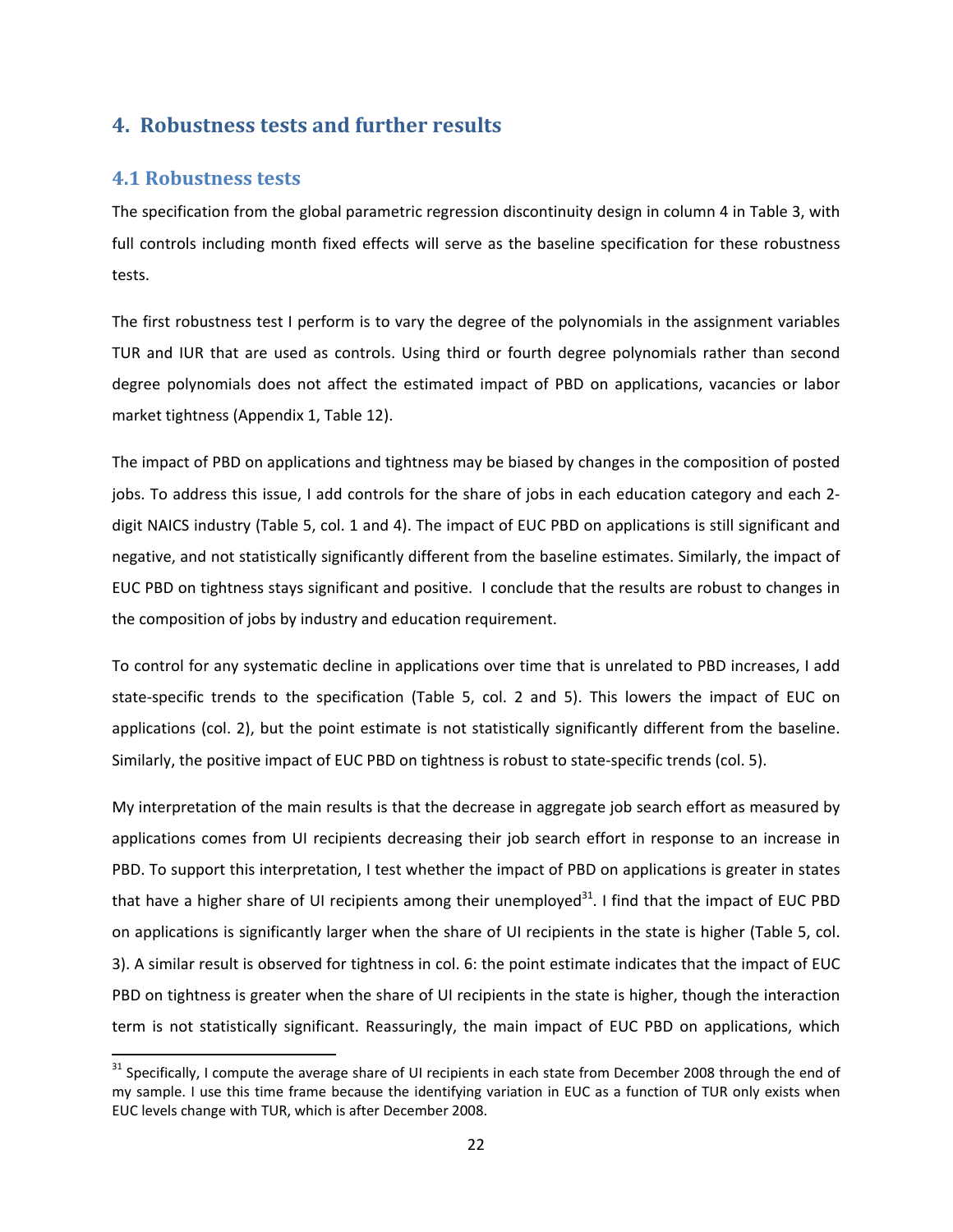## 4. Robustness tests and further results

### 4.1 Robustness tests

The specification from the global parametric regression discontinuity design in column 4 in Table 3, with full controls including month fixed effects will serve as the baseline specification for these robustness tests.

The first robustness test I perform is to vary the degree of the polynomials in the assignment variables TUR and IUR that are used as controls. Using third or fourth degree polynomials rather than second degree polynomials does not affect the estimated impact of PBD on applications, vacancies or labor market tightness (Appendix 1, Table 12).

The impact of PBD on applications and tightness may be biased by changes in the composition of posted jobs. To address this issue, I add controls for the share of jobs in each education category and each 2-digit NAICS industry (Table 5, col. 1 and 4). The impact of EUC PBD on applications is still significant and negative, and not statistically significantly different from the baseline estimates. Similarly, the impact of EUC PBD on tightness stays significant and positive. I conclude that the results are robust to changes in the composition of jobs by industry and education requirement.

To control for any systematic decline in applications over time that is unrelated to PBD increases, I add state-specific trends to the specification (Table 5, col. 2 and 5). This lowers the impact of EUC on applications (col. 2), but the point estimate is not statistically significantly different from the baseline. Similarly, the positive impact of EUC PBD on tightness is robust to state-specific trends (col. 5).

My interpretation of the main results is that the decrease in aggregate job search effort as measured by applications comes from UI recipients decreasing their job search effort in response to an increase in PBD. To support this interpretation, I test whether the impact of PBD on applications is greater in states that have a higher share of UI recipients among their unemployed[31]. I find that the impact of EUC PBD on applications is significantly larger when the share of UI recipients in the state is higher (Table 5, col. 3). A similar result is observed for tightness in col. 6: the point estimate indicates that the impact of EUC PBD on tightness is greater when the share of UI recipients in the state is higher, though the interaction term is not statistically significant. Reassuringly, the main impact of EUC PBD on applications, which

[31] Specifically, I compute the average share of UI recipients in each state from December 2008 through the end of my sample. I use this time frame because the identifying variation in EUC as a function of TUR only exists when EUC levels change with TUR, which is after December 2008.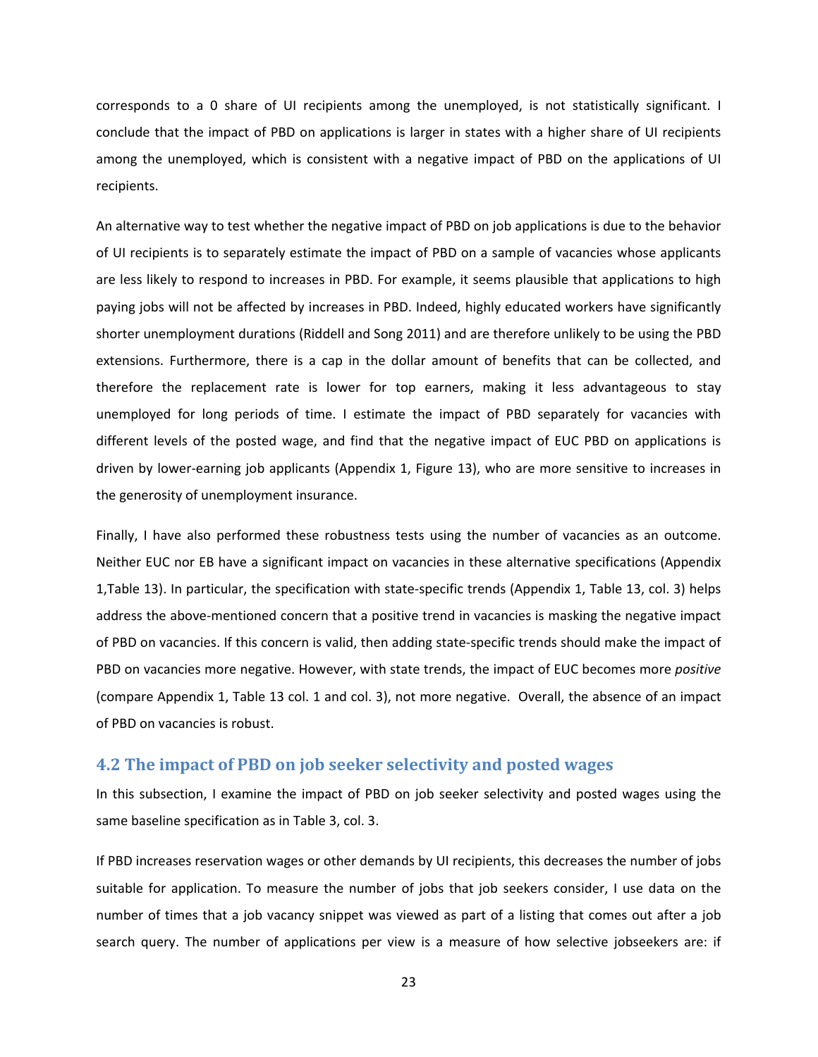corresponds to a 0 share of UI recipients among the unemployed, is not statistically significant. I conclude that the impact of PBD on applications is larger in states with a higher share of UI recipients among the unemployed, which is consistent with a negative impact of PBD on the applications of UI recipients.

An alternative way to test whether the negative impact of PBD on job applications is due to the behavior of UI recipients is to separately estimate the impact of PBD on a sample of vacancies whose applicants are less likely to respond to increases in PBD. For example, it seems plausible that applications to high paying jobs will not be affected by increases in PBD. Indeed, highly educated workers have significantly shorter unemployment durations (Riddell and Song 2011) and are therefore unlikely to be using the PBD extensions. Furthermore, there is a cap in the dollar amount of benefits that can be collected, and therefore the replacement rate is lower for top earners, making it less advantageous to stay unemployed for long periods of time. I estimate the impact of PBD separately for vacancies with different levels of the posted wage, and find that the negative impact of EUC PBD on applications is driven by lower-earning job applicants (Appendix 1, Figure 13), who are more sensitive to increases in the generosity of unemployment insurance.

Finally, I have also performed these robustness tests using the number of vacancies as an outcome. Neither EUC nor EB have a significant impact on vacancies in these alternative specifications (Appendix 1,Table 13). In particular, the specification with state-specific trends (Appendix 1, Table 13, col. 3) helps address the above-mentioned concern that a positive trend in vacancies is masking the negative impact of PBD on vacancies. If this concern is valid, then adding state-specific trends should make the impact of PBD on vacancies more negative. However, with state trends, the impact of EUC becomes more *positive* (compare Appendix 1, Table 13 col. 1 and col. 3), not more negative. Overall, the absence of an impact of PBD on vacancies is robust.

## 4.2 The impact of PBD on job seeker selectivity and posted wages

In this subsection, I examine the impact of PBD on job seeker selectivity and posted wages using the same baseline specification as in Table 3, col. 3.

If PBD increases reservation wages or other demands by UI recipients, this decreases the number of jobs suitable for application. To measure the number of jobs that job seekers consider, I use data on the number of times that a job vacancy snippet was viewed as part of a listing that comes out after a job search query. The number of applications per view is a measure of how selective jobseekers are: if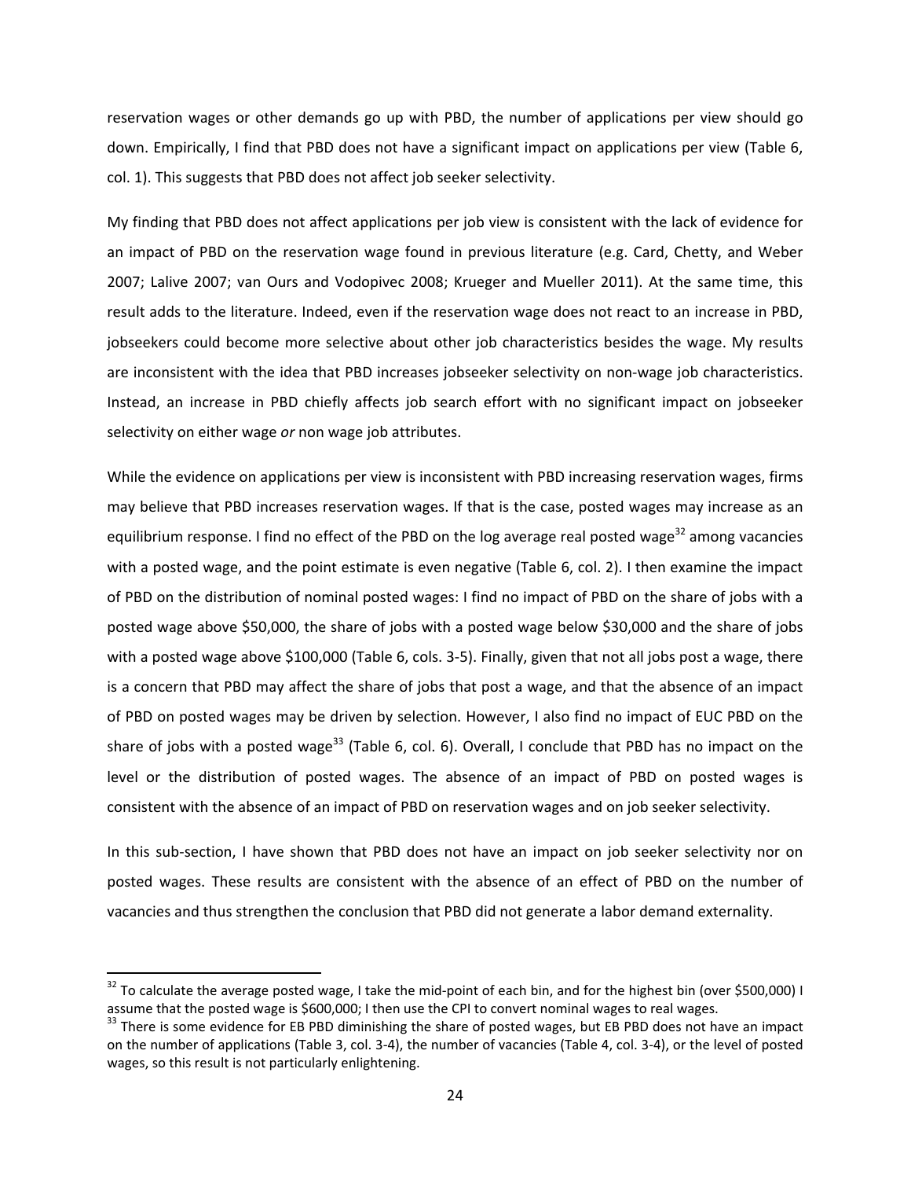reservation wages or other demands go up with PBD, the number of applications per view should go down. Empirically, I find that PBD does not have a significant impact on applications per view (Table 6, col. 1). This suggests that PBD does not affect job seeker selectivity.

My finding that PBD does not affect applications per job view is consistent with the lack of evidence for an impact of PBD on the reservation wage found in previous literature (e.g. Card, Chetty, and Weber 2007; Lalive 2007; van Ours and Vodopivec 2008; Krueger and Mueller 2011). At the same time, this result adds to the literature. Indeed, even if the reservation wage does not react to an increase in PBD, jobseekers could become more selective about other job characteristics besides the wage. My results are inconsistent with the idea that PBD increases jobseeker selectivity on non-wage job characteristics. Instead, an increase in PBD chiefly affects job search effort with no significant impact on jobseeker selectivity on either wage *or* non wage job attributes.

While the evidence on applications per view is inconsistent with PBD increasing reservation wages, firms may believe that PBD increases reservation wages. If that is the case, posted wages may increase as an equilibrium response. I find no effect of the PBD on the log average real posted wage[32] among vacancies with a posted wage, and the point estimate is even negative (Table 6, col. 2). I then examine the impact of PBD on the distribution of nominal posted wages: I find no impact of PBD on the share of jobs with a posted wage above $50,000, the share of jobs with a posted wage below $30,000 and the share of jobs with a posted wage above $100,000 (Table 6, cols. 3-5). Finally, given that not all jobs post a wage, there is a concern that PBD may affect the share of jobs that post a wage, and that the absence of an impact of PBD on posted wages may be driven by selection. However, I also find no impact of EUC PBD on the share of jobs with a posted wage[33] (Table 6, col. 6). Overall, I conclude that PBD has no impact on the level or the distribution of posted wages. The absence of an impact of PBD on posted wages is consistent with the absence of an impact of PBD on reservation wages and on job seeker selectivity.

In this sub-section, I have shown that PBD does not have an impact on job seeker selectivity nor on posted wages. These results are consistent with the absence of an effect of PBD on the number of vacancies and thus strengthen the conclusion that PBD did not generate a labor demand externality.

---

[32] To calculate the average posted wage, I take the mid-point of each bin, and for the highest bin (over $500,000) I assume that the posted wage is $600,000; I then use the CPI to convert nominal wages to real wages.

[33] There is some evidence for EB PBD diminishing the share of posted wages, but EB PBD does not have an impact on the number of applications (Table 3, col. 3-4), the number of vacancies (Table 4, col. 3-4), or the level of posted wages, so this result is not particularly enlightening.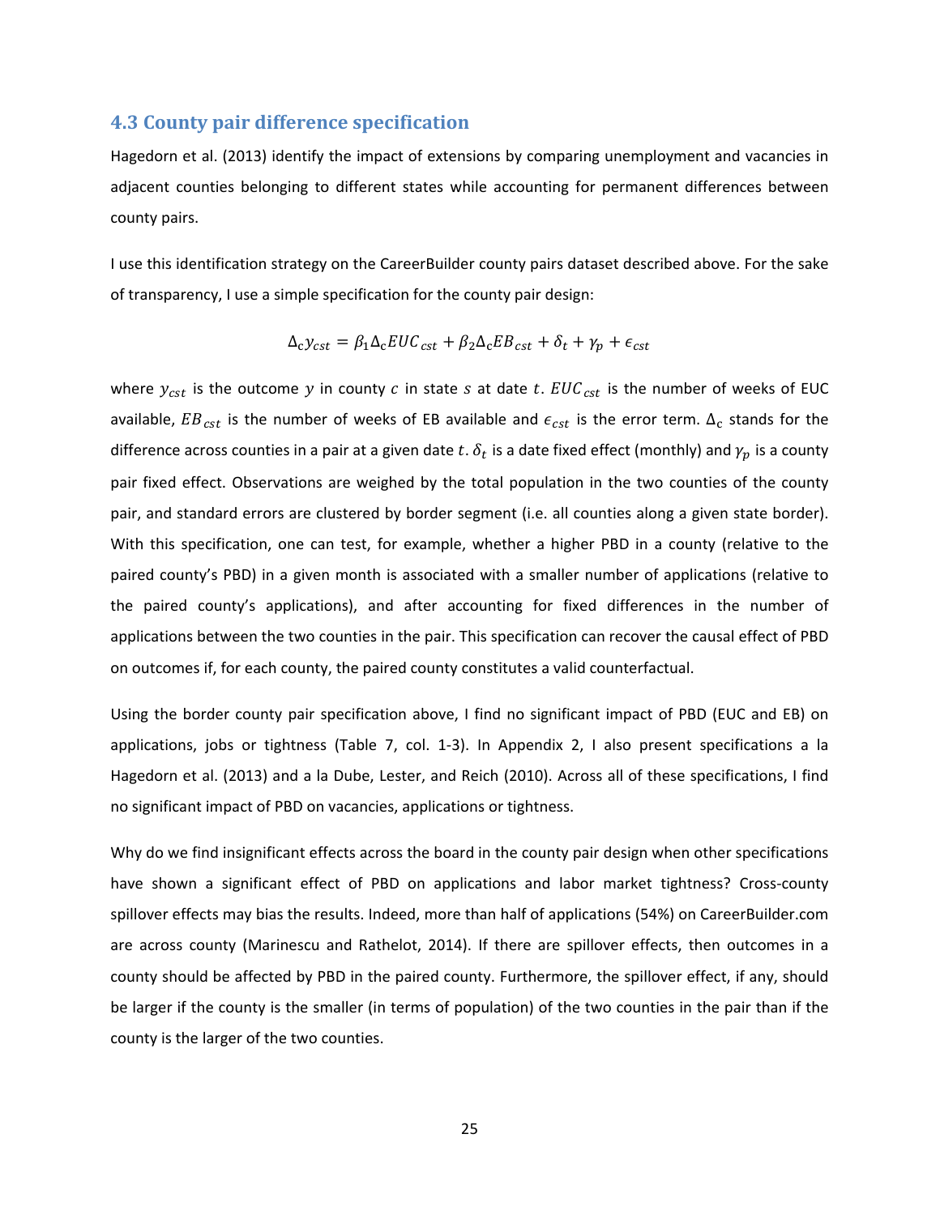### 4.3 County pair difference specification

Hagedorn et al. (2013) identify the impact of extensions by comparing unemployment and vacancies in adjacent counties belonging to different states while accounting for permanent differences between county pairs.

I use this identification strategy on the CareerBuilder county pairs dataset described above. For the sake of transparency, I use a simple specification for the county pair design:

$$\Delta_c y_{cst} = \beta_1 \Delta_c EUC_{cst} + \beta_2 \Delta_c EB_{cst} + \delta_t + \gamma_p + \epsilon_{cst}$$

where $y_{cst}$ is the outcome $y$ in county $c$ in state $s$ at date $t$. $EUC_{cst}$ is the number of weeks of EUC available, $EB_{cst}$ is the number of weeks of EB available and $\epsilon_{cst}$ is the error term. $\Delta_c$ stands for the difference across counties in a pair at a given date $t$. $\delta_t$ is a date fixed effect (monthly) and $\gamma_p$ is a county pair fixed effect. Observations are weighed by the total population in the two counties of the county pair, and standard errors are clustered by border segment (i.e. all counties along a given state border). With this specification, one can test, for example, whether a higher PBD in a county (relative to the paired county's PBD) in a given month is associated with a smaller number of applications (relative to the paired county's applications), and after accounting for fixed differences in the number of applications between the two counties in the pair. This specification can recover the causal effect of PBD on outcomes if, for each county, the paired county constitutes a valid counterfactual.

Using the border county pair specification above, I find no significant impact of PBD (EUC and EB) on applications, jobs or tightness (Table 7, col. 1-3). In Appendix 2, I also present specifications a la Hagedorn et al. (2013) and a la Dube, Lester, and Reich (2010). Across all of these specifications, I find no significant impact of PBD on vacancies, applications or tightness.

Why do we find insignificant effects across the board in the county pair design when other specifications have shown a significant effect of PBD on applications and labor market tightness? Cross-county spillover effects may bias the results. Indeed, more than half of applications (54%) on CareerBuilder.com are across county (Marinescu and Rathelot, 2014). If there are spillover effects, then outcomes in a county should be affected by PBD in the paired county. Furthermore, the spillover effect, if any, should be larger if the county is the smaller (in terms of population) of the two counties in the pair than if the county is the larger of the two counties.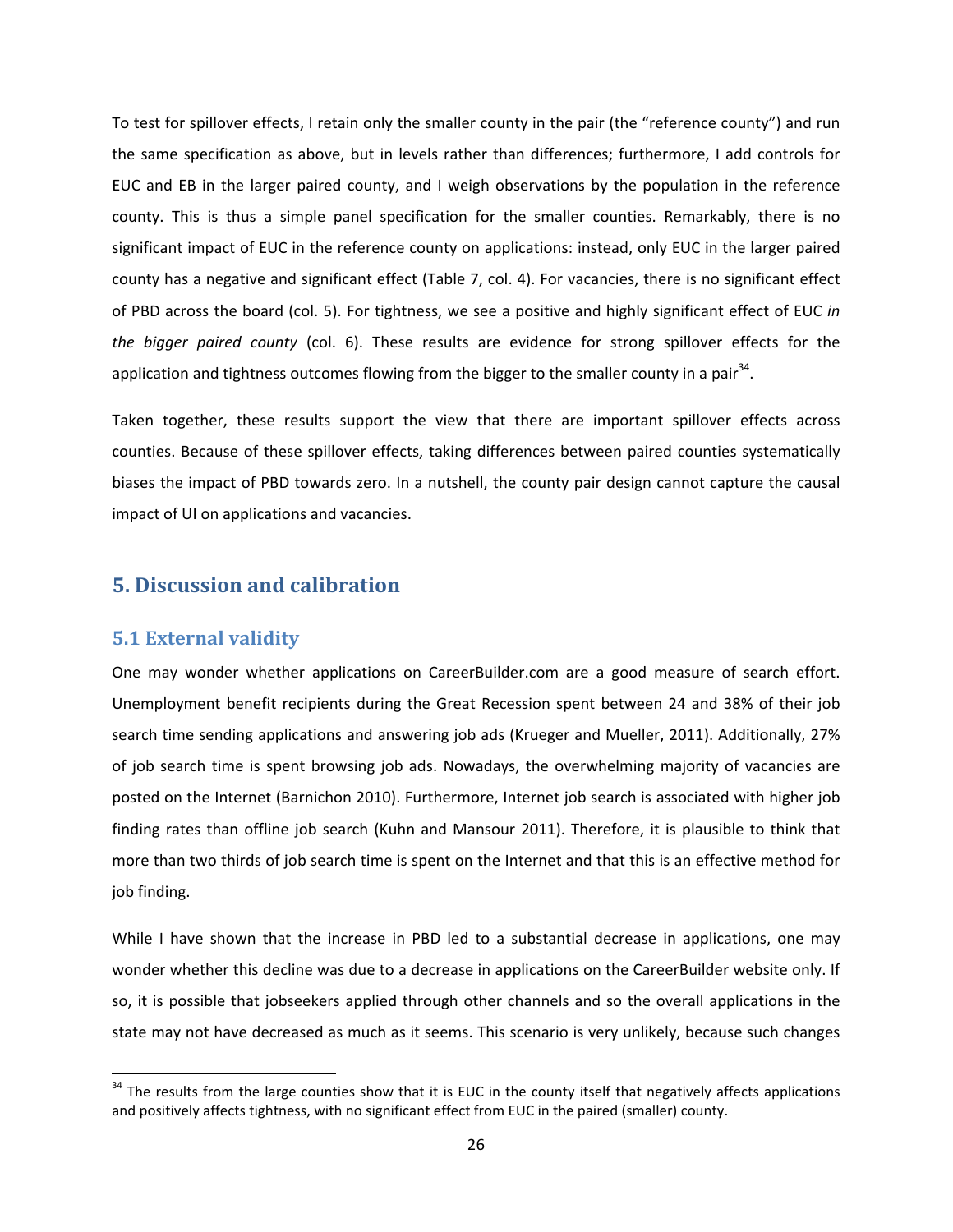To test for spillover effects, I retain only the smaller county in the pair (the "reference county") and run the same specification as above, but in levels rather than differences; furthermore, I add controls for EUC and EB in the larger paired county, and I weigh observations by the population in the reference county. This is thus a simple panel specification for the smaller counties. Remarkably, there is no significant impact of EUC in the reference county on applications: instead, only EUC in the larger paired county has a negative and significant effect (Table 7, col. 4). For vacancies, there is no significant effect of PBD across the board (col. 5). For tightness, we see a positive and highly significant effect of EUC *in the bigger paired county* (col. 6). These results are evidence for strong spillover effects for the application and tightness outcomes flowing from the bigger to the smaller county in a pair[34].

Taken together, these results support the view that there are important spillover effects across counties. Because of these spillover effects, taking differences between paired counties systematically biases the impact of PBD towards zero. In a nutshell, the county pair design cannot capture the causal impact of UI on applications and vacancies.

## 5. Discussion and calibration

### 5.1 External validity

One may wonder whether applications on CareerBuilder.com are a good measure of search effort. Unemployment benefit recipients during the Great Recession spent between 24 and 38% of their job search time sending applications and answering job ads (Krueger and Mueller, 2011). Additionally, 27% of job search time is spent browsing job ads. Nowadays, the overwhelming majority of vacancies are posted on the Internet (Barnichon 2010). Furthermore, Internet job search is associated with higher job finding rates than offline job search (Kuhn and Mansour 2011). Therefore, it is plausible to think that more than two thirds of job search time is spent on the Internet and that this is an effective method for job finding.

While I have shown that the increase in PBD led to a substantial decrease in applications, one may wonder whether this decline was due to a decrease in applications on the CareerBuilder website only. If so, it is possible that jobseekers applied through other channels and so the overall applications in the state may not have decreased as much as it seems. This scenario is very unlikely, because such changes

[34] The results from the large counties show that it is EUC in the county itself that negatively affects applications and positively affects tightness, with no significant effect from EUC in the paired (smaller) county.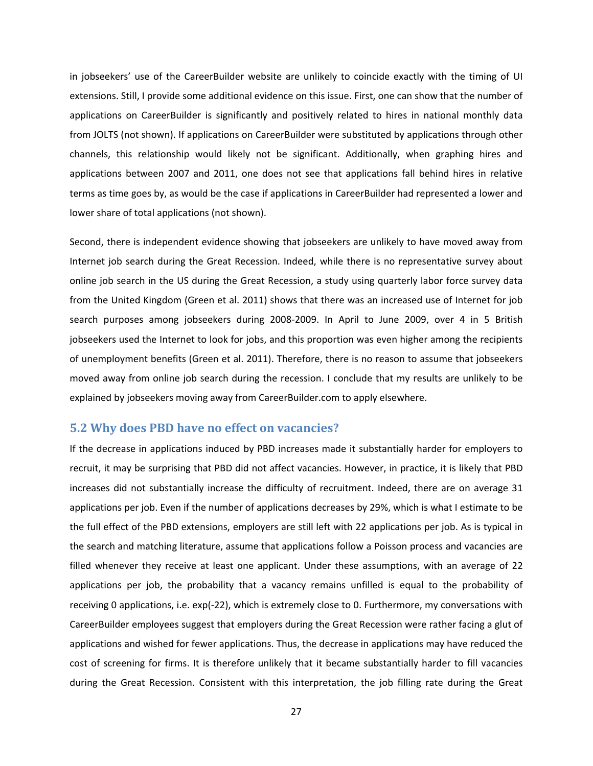in jobseekers' use of the CareerBuilder website are unlikely to coincide exactly with the timing of UI extensions. Still, I provide some additional evidence on this issue. First, one can show that the number of applications on CareerBuilder is significantly and positively related to hires in national monthly data from JOLTS (not shown). If applications on CareerBuilder were substituted by applications through other channels, this relationship would likely not be significant. Additionally, when graphing hires and applications between 2007 and 2011, one does not see that applications fall behind hires in relative terms as time goes by, as would be the case if applications in CareerBuilder had represented a lower and lower share of total applications (not shown).

Second, there is independent evidence showing that jobseekers are unlikely to have moved away from Internet job search during the Great Recession. Indeed, while there is no representative survey about online job search in the US during the Great Recession, a study using quarterly labor force survey data from the United Kingdom (Green et al. 2011) shows that there was an increased use of Internet for job search purposes among jobseekers during 2008-2009. In April to June 2009, over 4 in 5 British jobseekers used the Internet to look for jobs, and this proportion was even higher among the recipients of unemployment benefits (Green et al. 2011). Therefore, there is no reason to assume that jobseekers moved away from online job search during the recession. I conclude that my results are unlikely to be explained by jobseekers moving away from CareerBuilder.com to apply elsewhere.

## 5.2 Why does PBD have no effect on vacancies?

If the decrease in applications induced by PBD increases made it substantially harder for employers to recruit, it may be surprising that PBD did not affect vacancies. However, in practice, it is likely that PBD increases did not substantially increase the difficulty of recruitment. Indeed, there are on average 31 applications per job. Even if the number of applications decreases by 29%, which is what I estimate to be the full effect of the PBD extensions, employers are still left with 22 applications per job. As is typical in the search and matching literature, assume that applications follow a Poisson process and vacancies are filled whenever they receive at least one applicant. Under these assumptions, with an average of 22 applications per job, the probability that a vacancy remains unfilled is equal to the probability of receiving 0 applications, i.e. $\exp(-22)$, which is extremely close to 0. Furthermore, my conversations with CareerBuilder employees suggest that employers during the Great Recession were rather facing a glut of applications and wished for fewer applications. Thus, the decrease in applications may have reduced the cost of screening for firms. It is therefore unlikely that it became substantially harder to fill vacancies during the Great Recession. Consistent with this interpretation, the job filling rate during the Great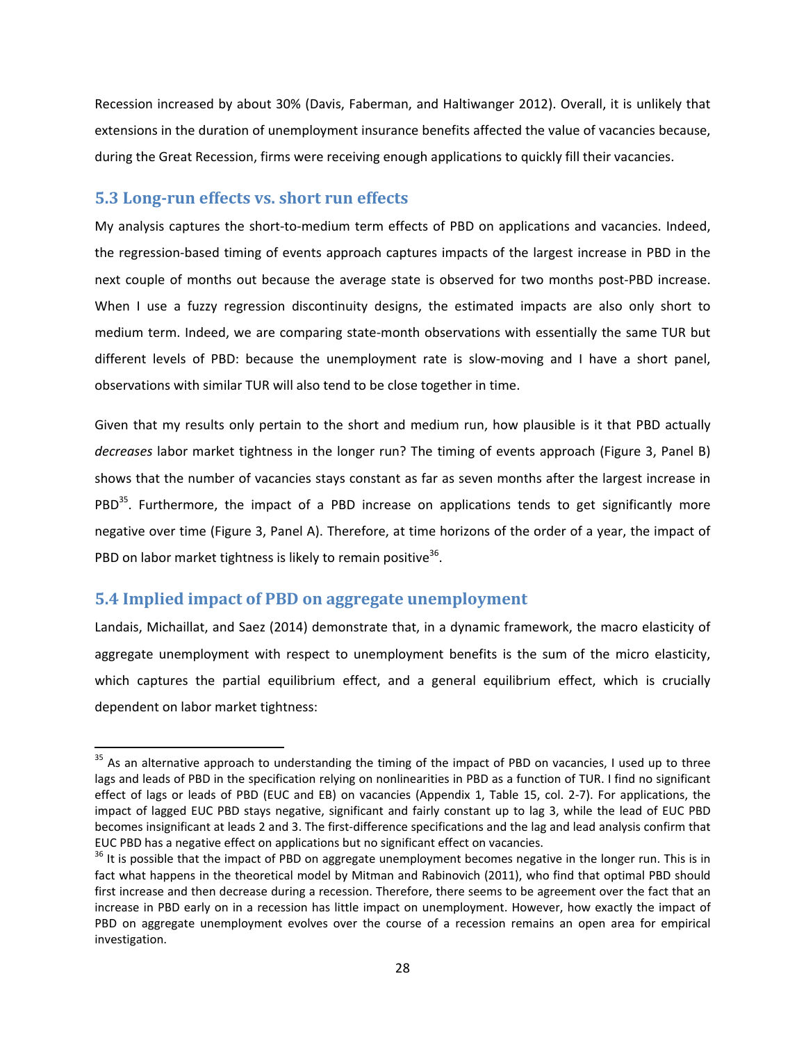Recession increased by about 30% (Davis, Faberman, and Haltiwanger 2012). Overall, it is unlikely that extensions in the duration of unemployment insurance benefits affected the value of vacancies because, during the Great Recession, firms were receiving enough applications to quickly fill their vacancies.

## 5.3 Long-run effects vs. short run effects

My analysis captures the short-to-medium term effects of PBD on applications and vacancies. Indeed, the regression-based timing of events approach captures impacts of the largest increase in PBD in the next couple of months out because the average state is observed for two months post-PBD increase. When I use a fuzzy regression discontinuity designs, the estimated impacts are also only short to medium term. Indeed, we are comparing state-month observations with essentially the same TUR but different levels of PBD: because the unemployment rate is slow-moving and I have a short panel, observations with similar TUR will also tend to be close together in time.

Given that my results only pertain to the short and medium run, how plausible is it that PBD actually *decreases* labor market tightness in the longer run? The timing of events approach (Figure 3, Panel B) shows that the number of vacancies stays constant as far as seven months after the largest increase in PBD[35]. Furthermore, the impact of a PBD increase on applications tends to get significantly more negative over time (Figure 3, Panel A). Therefore, at time horizons of the order of a year, the impact of PBD on labor market tightness is likely to remain positive[36].

## 5.4 Implied impact of PBD on aggregate unemployment

Landais, Michaillat, and Saez (2014) demonstrate that, in a dynamic framework, the macro elasticity of aggregate unemployment with respect to unemployment benefits is the sum of the micro elasticity, which captures the partial equilibrium effect, and a general equilibrium effect, which is crucially dependent on labor market tightness:

---

[35] As an alternative approach to understanding the timing of the impact of PBD on vacancies, I used up to three lags and leads of PBD in the specification relying on nonlinearities in PBD as a function of TUR. I find no significant effect of lags or leads of PBD (EUC and EB) on vacancies (Appendix 1, Table 15, col. 2-7). For applications, the impact of lagged EUC PBD stays negative, significant and fairly constant up to lag 3, while the lead of EUC PBD becomes insignificant at leads 2 and 3. The first-difference specifications and the lag and lead analysis confirm that EUC PBD has a negative effect on applications but no significant effect on vacancies.

[36] It is possible that the impact of PBD on aggregate unemployment becomes negative in the longer run. This is in fact what happens in the theoretical model by Mitman and Rabinovich (2011), who find that optimal PBD should first increase and then decrease during a recession. Therefore, there seems to be agreement over the fact that an increase in PBD early on in a recession has little impact on unemployment. However, how exactly the impact of PBD on aggregate unemployment evolves over the course of a recession remains an open area for empirical investigation.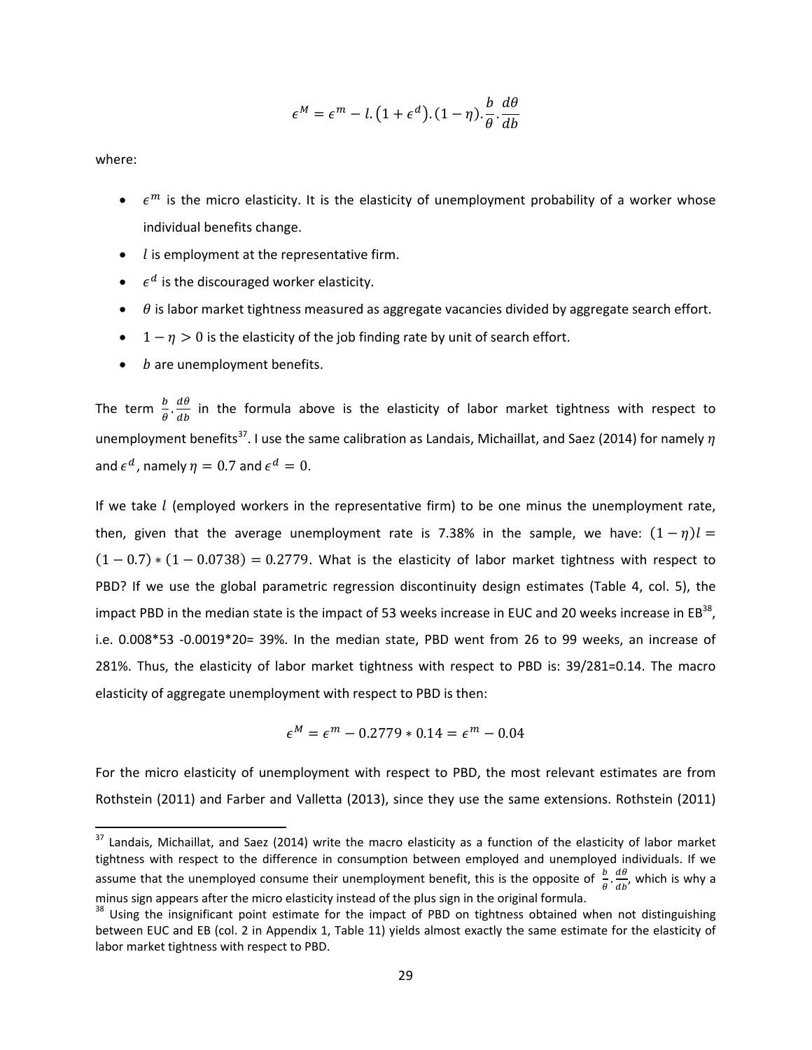$$\epsilon^M = \epsilon^m - l.\left(1+\epsilon^d\right).(1-\eta).\frac{b}{\theta}.\frac{d\theta}{db}$$

where:

- $\epsilon^m$ is the micro elasticity. It is the elasticity of unemployment probability of a worker whose individual benefits change.
- $l$ is employment at the representative firm.
- $\epsilon^d$ is the discouraged worker elasticity.
- $\theta$ is labor market tightness measured as aggregate vacancies divided by aggregate search effort.
- $1-\eta > 0$ is the elasticity of the job finding rate by unit of search effort.
- $b$ are unemployment benefits.

The term $\frac{b}{\theta}.\frac{d\theta}{db}$ in the formula above is the elasticity of labor market tightness with respect to unemployment benefits[37]. I use the same calibration as Landais, Michaillat, and Saez (2014) for namely $\eta$ and $\epsilon^d$, namely $\eta = 0.7$ and $\epsilon^d = 0$.

If we take $l$ (employed workers in the representative firm) to be one minus the unemployment rate, then, given that the average unemployment rate is 7.38% in the sample, we have: $(1-\eta)l = (1-0.7)*(1-0.0738) = 0.2779$. What is the elasticity of labor market tightness with respect to PBD? If we use the global parametric regression discontinuity design estimates (Table 4, col. 5), the impact PBD in the median state is the impact of 53 weeks increase in EUC and 20 weeks increase in EB[38], i.e. 0.008*53 -0.0019*20= 39%. In the median state, PBD went from 26 to 99 weeks, an increase of 281%. Thus, the elasticity of labor market tightness with respect to PBD is: 39/281=0.14. The macro elasticity of aggregate unemployment with respect to PBD is then:

$$\epsilon^M = \epsilon^m - 0.2779 * 0.14 = \epsilon^m - 0.04$$

For the micro elasticity of unemployment with respect to PBD, the most relevant estimates are from Rothstein (2011) and Farber and Valletta (2013), since they use the same extensions. Rothstein (2011)

---

[37] Landais, Michaillat, and Saez (2014) write the macro elasticity as a function of the elasticity of labor market tightness with respect to the difference in consumption between employed and unemployed individuals. If we assume that the unemployed consume their unemployment benefit, this is the opposite of $\frac{b}{\theta}.\frac{d\theta}{db}$, which is why a minus sign appears after the micro elasticity instead of the plus sign in the original formula.

[38] Using the insignificant point estimate for the impact of PBD on tightness obtained when not distinguishing between EUC and EB (col. 2 in Appendix 1, Table 11) yields almost exactly the same estimate for the elasticity of labor market tightness with respect to PBD.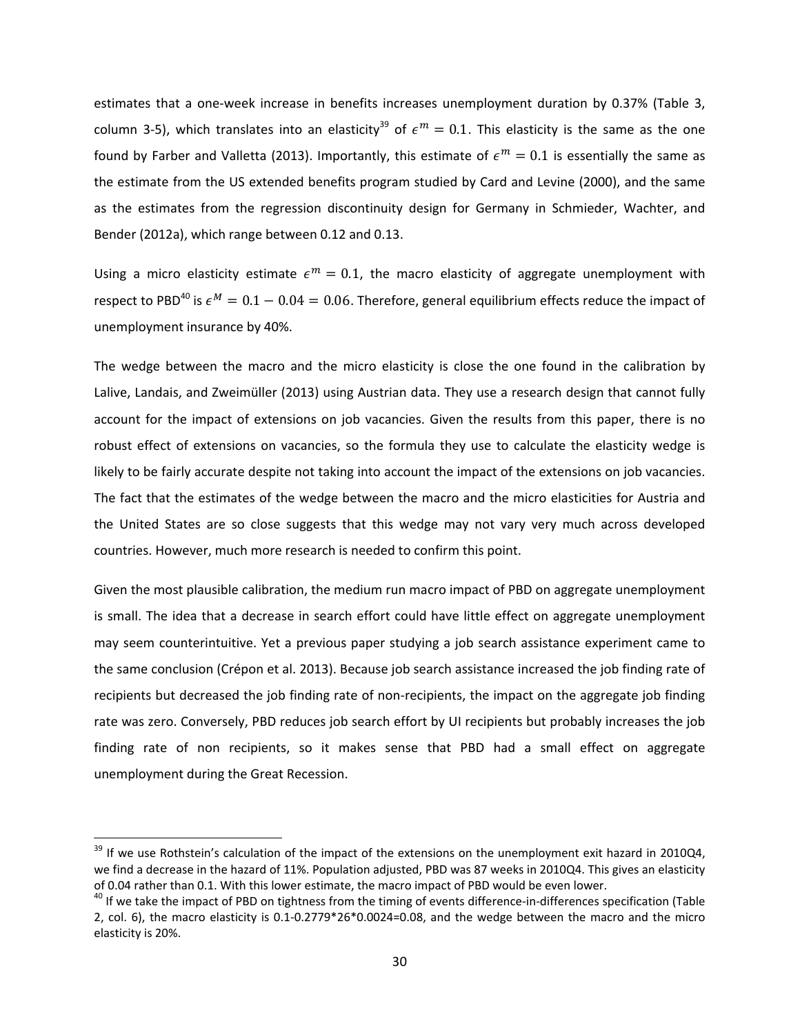estimates that a one-week increase in benefits increases unemployment duration by 0.37% (Table 3, column 3-5), which translates into an elasticity[39] of $\epsilon^m = 0.1$. This elasticity is the same as the one found by Farber and Valletta (2013). Importantly, this estimate of $\epsilon^m = 0.1$ is essentially the same as the estimate from the US extended benefits program studied by Card and Levine (2000), and the same as the estimates from the regression discontinuity design for Germany in Schmieder, Wachter, and Bender (2012a), which range between 0.12 and 0.13.

Using a micro elasticity estimate $\epsilon^m = 0.1$, the macro elasticity of aggregate unemployment with respect to PBD[40] is $\epsilon^M = 0.1 - 0.04 = 0.06$. Therefore, general equilibrium effects reduce the impact of unemployment insurance by 40%.

The wedge between the macro and the micro elasticity is close the one found in the calibration by Lalive, Landais, and Zweimüller (2013) using Austrian data. They use a research design that cannot fully account for the impact of extensions on job vacancies. Given the results from this paper, there is no robust effect of extensions on vacancies, so the formula they use to calculate the elasticity wedge is likely to be fairly accurate despite not taking into account the impact of the extensions on job vacancies. The fact that the estimates of the wedge between the macro and the micro elasticities for Austria and the United States are so close suggests that this wedge may not vary very much across developed countries. However, much more research is needed to confirm this point.

Given the most plausible calibration, the medium run macro impact of PBD on aggregate unemployment is small. The idea that a decrease in search effort could have little effect on aggregate unemployment may seem counterintuitive. Yet a previous paper studying a job search assistance experiment came to the same conclusion (Crépon et al. 2013). Because job search assistance increased the job finding rate of recipients but decreased the job finding rate of non-recipients, the impact on the aggregate job finding rate was zero. Conversely, PBD reduces job search effort by UI recipients but probably increases the job finding rate of non recipients, so it makes sense that PBD had a small effect on aggregate unemployment during the Great Recession.

[39] If we use Rothstein's calculation of the impact of the extensions on the unemployment exit hazard in 2010Q4, we find a decrease in the hazard of 11%. Population adjusted, PBD was 87 weeks in 2010Q4. This gives an elasticity of 0.04 rather than 0.1. With this lower estimate, the macro impact of PBD would be even lower.

[40] If we take the impact of PBD on tightness from the timing of events difference-in-differences specification (Table 2, col. 6), the macro elasticity is 0.1-0.2779*26*0.0024=0.08, and the wedge between the macro and the micro elasticity is 20%.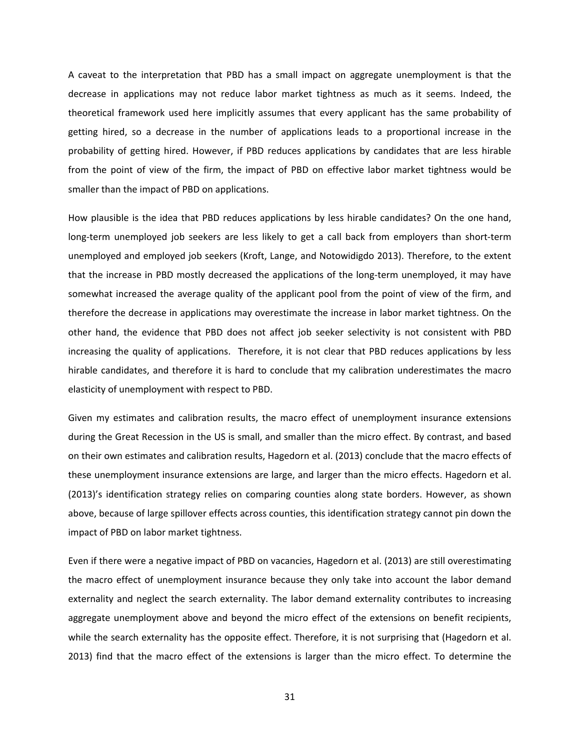A caveat to the interpretation that PBD has a small impact on aggregate unemployment is that the decrease in applications may not reduce labor market tightness as much as it seems. Indeed, the theoretical framework used here implicitly assumes that every applicant has the same probability of getting hired, so a decrease in the number of applications leads to a proportional increase in the probability of getting hired. However, if PBD reduces applications by candidates that are less hirable from the point of view of the firm, the impact of PBD on effective labor market tightness would be smaller than the impact of PBD on applications.

How plausible is the idea that PBD reduces applications by less hirable candidates? On the one hand, long-term unemployed job seekers are less likely to get a call back from employers than short-term unemployed and employed job seekers (Kroft, Lange, and Notowidigdo 2013). Therefore, to the extent that the increase in PBD mostly decreased the applications of the long-term unemployed, it may have somewhat increased the average quality of the applicant pool from the point of view of the firm, and therefore the decrease in applications may overestimate the increase in labor market tightness. On the other hand, the evidence that PBD does not affect job seeker selectivity is not consistent with PBD increasing the quality of applications. Therefore, it is not clear that PBD reduces applications by less hirable candidates, and therefore it is hard to conclude that my calibration underestimates the macro elasticity of unemployment with respect to PBD.

Given my estimates and calibration results, the macro effect of unemployment insurance extensions during the Great Recession in the US is small, and smaller than the micro effect. By contrast, and based on their own estimates and calibration results, Hagedorn et al. (2013) conclude that the macro effects of these unemployment insurance extensions are large, and larger than the micro effects. Hagedorn et al. (2013)'s identification strategy relies on comparing counties along state borders. However, as shown above, because of large spillover effects across counties, this identification strategy cannot pin down the impact of PBD on labor market tightness.

Even if there were a negative impact of PBD on vacancies, Hagedorn et al. (2013) are still overestimating the macro effect of unemployment insurance because they only take into account the labor demand externality and neglect the search externality. The labor demand externality contributes to increasing aggregate unemployment above and beyond the micro effect of the extensions on benefit recipients, while the search externality has the opposite effect. Therefore, it is not surprising that (Hagedorn et al. 2013) find that the macro effect of the extensions is larger than the micro effect. To determine the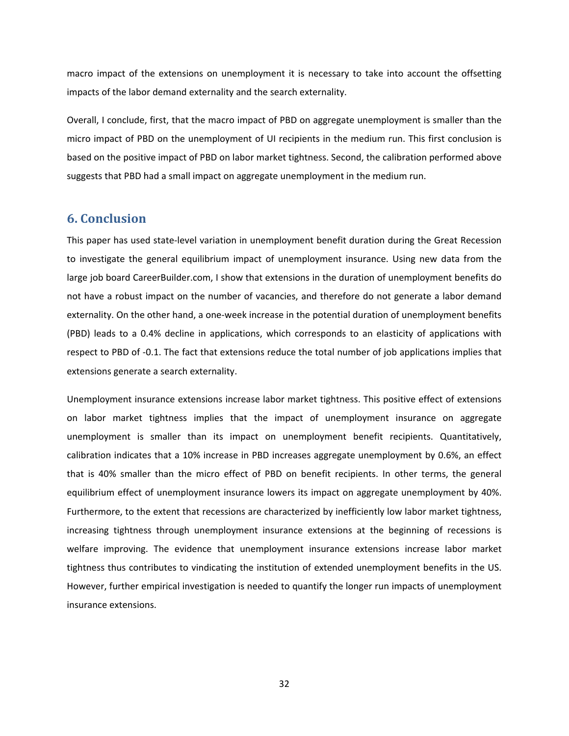macro impact of the extensions on unemployment it is necessary to take into account the offsetting impacts of the labor demand externality and the search externality.

Overall, I conclude, first, that the macro impact of PBD on aggregate unemployment is smaller than the micro impact of PBD on the unemployment of UI recipients in the medium run. This first conclusion is based on the positive impact of PBD on labor market tightness. Second, the calibration performed above suggests that PBD had a small impact on aggregate unemployment in the medium run.

## 6. Conclusion

This paper has used state-level variation in unemployment benefit duration during the Great Recession to investigate the general equilibrium impact of unemployment insurance. Using new data from the large job board CareerBuilder.com, I show that extensions in the duration of unemployment benefits do not have a robust impact on the number of vacancies, and therefore do not generate a labor demand externality. On the other hand, a one-week increase in the potential duration of unemployment benefits (PBD) leads to a 0.4% decline in applications, which corresponds to an elasticity of applications with respect to PBD of -0.1. The fact that extensions reduce the total number of job applications implies that extensions generate a search externality.

Unemployment insurance extensions increase labor market tightness. This positive effect of extensions on labor market tightness implies that the impact of unemployment insurance on aggregate unemployment is smaller than its impact on unemployment benefit recipients. Quantitatively, calibration indicates that a 10% increase in PBD increases aggregate unemployment by 0.6%, an effect that is 40% smaller than the micro effect of PBD on benefit recipients. In other terms, the general equilibrium effect of unemployment insurance lowers its impact on aggregate unemployment by 40%. Furthermore, to the extent that recessions are characterized by inefficiently low labor market tightness, increasing tightness through unemployment insurance extensions at the beginning of recessions is welfare improving. The evidence that unemployment insurance extensions increase labor market tightness thus contributes to vindicating the institution of extended unemployment benefits in the US. However, further empirical investigation is needed to quantify the longer run impacts of unemployment insurance extensions.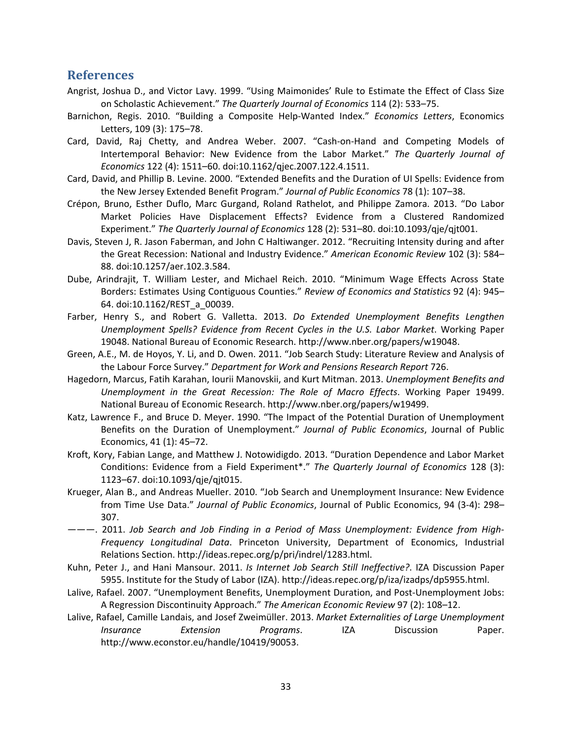## References

Angrist, Joshua D., and Victor Lavy. 1999. "Using Maimonides' Rule to Estimate the Effect of Class Size on Scholastic Achievement." *The Quarterly Journal of Economics* 114 (2): 533–75.

Barnichon, Regis. 2010. "Building a Composite Help-Wanted Index." *Economics Letters*, Economics Letters, 109 (3): 175–78.

Card, David, Raj Chetty, and Andrea Weber. 2007. "Cash-on-Hand and Competing Models of Intertemporal Behavior: New Evidence from the Labor Market." *The Quarterly Journal of Economics* 122 (4): 1511–60. doi:10.1162/qjec.2007.122.4.1511.

Card, David, and Phillip B. Levine. 2000. "Extended Benefits and the Duration of UI Spells: Evidence from the New Jersey Extended Benefit Program." *Journal of Public Economics* 78 (1): 107–38.

Crépon, Bruno, Esther Duflo, Marc Gurgand, Roland Rathelot, and Philippe Zamora. 2013. "Do Labor Market Policies Have Displacement Effects? Evidence from a Clustered Randomized Experiment." *The Quarterly Journal of Economics* 128 (2): 531–80. doi:10.1093/qje/qjt001.

Davis, Steven J, R. Jason Faberman, and John C Haltiwanger. 2012. "Recruiting Intensity during and after the Great Recession: National and Industry Evidence." *American Economic Review* 102 (3): 584–88. doi:10.1257/aer.102.3.584.

Dube, Arindrajit, T. William Lester, and Michael Reich. 2010. "Minimum Wage Effects Across State Borders: Estimates Using Contiguous Counties." *Review of Economics and Statistics* 92 (4): 945–64. doi:10.1162/REST_a_00039.

Farber, Henry S., and Robert G. Valletta. 2013. *Do Extended Unemployment Benefits Lengthen Unemployment Spells? Evidence from Recent Cycles in the U.S. Labor Market.* Working Paper 19048. National Bureau of Economic Research. http://www.nber.org/papers/w19048.

Green, A.E., M. de Hoyos, Y. Li, and D. Owen. 2011. "Job Search Study: Literature Review and Analysis of the Labour Force Survey." *Department for Work and Pensions Research Report* 726.

Hagedorn, Marcus, Fatih Karahan, Iourii Manovskii, and Kurt Mitman. 2013. *Unemployment Benefits and Unemployment in the Great Recession: The Role of Macro Effects*. Working Paper 19499. National Bureau of Economic Research. http://www.nber.org/papers/w19499.

Katz, Lawrence F., and Bruce D. Meyer. 1990. "The Impact of the Potential Duration of Unemployment Benefits on the Duration of Unemployment." *Journal of Public Economics*, Journal of Public Economics, 41 (1): 45–72.

Kroft, Kory, Fabian Lange, and Matthew J. Notowidigdo. 2013. "Duration Dependence and Labor Market Conditions: Evidence from a Field Experiment*." *The Quarterly Journal of Economics* 128 (3): 1123–67. doi:10.1093/qje/qjt015.

Krueger, Alan B., and Andreas Mueller. 2010. "Job Search and Unemployment Insurance: New Evidence from Time Use Data." *Journal of Public Economics*, Journal of Public Economics, 94 (3-4): 298–307.

———. 2011. *Job Search and Job Finding in a Period of Mass Unemployment: Evidence from High-Frequency Longitudinal Data*. Princeton University, Department of Economics, Industrial Relations Section. http://ideas.repec.org/p/pri/indrel/1283.html.

Kuhn, Peter J., and Hani Mansour. 2011. *Is Internet Job Search Still Ineffective?*. IZA Discussion Paper 5955. Institute for the Study of Labor (IZA). http://ideas.repec.org/p/iza/izadps/dp5955.html.

Lalive, Rafael. 2007. "Unemployment Benefits, Unemployment Duration, and Post-Unemployment Jobs: A Regression Discontinuity Approach." *The American Economic Review* 97 (2): 108–12.

Lalive, Rafael, Camille Landais, and Josef Zweimüller. 2013. *Market Externalities of Large Unemployment Insurance Extension Programs*. IZA Discussion Paper. http://www.econstor.eu/handle/10419/90053.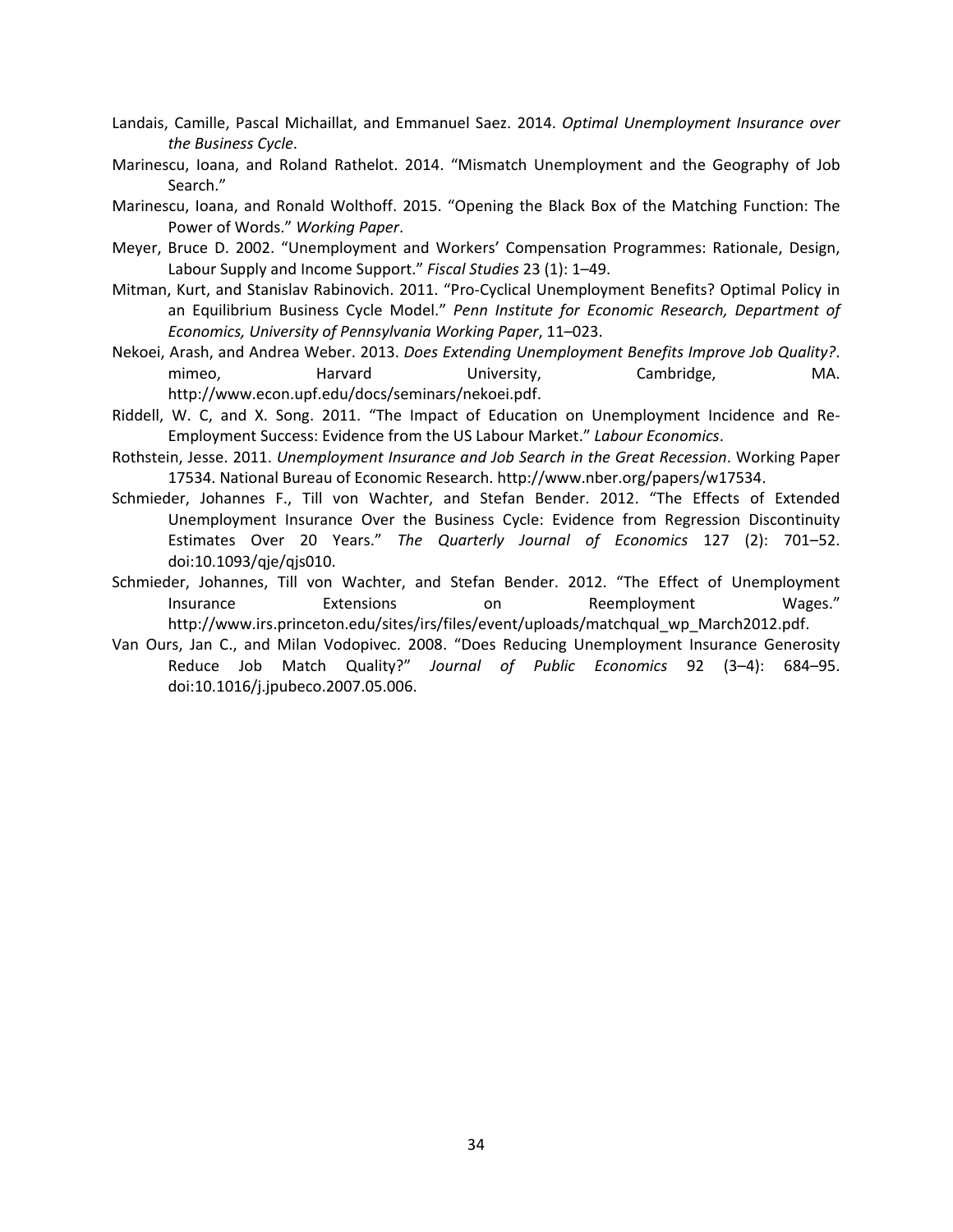Landais, Camille, Pascal Michaillat, and Emmanuel Saez. 2014. *Optimal Unemployment Insurance over the Business Cycle*.

Marinescu, Ioana, and Roland Rathelot. 2014. "Mismatch Unemployment and the Geography of Job Search."

Marinescu, Ioana, and Ronald Wolthoff. 2015. "Opening the Black Box of the Matching Function: The Power of Words." *Working Paper*.

Meyer, Bruce D. 2002. "Unemployment and Workers' Compensation Programmes: Rationale, Design, Labour Supply and Income Support." *Fiscal Studies* 23 (1): 1–49.

Mitman, Kurt, and Stanislav Rabinovich. 2011. "Pro-Cyclical Unemployment Benefits? Optimal Policy in an Equilibrium Business Cycle Model." *Penn Institute for Economic Research, Department of Economics, University of Pennsylvania Working Paper*, 11–023.

Nekoei, Arash, and Andrea Weber. 2013. *Does Extending Unemployment Benefits Improve Job Quality?*. mimeo, Harvard University, Cambridge, MA. http://www.econ.upf.edu/docs/seminars/nekoei.pdf.

Riddell, W. C, and X. Song. 2011. "The Impact of Education on Unemployment Incidence and Re-Employment Success: Evidence from the US Labour Market." *Labour Economics*.

Rothstein, Jesse. 2011. *Unemployment Insurance and Job Search in the Great Recession*. Working Paper 17534. National Bureau of Economic Research. http://www.nber.org/papers/w17534.

Schmieder, Johannes F., Till von Wachter, and Stefan Bender. 2012. "The Effects of Extended Unemployment Insurance Over the Business Cycle: Evidence from Regression Discontinuity Estimates Over 20 Years." *The Quarterly Journal of Economics* 127 (2): 701–52. doi:10.1093/qje/qjs010.

Schmieder, Johannes, Till von Wachter, and Stefan Bender. 2012. "The Effect of Unemployment Insurance Extensions on Reemployment Wages." http://www.irs.princeton.edu/sites/irs/files/event/uploads/matchqual_wp_March2012.pdf.

Van Ours, Jan C., and Milan Vodopivec. 2008. "Does Reducing Unemployment Insurance Generosity Reduce Job Match Quality?" *Journal of Public Economics* 92 (3–4): 684–95. doi:10.1016/j.jpubeco.2007.05.006.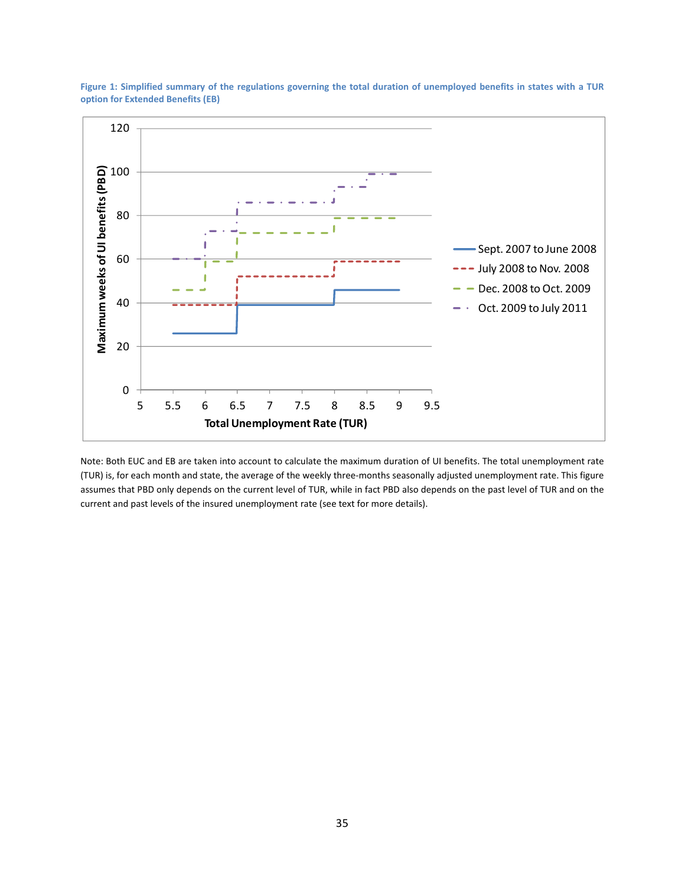**Figure 1: Simplified summary of the regulations governing the total duration of unemployed benefits in states with a TUR option for Extended Benefits (EB)**

Maximum weeks of UI benefits (PBD)

120
100
80
60
40
20
0

5
5.5
6
6.5
7
7.5
8
8.5
9
9.5

Total Unemployment Rate (TUR)

Sept. 2007 to June 2008
July 2008 to Nov. 2008
Dec. 2008 to Oct. 2009
Oct. 2009 to July 2011

Note: Both EUC and EB are taken into account to calculate the maximum duration of UI benefits. The total unemployment rate (TUR) is, for each month and state, the average of the weekly three-months seasonally adjusted unemployment rate. This figure assumes that PBD only depends on the current level of TUR, while in fact PBD also depends on the past level of TUR and on the current and past levels of the insured unemployment rate (see text for more details).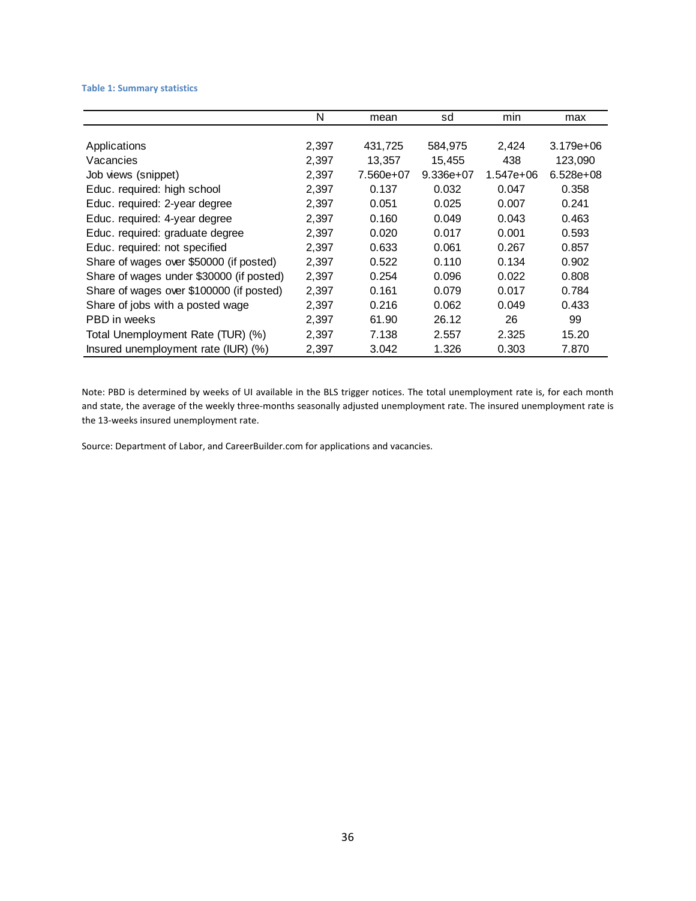**Table 1: Summary statistics**

| | N | mean | sd | min | max |
|---|---|---|---|---|---|
| Applications | 2,397 | 431,725 | 584,975 | 2,424 | 3.179e+06 |
| Vacancies | 2,397 | 13,357 | 15,455 | 438 | 123,090 |
| Job views (snippet) | 2,397 | 7.560e+07 | 9.336e+07 | 1.547e+06 | 6.528e+08 |
| Educ. required: high school | 2,397 | 0.137 | 0.032 | 0.047 | 0.358 |
| Educ. required: 2-year degree | 2,397 | 0.051 | 0.025 | 0.007 | 0.241 |
| Educ. required: 4-year degree | 2,397 | 0.160 | 0.049 | 0.043 | 0.463 |
| Educ. required: graduate degree | 2,397 | 0.020 | 0.017 | 0.001 | 0.593 |
| Educ. required: not specified | 2,397 | 0.633 | 0.061 | 0.267 | 0.857 |
| Share of wages over $50000 (if posted) | 2,397 | 0.522 | 0.110 | 0.134 | 0.902 |
| Share of wages under $30000 (if posted) | 2,397 | 0.254 | 0.096 | 0.022 | 0.808 |
| Share of wages over $100000 (if posted) | 2,397 | 0.161 | 0.079 | 0.017 | 0.784 |
| Share of jobs with a posted wage | 2,397 | 0.216 | 0.062 | 0.049 | 0.433 |
| PBD in weeks | 2,397 | 61.90 | 26.12 | 26 | 99 |
| Total Unemployment Rate (TUR) (%) | 2,397 | 7.138 | 2.557 | 2.325 | 15.20 |
| Insured unemployment rate (IUR) (%) | 2,397 | 3.042 | 1.326 | 0.303 | 7.870 |

Note: PBD is determined by weeks of UI available in the BLS trigger notices. The total unemployment rate is, for each month and state, the average of the weekly three-months seasonally adjusted unemployment rate. The insured unemployment rate is the 13-weeks insured unemployment rate.

Source: Department of Labor, and CareerBuilder.com for applications and vacancies.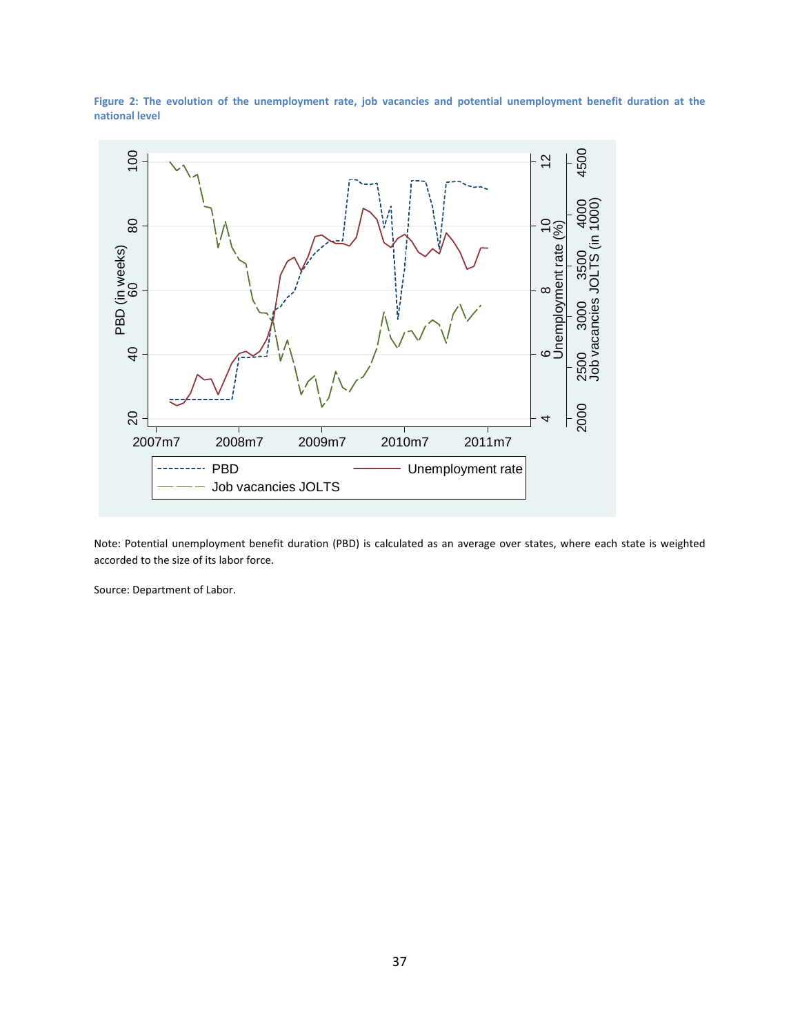**Figure 2: The evolution of the unemployment rate, job vacancies and potential unemployment benefit duration at the national level**

PBD (in weeks)
20
40
60
80
100

Unemployment rate (%)
4
6
8
10
12

Job vacancies JOLTS (in 1000)
2000
2500
3000
3500
4000
4500

2007m7
2008m7
2009m7
2010m7
2011m7

PBD
Unemployment rate
Job vacancies JOLTS

Note: Potential unemployment benefit duration (PBD) is calculated as an average over states, where each state is weighted accorded to the size of its labor force.

Source: Department of Labor.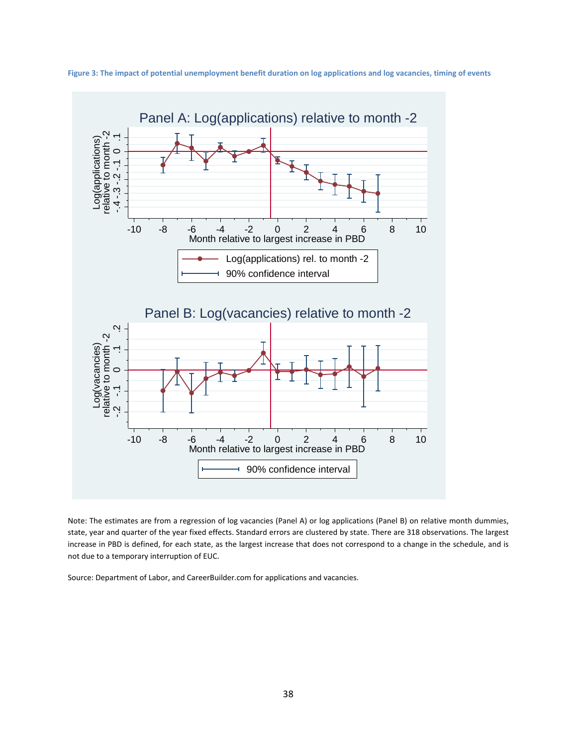**Figure 3: The impact of potential unemployment benefit duration on log applications and log vacancies, timing of events**

Panel A: Log(applications) relative to month -2

Log(applications) relative to month -2

-.4 -.3 -.2 -.1 0 .1

-10 -8 -6 -4 -2 0 2 4 6 8 10

Month relative to largest increase in PBD

Log(applications) rel. to month -2

90% confidence interval

Panel B: Log(vacancies) relative to month -2

Log(vacancies) relative to month -2

-.2 -.1 0 .1 .2

-10 -8 -6 -4 -2 0 2 4 6 8 10

Month relative to largest increase in PBD

90% confidence interval

Note: The estimates are from a regression of log vacancies (Panel A) or log applications (Panel B) on relative month dummies, state, year and quarter of the year fixed effects. Standard errors are clustered by state. There are 318 observations. The largest increase in PBD is defined, for each state, as the largest increase that does not correspond to a change in the schedule, and is not due to a temporary interruption of EUC.

Source: Department of Labor, and CareerBuilder.com for applications and vacancies.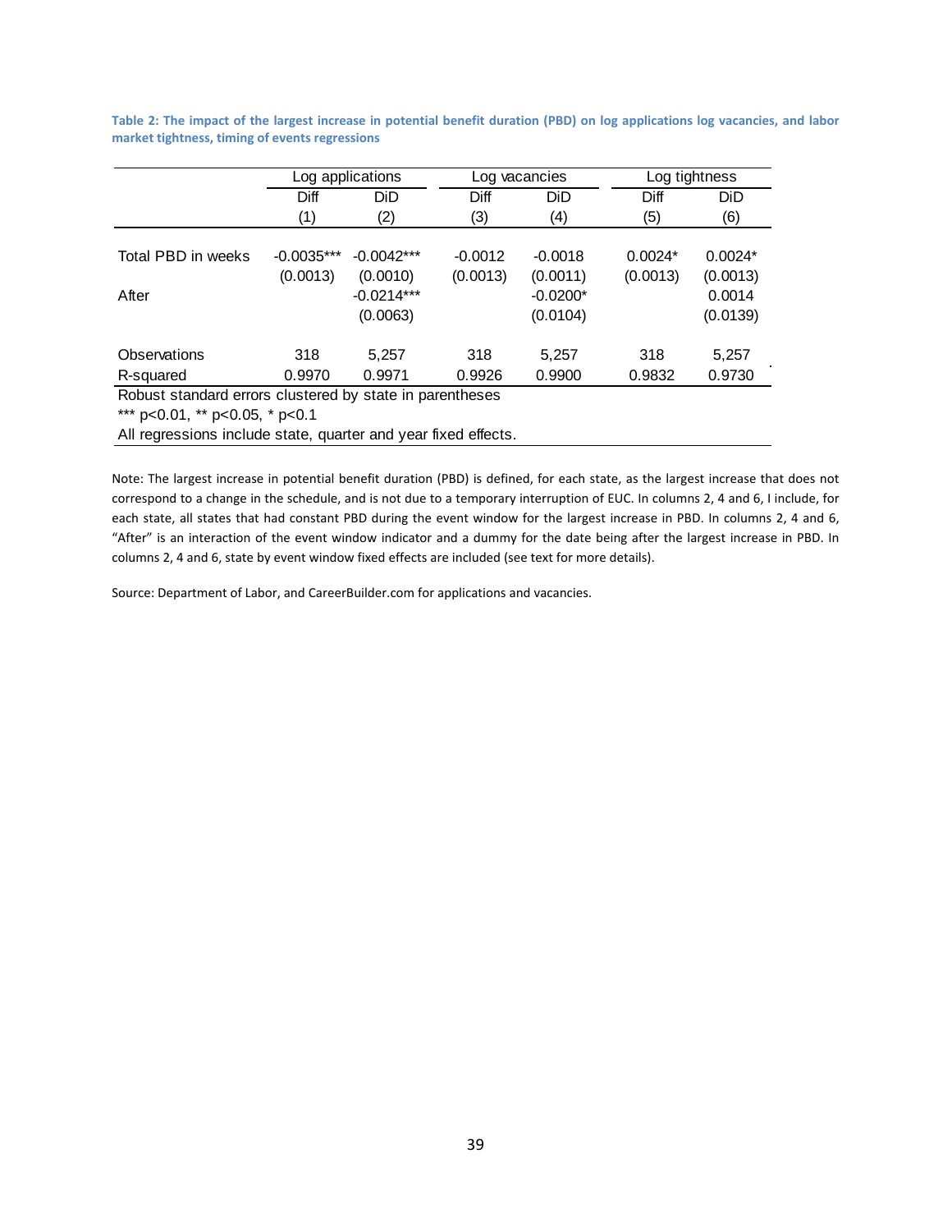**Table 2: The impact of the largest increase in potential benefit duration (PBD) on log applications log vacancies, and labor market tightness, timing of events regressions**

| | Log applications | | Log vacancies | | Log tightness | |
|---|---|---|---|---|---|---|
| | Diff | DiD | Diff | DiD | Diff | DiD |
| | (1) | (2) | (3) | (4) | (5) | (6) |
| Total PBD in weeks | -0.0035*** | -0.0042*** | -0.0012 | -0.0018 | 0.0024* | 0.0024* |
| | (0.0013) | (0.0010) | (0.0013) | (0.0011) | (0.0013) | (0.0013) |
| After | | -0.0214*** | | -0.0200* | | 0.0014 |
| | | (0.0063) | | (0.0104) | | (0.0139) |
| Observations | 318 | 5,257 | 318 | 5,257 | 318 | 5,257 |
| R-squared | 0.9970 | 0.9971 | 0.9926 | 0.9900 | 0.9832 | 0.9730 |

Robust standard errors clustered by state in parentheses
*** p<0.01, ** p<0.05, * p<0.1
All regressions include state, quarter and year fixed effects.

Note: The largest increase in potential benefit duration (PBD) is defined, for each state, as the largest increase that does not correspond to a change in the schedule, and is not due to a temporary interruption of EUC. In columns 2, 4 and 6, I include, for each state, all states that had constant PBD during the event window for the largest increase in PBD. In columns 2, 4 and 6, "After" is an interaction of the event window indicator and a dummy for the date being after the largest increase in PBD. In columns 2, 4 and 6, state by event window fixed effects are included (see text for more details).

Source: Department of Labor, and CareerBuilder.com for applications and vacancies.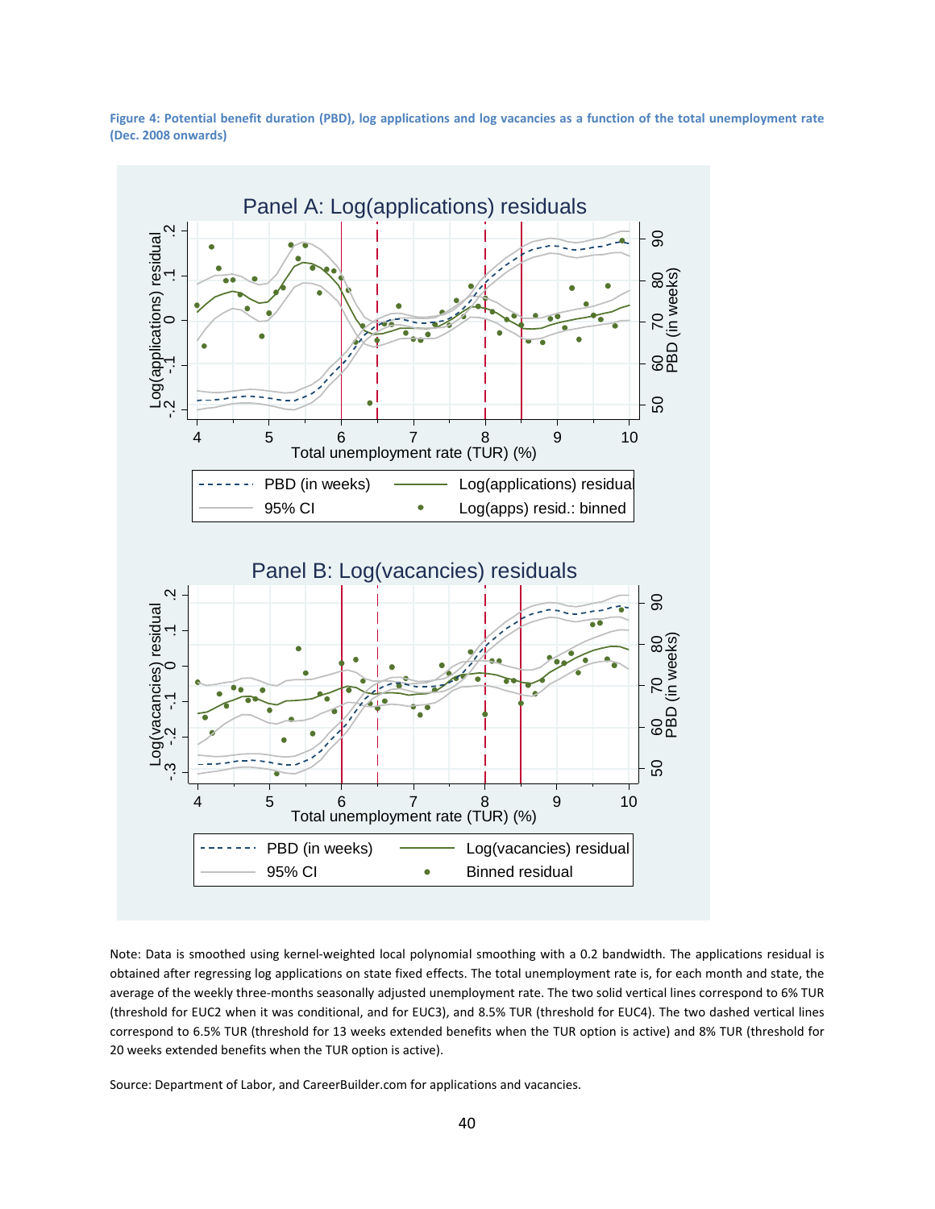**Figure 4: Potential benefit duration (PBD), log applications and log vacancies as a function of the total unemployment rate (Dec. 2008 onwards)**

Panel A: Log(applications) residuals

Log(applications) residual

-.2 -.1 0 .1 .2

PBD (in weeks)

50 60 70 80 90

4 5 6 7 8 9 10

Total unemployment rate (TUR) (%)

PBD (in weeks) | Log(applications) residual | 95% CI | Log(apps) resid.: binned

Panel B: Log(vacancies) residuals

Log(vacancies) residual

-.3 -.2 -.1 0 .1 .2

PBD (in weeks)

50 60 70 80 90

4 5 6 7 8 9 10

Total unemployment rate (TUR) (%)

PBD (in weeks) | Log(vacancies) residual | 95% CI | Binned residual

Note: Data is smoothed using kernel-weighted local polynomial smoothing with a 0.2 bandwidth. The applications residual is obtained after regressing log applications on state fixed effects. The total unemployment rate is, for each month and state, the average of the weekly three-months seasonally adjusted unemployment rate. The two solid vertical lines correspond to 6% TUR (threshold for EUC2 when it was conditional, and for EUC3), and 8.5% TUR (threshold for EUC4). The two dashed vertical lines correspond to 6.5% TUR (threshold for 13 weeks extended benefits when the TUR option is active) and 8% TUR (threshold for 20 weeks extended benefits when the TUR option is active).

Source: Department of Labor, and CareerBuilder.com for applications and vacancies.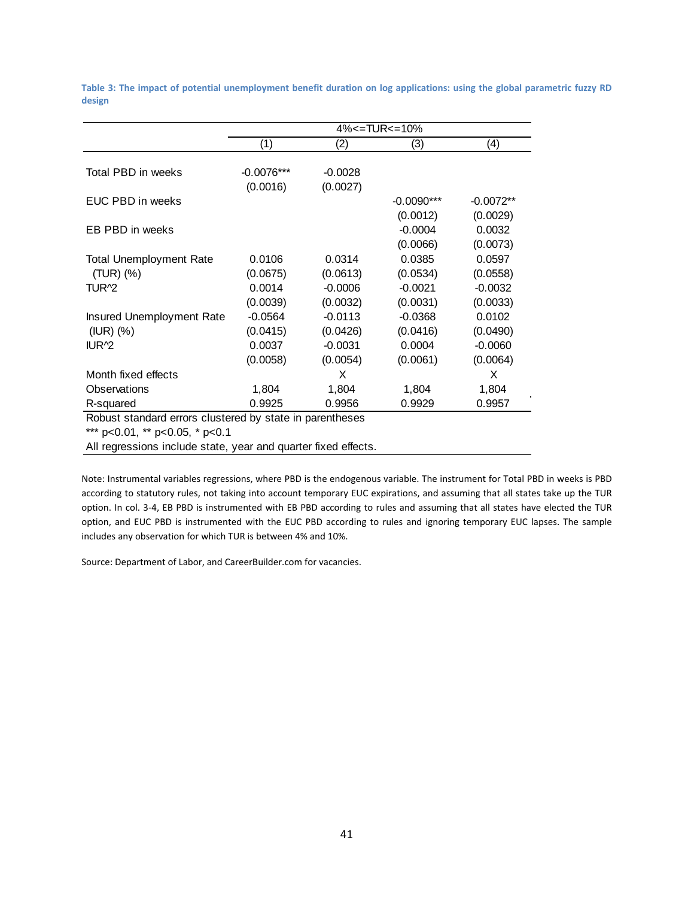**Table 3: The impact of potential unemployment benefit duration on log applications: using the global parametric fuzzy RD design**

| | 4%<=TUR<=10% | | | |
|---|---|---|---|---|
| | (1) | (2) | (3) | (4) |
| Total PBD in weeks | -0.0076*** | -0.0028 | | |
| | (0.0016) | (0.0027) | | |
| EUC PBD in weeks | | | -0.0090*** | -0.0072** |
| | | | (0.0012) | (0.0029) |
| EB PBD in weeks | | | -0.0004 | 0.0032 |
| | | | (0.0066) | (0.0073) |
| Total Unemployment Rate | 0.0106 | 0.0314 | 0.0385 | 0.0597 |
| (TUR) (%) | (0.0675) | (0.0613) | (0.0534) | (0.0558) |
| TUR^2 | 0.0014 | -0.0006 | -0.0021 | -0.0032 |
| | (0.0039) | (0.0032) | (0.0031) | (0.0033) |
| Insured Unemployment Rate | -0.0564 | -0.0113 | -0.0368 | 0.0102 |
| (IUR) (%) | (0.0415) | (0.0426) | (0.0416) | (0.0490) |
| IUR^2 | 0.0037 | -0.0031 | 0.0004 | -0.0060 |
| | (0.0058) | (0.0054) | (0.0061) | (0.0064) |
| Month fixed effects | | X | | X |
| Observations | 1,804 | 1,804 | 1,804 | 1,804 |
| R-squared | 0.9925 | 0.9956 | 0.9929 | 0.9957 |

Robust standard errors clustered by state in parentheses

*** p<0.01, ** p<0.05, * p<0.1

All regressions include state, year and quarter fixed effects.

Note: Instrumental variables regressions, where PBD is the endogenous variable. The instrument for Total PBD in weeks is PBD according to statutory rules, not taking into account temporary EUC expirations, and assuming that all states take up the TUR option. In col. 3-4, EB PBD is instrumented with EB PBD according to rules and assuming that all states have elected the TUR option, and EUC PBD is instrumented with the EUC PBD according to rules and ignoring temporary EUC lapses. The sample includes any observation for which TUR is between 4% and 10%.

Source: Department of Labor, and CareerBuilder.com for vacancies.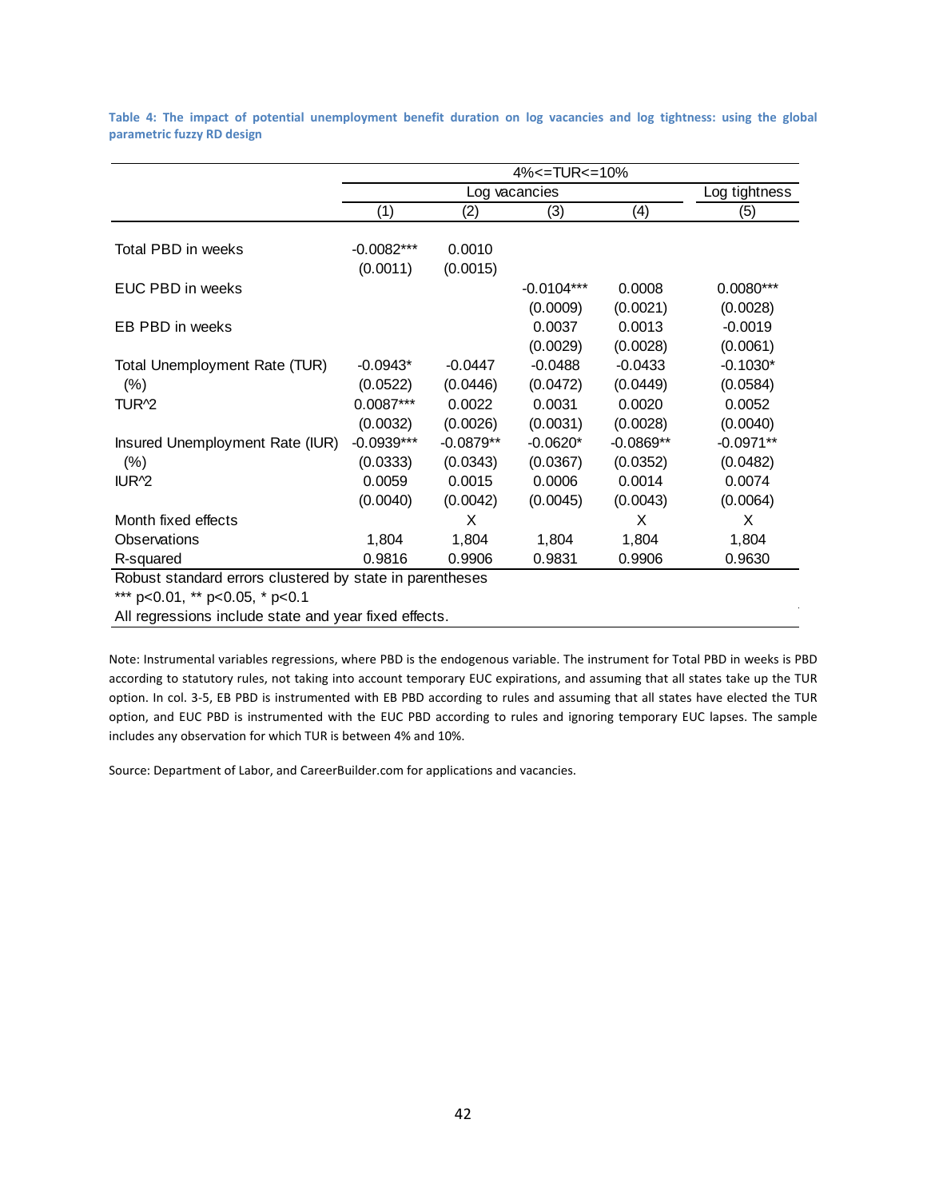**Table 4: The impact of potential unemployment benefit duration on log vacancies and log tightness: using the global parametric fuzzy RD design**

| | 4%<=TUR<=10% | | | | |
|---|---|---|---|---|---|
| | Log vacancies | | | | Log tightness |
| | (1) | (2) | (3) | (4) | (5) |
| Total PBD in weeks | -0.0082*** | 0.0010 | | | |
| | (0.0011) | (0.0015) | | | |
| EUC PBD in weeks | | | -0.0104*** | 0.0008 | 0.0080*** |
| | | | (0.0009) | (0.0021) | (0.0028) |
| EB PBD in weeks | | | 0.0037 | 0.0013 | -0.0019 |
| | | | (0.0029) | (0.0028) | (0.0061) |
| Total Unemployment Rate (TUR) | -0.0943* | -0.0447 | -0.0488 | -0.0433 | -0.1030* |
| (%) | (0.0522) | (0.0446) | (0.0472) | (0.0449) | (0.0584) |
| TUR^2 | 0.0087*** | 0.0022 | 0.0031 | 0.0020 | 0.0052 |
| | (0.0032) | (0.0026) | (0.0031) | (0.0028) | (0.0040) |
| Insured Unemployment Rate (IUR) | -0.0939*** | -0.0879** | -0.0620* | -0.0869** | -0.0971** |
| (%) | (0.0333) | (0.0343) | (0.0367) | (0.0352) | (0.0482) |
| IUR^2 | 0.0059 | 0.0015 | 0.0006 | 0.0014 | 0.0074 |
| | (0.0040) | (0.0042) | (0.0045) | (0.0043) | (0.0064) |
| Month fixed effects | | X | | X | X |
| Observations | 1,804 | 1,804 | 1,804 | 1,804 | 1,804 |
| R-squared | 0.9816 | 0.9906 | 0.9831 | 0.9906 | 0.9630 |

Robust standard errors clustered by state in parentheses

*** p<0.01, ** p<0.05, * p<0.1

All regressions include state and year fixed effects.

Note: Instrumental variables regressions, where PBD is the endogenous variable. The instrument for Total PBD in weeks is PBD according to statutory rules, not taking into account temporary EUC expirations, and assuming that all states take up the TUR option. In col. 3-5, EB PBD is instrumented with EB PBD according to rules and assuming that all states have elected the TUR option, and EUC PBD is instrumented with the EUC PBD according to rules and ignoring temporary EUC lapses. The sample includes any observation for which TUR is between 4% and 10%.

Source: Department of Labor, and CareerBuilder.com for applications and vacancies.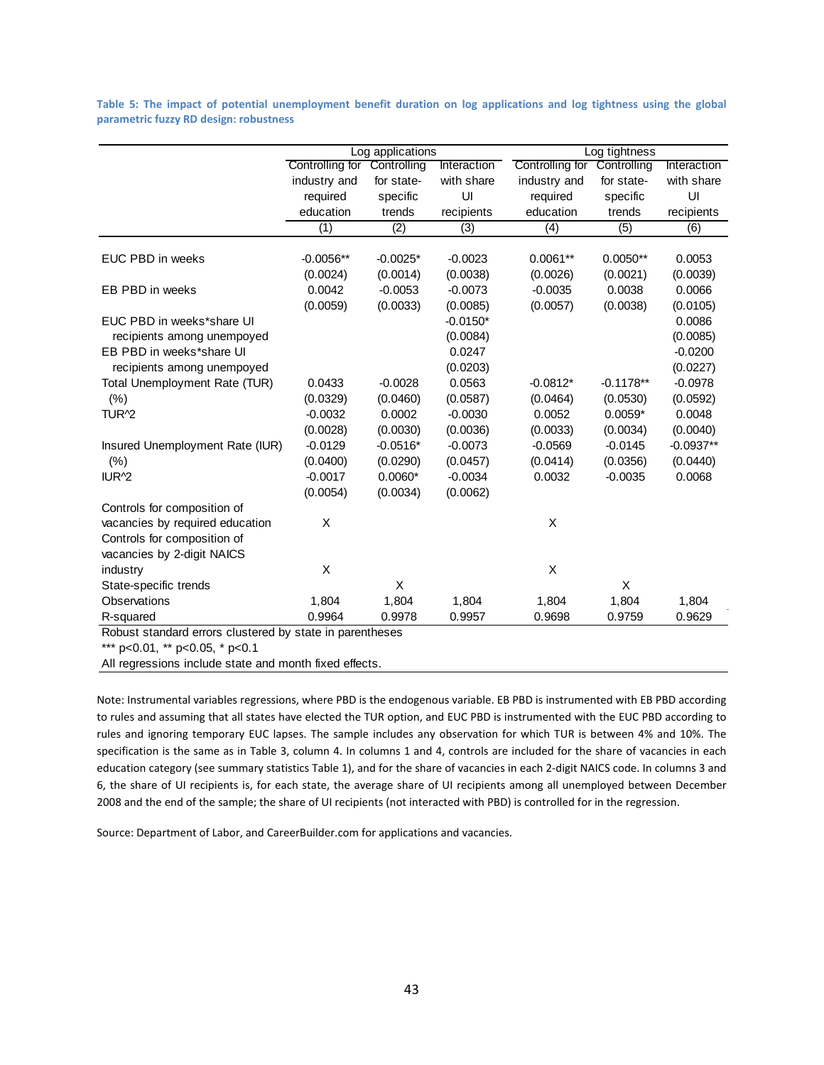**Table 5: The impact of potential unemployment benefit duration on log applications and log tightness using the global parametric fuzzy RD design: robustness**

| | Log applications | | | Log tightness | | |
|---|---|---|---|---|---|---|
| | Controlling for industry and required education | Controlling for state-specific trends | Interaction with share UI recipients | Controlling for industry and required education | Controlling for state-specific trends | Interaction with share UI recipients |
| | (1) | (2) | (3) | (4) | (5) | (6) |
| EUC PBD in weeks | -0.0056** | -0.0025* | -0.0023 | 0.0061** | 0.0050** | 0.0053 |
| | (0.0024) | (0.0014) | (0.0038) | (0.0026) | (0.0021) | (0.0039) |
| EB PBD in weeks | 0.0042 | -0.0053 | -0.0073 | -0.0035 | 0.0038 | 0.0066 |
| | (0.0059) | (0.0033) | (0.0085) | (0.0057) | (0.0038) | (0.0105) |
| EUC PBD in weeks*share UI recipients among unempoyed | | | -0.0150* | | | 0.0086 |
| | | | (0.0084) | | | (0.0085) |
| EB PBD in weeks*share UI recipients among unempoyed | | | 0.0247 | | | -0.0200 |
| | | | (0.0203) | | | (0.0227) |
| Total Unemployment Rate (TUR) | 0.0433 | -0.0028 | 0.0563 | -0.0812* | -0.1178** | -0.0978 |
| (%) | (0.0329) | (0.0460) | (0.0587) | (0.0464) | (0.0530) | (0.0592) |
| TUR^2 | -0.0032 | 0.0002 | -0.0030 | 0.0052 | 0.0059* | 0.0048 |
| | (0.0028) | (0.0030) | (0.0036) | (0.0033) | (0.0034) | (0.0040) |
| Insured Unemployment Rate (IUR) | -0.0129 | -0.0516* | -0.0073 | -0.0569 | -0.0145 | -0.0937** |
| (%) | (0.0400) | (0.0290) | (0.0457) | (0.0414) | (0.0356) | (0.0440) |
| IUR^2 | -0.0017 | 0.0060* | -0.0034 | 0.0032 | -0.0035 | 0.0068 |
| | (0.0054) | (0.0034) | (0.0062) | | | |
| Controls for composition of vacancies by required education | X | | | X | | |
| Controls for composition of vacancies by 2-digit NAICS industry | X | | | X | | |
| State-specific trends | | X | | | X | |
| Observations | 1,804 | 1,804 | 1,804 | 1,804 | 1,804 | 1,804 |
| R-squared | 0.9964 | 0.9978 | 0.9957 | 0.9698 | 0.9759 | 0.9629 |

Robust standard errors clustered by state in parentheses

*** p<0.01, ** p<0.05, * p<0.1

All regressions include state and month fixed effects.

Note: Instrumental variables regressions, where PBD is the endogenous variable. EB PBD is instrumented with EB PBD according to rules and assuming that all states have elected the TUR option, and EUC PBD is instrumented with the EUC PBD according to rules and ignoring temporary EUC lapses. The sample includes any observation for which TUR is between 4% and 10%. The specification is the same as in Table 3, column 4. In columns 1 and 4, controls are included for the share of vacancies in each education category (see summary statistics Table 1), and for the share of vacancies in each 2-digit NAICS code. In columns 3 and 6, the share of UI recipients is, for each state, the average share of UI recipients among all unemployed between December 2008 and the end of the sample; the share of UI recipients (not interacted with PBD) is controlled for in the regression.

Source: Department of Labor, and CareerBuilder.com for applications and vacancies.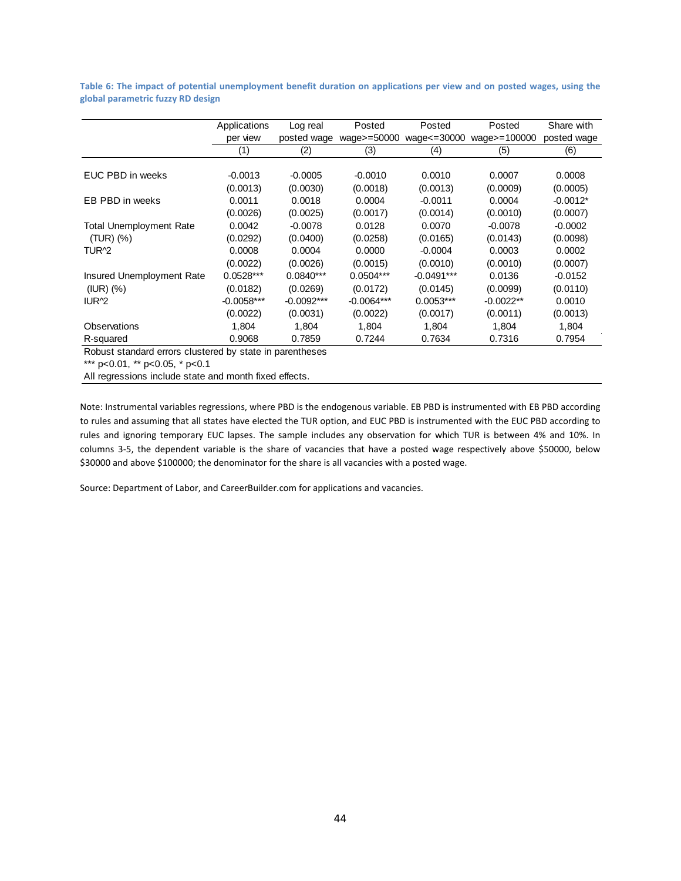**Table 6: The impact of potential unemployment benefit duration on applications per view and on posted wages, using the global parametric fuzzy RD design**

| | Applications per view | Log real posted wage | Posted wage>=50000 | Posted wage<=30000 | Posted wage>=100000 | Share with posted wage |
|---|---|---|---|---|---|---|
| | (1) | (2) | (3) | (4) | (5) | (6) |
| EUC PBD in weeks | -0.0013 | -0.0005 | -0.0010 | 0.0010 | 0.0007 | 0.0008 |
| | (0.0013) | (0.0030) | (0.0018) | (0.0013) | (0.0009) | (0.0005) |
| EB PBD in weeks | 0.0011 | 0.0018 | 0.0004 | -0.0011 | 0.0004 | -0.0012* |
| | (0.0026) | (0.0025) | (0.0017) | (0.0014) | (0.0010) | (0.0007) |
| Total Unemployment Rate | 0.0042 | -0.0078 | 0.0128 | 0.0070 | -0.0078 | -0.0002 |
| (TUR) (%) | (0.0292) | (0.0400) | (0.0258) | (0.0165) | (0.0143) | (0.0098) |
| TUR^2 | 0.0008 | 0.0004 | 0.0000 | -0.0004 | 0.0003 | 0.0002 |
| | (0.0022) | (0.0026) | (0.0015) | (0.0010) | (0.0010) | (0.0007) |
| Insured Unemployment Rate | 0.0528*** | 0.0840*** | 0.0504*** | -0.0491*** | 0.0136 | -0.0152 |
| (IUR) (%) | (0.0182) | (0.0269) | (0.0172) | (0.0145) | (0.0099) | (0.0110) |
| IUR^2 | -0.0058*** | -0.0092*** | -0.0064*** | 0.0053*** | -0.0022** | 0.0010 |
| | (0.0022) | (0.0031) | (0.0022) | (0.0017) | (0.0011) | (0.0013) |
| Observations | 1,804 | 1,804 | 1,804 | 1,804 | 1,804 | 1,804 |
| R-squared | 0.9068 | 0.7859 | 0.7244 | 0.7634 | 0.7316 | 0.7954 |

Robust standard errors clustered by state in parentheses

*** p<0.01, ** p<0.05, * p<0.1

All regressions include state and month fixed effects.

Note: Instrumental variables regressions, where PBD is the endogenous variable. EB PBD is instrumented with EB PBD according to rules and assuming that all states have elected the TUR option, and EUC PBD is instrumented with the EUC PBD according to rules and ignoring temporary EUC lapses. The sample includes any observation for which TUR is between 4% and 10%. In columns 3-5, the dependent variable is the share of vacancies that have a posted wage respectively above $50000, below $30000 and above $100000; the denominator for the share is all vacancies with a posted wage.

Source: Department of Labor, and CareerBuilder.com for applications and vacancies.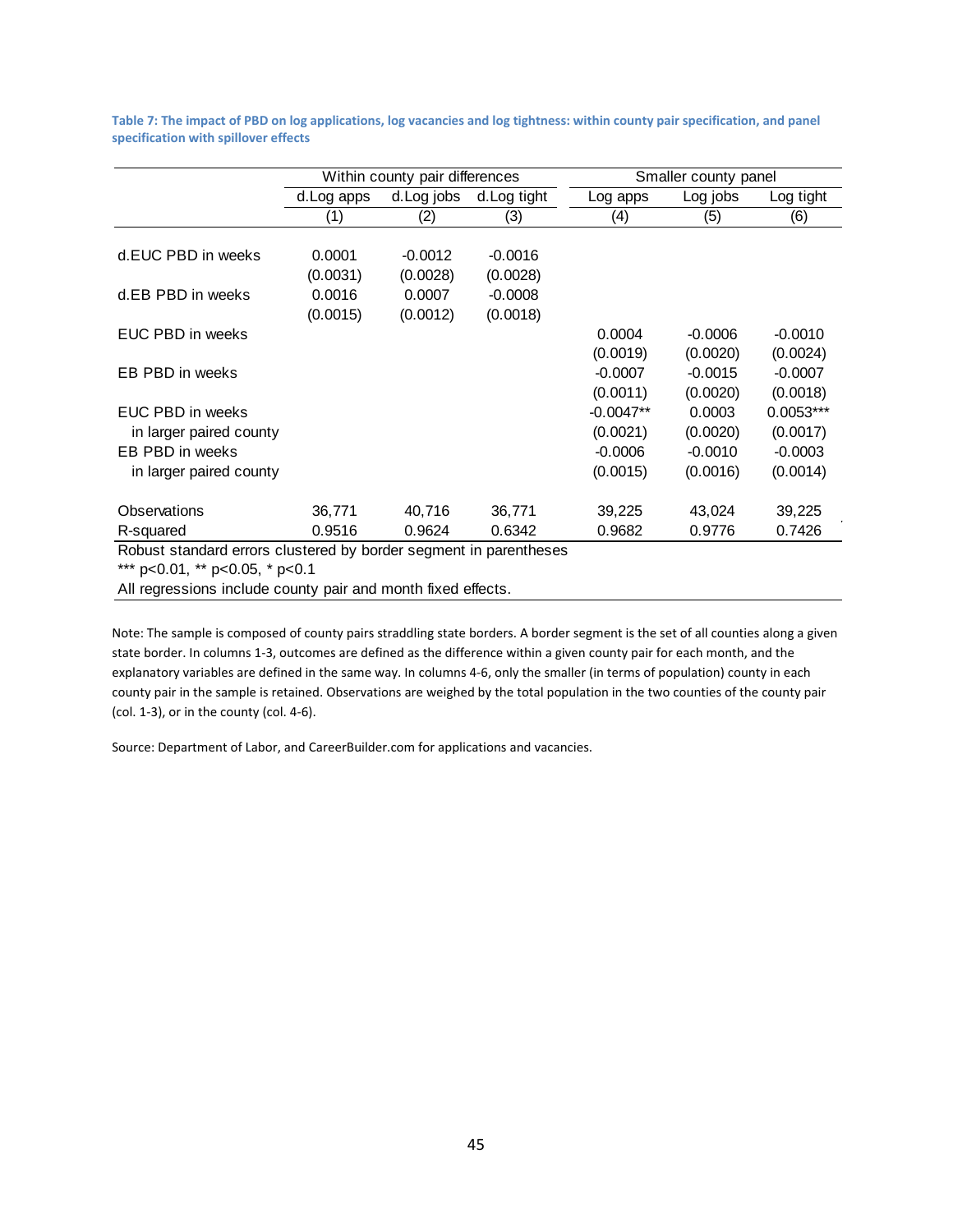**Table 7: The impact of PBD on log applications, log vacancies and log tightness: within county pair specification, and panel specification with spillover effects**

| | Within county pair differences | | | Smaller county panel | | |
|---|---|---|---|---|---|---|
| | d.Log apps | d.Log jobs | d.Log tight | Log apps | Log jobs | Log tight |
| | (1) | (2) | (3) | (4) | (5) | (6) |
| d.EUC PBD in weeks | 0.0001 | -0.0012 | -0.0016 | | | |
| | (0.0031) | (0.0028) | (0.0028) | | | |
| d.EB PBD in weeks | 0.0016 | 0.0007 | -0.0008 | | | |
| | (0.0015) | (0.0012) | (0.0018) | | | |
| EUC PBD in weeks | | | | 0.0004 | -0.0006 | -0.0010 |
| | | | | (0.0019) | (0.0020) | (0.0024) |
| EB PBD in weeks | | | | -0.0007 | -0.0015 | -0.0007 |
| | | | | (0.0011) | (0.0020) | (0.0018) |
| EUC PBD in weeks in larger paired county | | | | -0.0047** | 0.0003 | 0.0053*** |
| | | | | (0.0021) | (0.0020) | (0.0017) |
| EB PBD in weeks in larger paired county | | | | -0.0006 | -0.0010 | -0.0003 |
| | | | | (0.0015) | (0.0016) | (0.0014) |
| Observations | 36,771 | 40,716 | 36,771 | 39,225 | 43,024 | 39,225 |
| R-squared | 0.9516 | 0.9624 | 0.6342 | 0.9682 | 0.9776 | 0.7426 |

Robust standard errors clustered by border segment in parentheses

*** p<0.01, ** p<0.05, * p<0.1

All regressions include county pair and month fixed effects.

Note: The sample is composed of county pairs straddling state borders. A border segment is the set of all counties along a given state border. In columns 1-3, outcomes are defined as the difference within a given county pair for each month, and the explanatory variables are defined in the same way. In columns 4-6, only the smaller (in terms of population) county in each county pair in the sample is retained. Observations are weighed by the total population in the two counties of the county pair (col. 1-3), or in the county (col. 4-6).

Source: Department of Labor, and CareerBuilder.com for applications and vacancies.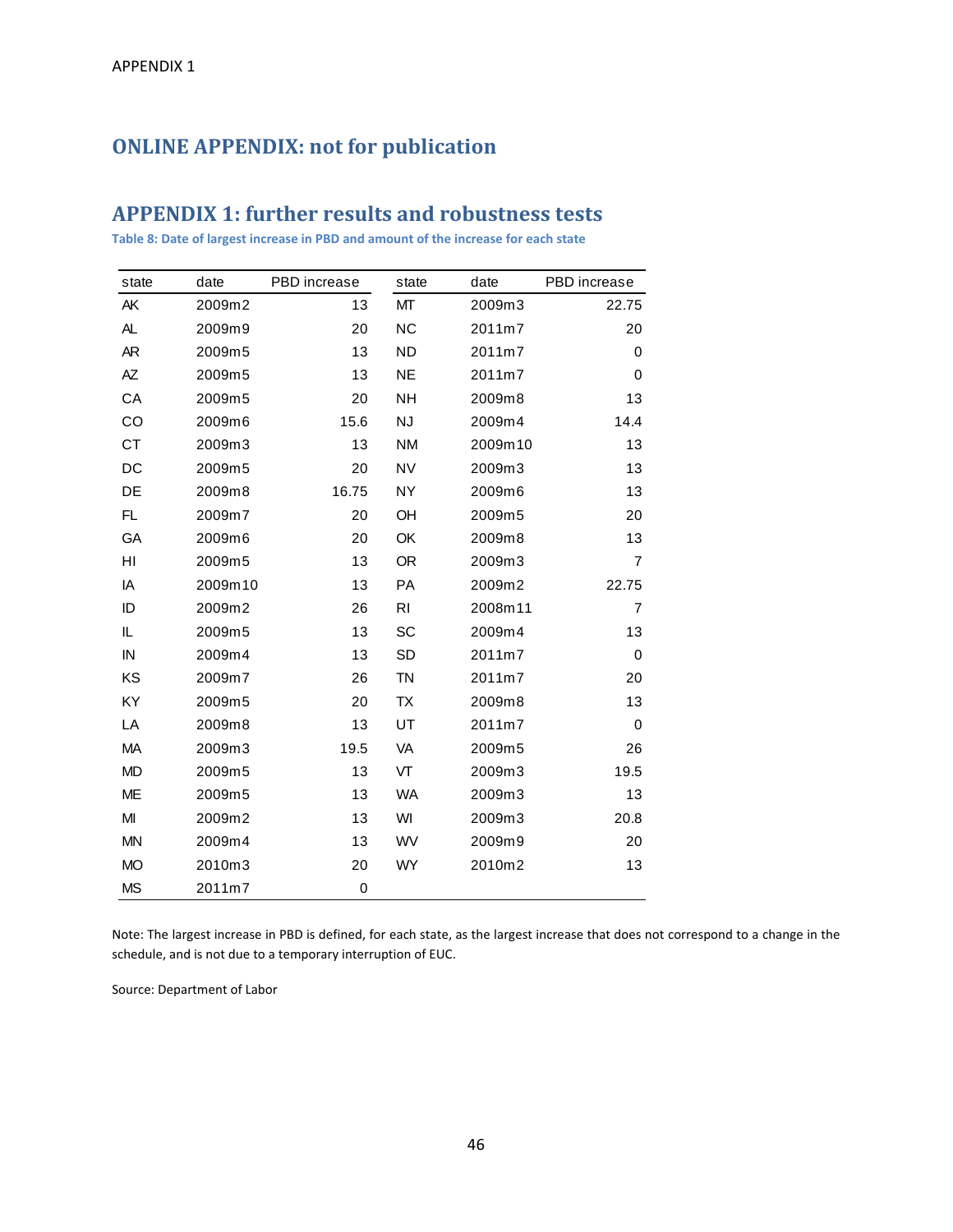APPENDIX 1

## ONLINE APPENDIX: not for publication

## APPENDIX 1: further results and robustness tests

Table 8: Date of largest increase in PBD and amount of the increase for each state

| state | date | PBD increase | state | date | PBD increase |
|---|---|---|---|---|---|
| AK | 2009m2 | 13 | MT | 2009m3 | 22.75 |
| AL | 2009m9 | 20 | NC | 2011m7 | 20 |
| AR | 2009m5 | 13 | ND | 2011m7 | 0 |
| AZ | 2009m5 | 13 | NE | 2011m7 | 0 |
| CA | 2009m5 | 20 | NH | 2009m8 | 13 |
| CO | 2009m6 | 15.6 | NJ | 2009m4 | 14.4 |
| CT | 2009m3 | 13 | NM | 2009m10 | 13 |
| DC | 2009m5 | 20 | NV | 2009m3 | 13 |
| DE | 2009m8 | 16.75 | NY | 2009m6 | 13 |
| FL | 2009m7 | 20 | OH | 2009m5 | 20 |
| GA | 2009m6 | 20 | OK | 2009m8 | 13 |
| HI | 2009m5 | 13 | OR | 2009m3 | 7 |
| IA | 2009m10 | 13 | PA | 2009m2 | 22.75 |
| ID | 2009m2 | 26 | RI | 2008m11 | 7 |
| IL | 2009m5 | 13 | SC | 2009m4 | 13 |
| IN | 2009m4 | 13 | SD | 2011m7 | 0 |
| KS | 2009m7 | 26 | TN | 2011m7 | 20 |
| KY | 2009m5 | 20 | TX | 2009m8 | 13 |
| LA | 2009m8 | 13 | UT | 2011m7 | 0 |
| MA | 2009m3 | 19.5 | VA | 2009m5 | 26 |
| MD | 2009m5 | 13 | VT | 2009m3 | 19.5 |
| ME | 2009m5 | 13 | WA | 2009m3 | 13 |
| MI | 2009m2 | 13 | WI | 2009m3 | 20.8 |
| MN | 2009m4 | 13 | WV | 2009m9 | 20 |
| MO | 2010m3 | 20 | WY | 2010m2 | 13 |
| MS | 2011m7 | 0 | | | |

Note: The largest increase in PBD is defined, for each state, as the largest increase that does not correspond to a change in the schedule, and is not due to a temporary interruption of EUC.

Source: Department of Labor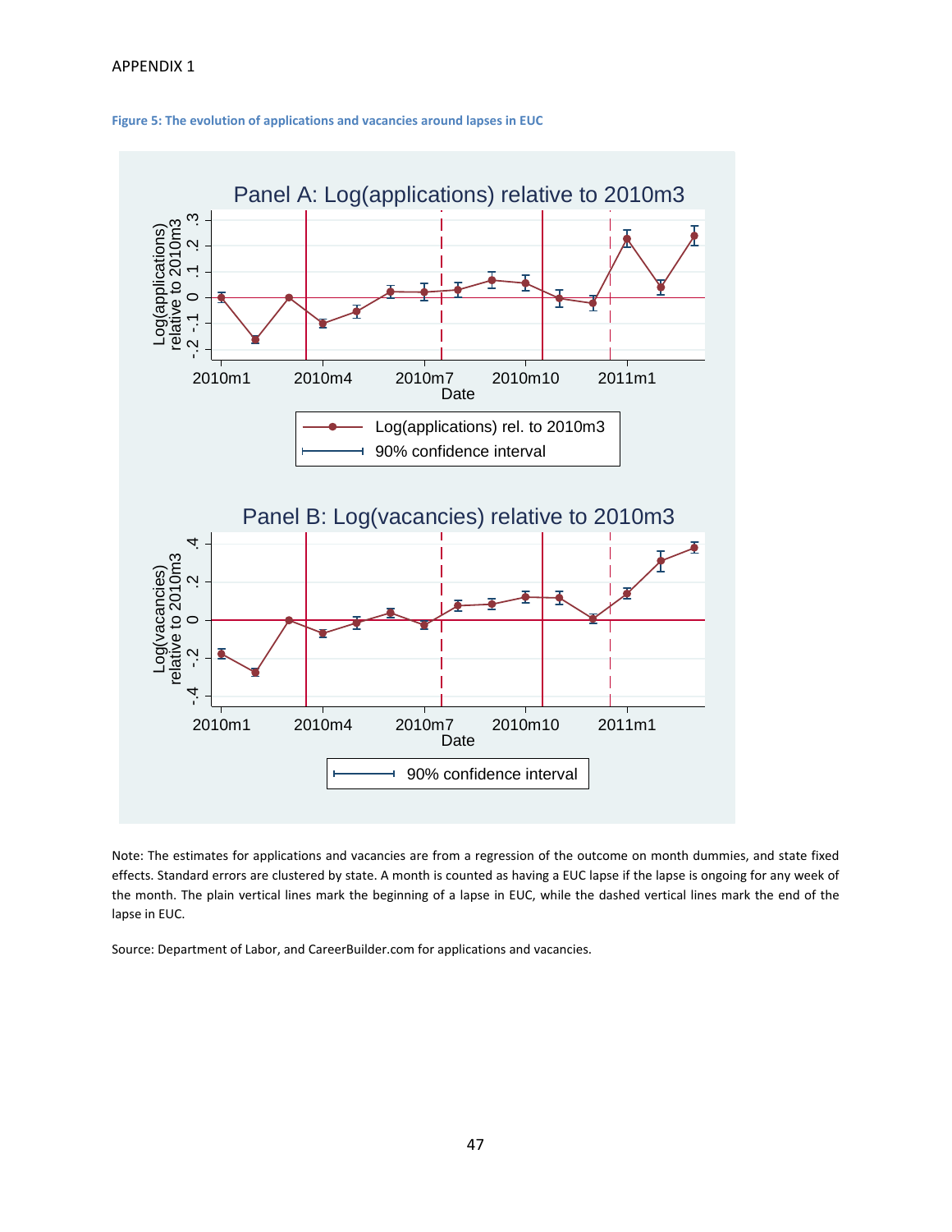APPENDIX 1

**Figure 5: The evolution of applications and vacancies around lapses in EUC**

Panel A: Log(applications) relative to 2010m3

Log(applications) relative to 2010m3

-.2 -.1 0 .1 .2 .3

2010m1 2010m4 2010m7 2010m10 2011m1

Date

Log(applications) rel. to 2010m3

90% confidence interval

Panel B: Log(vacancies) relative to 2010m3

Log(vacancies) relative to 2010m3

-.4 -.2 0 .2 .4

2010m1 2010m4 2010m7 2010m10 2011m1

Date

90% confidence interval

Note: The estimates for applications and vacancies are from a regression of the outcome on month dummies, and state fixed effects. Standard errors are clustered by state. A month is counted as having a EUC lapse if the lapse is ongoing for any week of the month. The plain vertical lines mark the beginning of a lapse in EUC, while the dashed vertical lines mark the end of the lapse in EUC.

Source: Department of Labor, and CareerBuilder.com for applications and vacancies.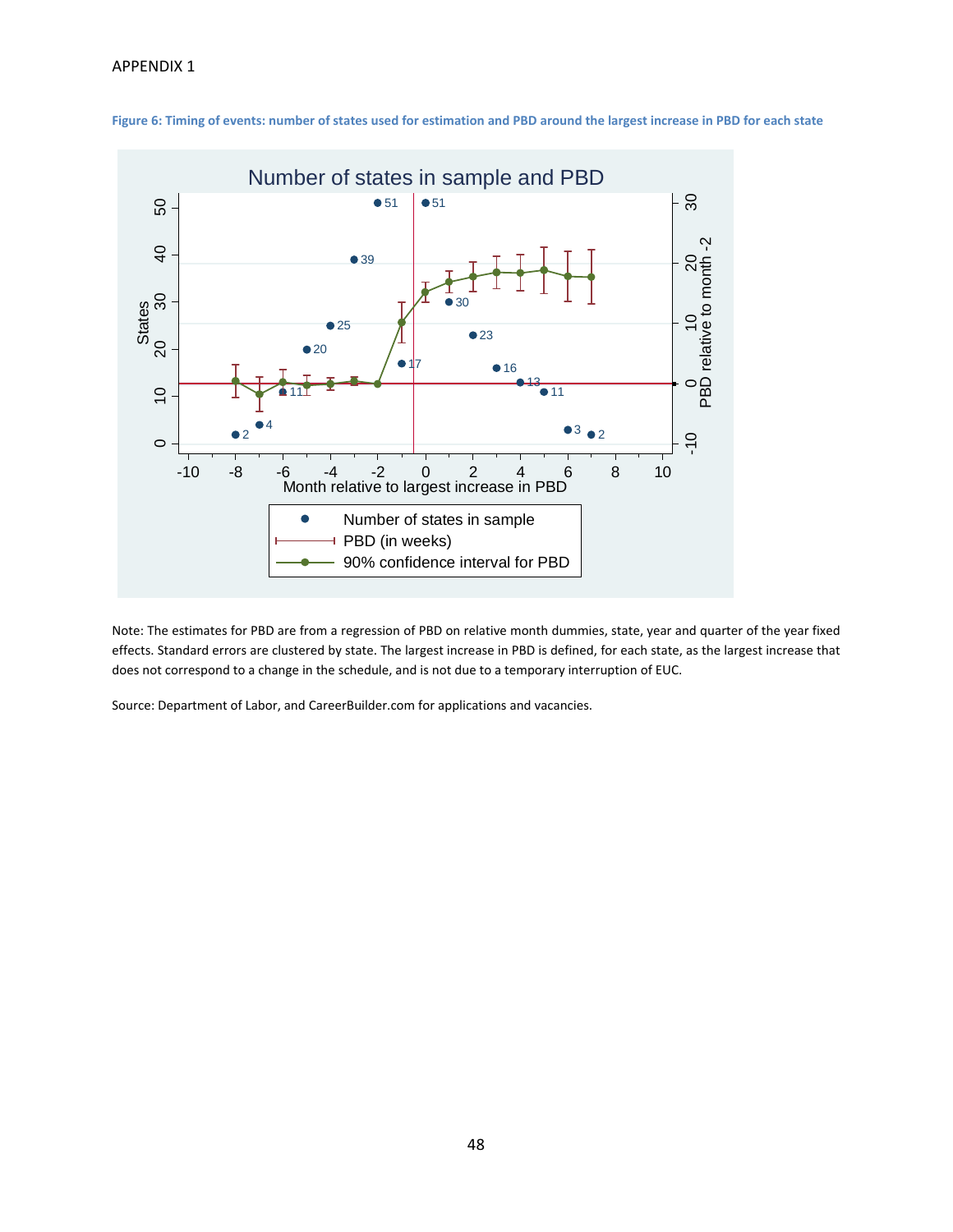APPENDIX 1

**Figure 6: Timing of events: number of states used for estimation and PBD around the largest increase in PBD for each state**

Number of states in sample and PBD

States

0
10
20
30
40
50

PBD relative to month -2

-10
0
10
20
30

Month relative to largest increase in PBD

-10
-8
-6
-4
-2
0
2
4
6
8
10

2
4
11
20
25
39
51
17
51
30
23
16
13
11
3
2

Number of states in sample

PBD (in weeks)

90% confidence interval for PBD

Note: The estimates for PBD are from a regression of PBD on relative month dummies, state, year and quarter of the year fixed effects. Standard errors are clustered by state. The largest increase in PBD is defined, for each state, as the largest increase that does not correspond to a change in the schedule, and is not due to a temporary interruption of EUC.

Source: Department of Labor, and CareerBuilder.com for applications and vacancies.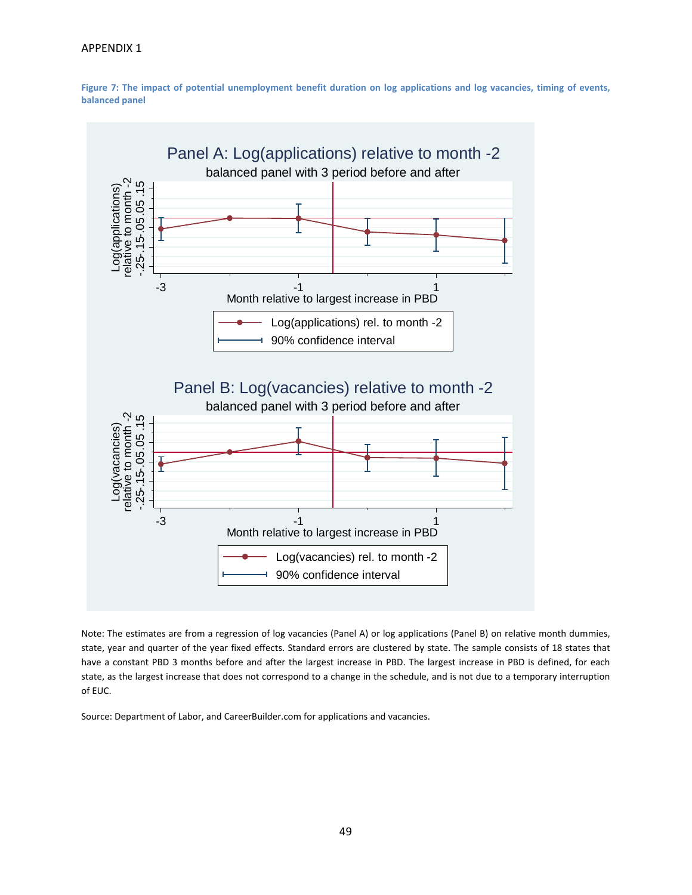APPENDIX 1

**Figure 7: The impact of potential unemployment benefit duration on log applications and log vacancies, timing of events, balanced panel**

Panel A: Log(applications) relative to month -2

balanced panel with 3 period before and after

Log(applications) relative to month -2

-.25-.15-.05.05.15

-3

-1

1

Month relative to largest increase in PBD

Log(applications) rel. to month -2

90% confidence interval

Panel B: Log(vacancies) relative to month -2

balanced panel with 3 period before and after

Log(vacancies) relative to month -2

-.25-.15-.05.05.15

-3

-1

1

Month relative to largest increase in PBD

Log(vacancies) rel. to month -2

90% confidence interval

Note: The estimates are from a regression of log vacancies (Panel A) or log applications (Panel B) on relative month dummies, state, year and quarter of the year fixed effects. Standard errors are clustered by state. The sample consists of 18 states that have a constant PBD 3 months before and after the largest increase in PBD. The largest increase in PBD is defined, for each state, as the largest increase that does not correspond to a change in the schedule, and is not due to a temporary interruption of EUC.

Source: Department of Labor, and CareerBuilder.com for applications and vacancies.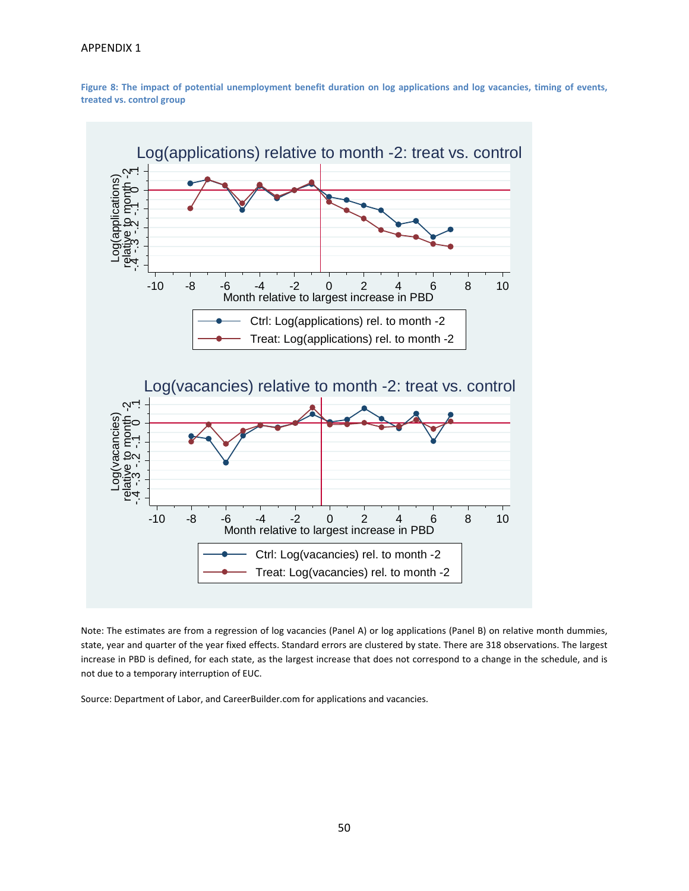APPENDIX 1

**Figure 8: The impact of potential unemployment benefit duration on log applications and log vacancies, timing of events, treated vs. control group**

Log(applications) relative to month -2: treat vs. control

Log(applications) relative to month -2

-.4 -.3 -.2 -.1 0 .1

-10 -8 -6 -4 -2 0 2 4 6 8 10

Month relative to largest increase in PBD

Ctrl: Log(applications) rel. to month -2

Treat: Log(applications) rel. to month -2

Log(vacancies) relative to month -2: treat vs. control

Log(vacancies) relative to month -2

-.4 -.3 -.2 -.1 0 .1

-10 -8 -6 -4 -2 0 2 4 6 8 10

Month relative to largest increase in PBD

Ctrl: Log(vacancies) rel. to month -2

Treat: Log(vacancies) rel. to month -2

Note: The estimates are from a regression of log vacancies (Panel A) or log applications (Panel B) on relative month dummies, state, year and quarter of the year fixed effects. Standard errors are clustered by state. There are 318 observations. The largest increase in PBD is defined, for each state, as the largest increase that does not correspond to a change in the schedule, and is not due to a temporary interruption of EUC.

Source: Department of Labor, and CareerBuilder.com for applications and vacancies.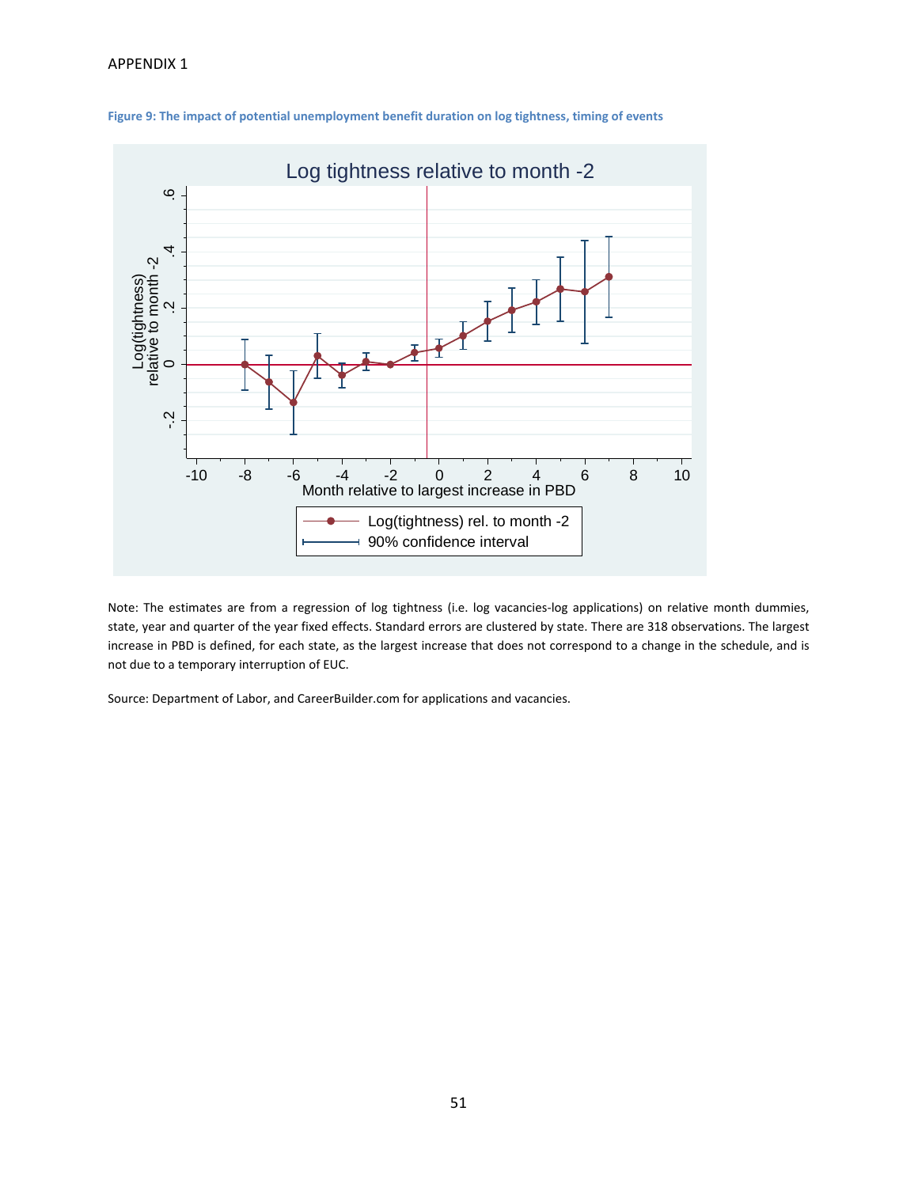APPENDIX 1

**Figure 9: The impact of potential unemployment benefit duration on log tightness, timing of events**

Log tightness relative to month -2

Log(tightness) relative to month -2

.6
.4
.2
0
-.2

-10 -8 -6 -4 -2 0 2 4 6 8 10

Month relative to largest increase in PBD

Log(tightness) rel. to month -2

90% confidence interval

Note: The estimates are from a regression of log tightness (i.e. log vacancies-log applications) on relative month dummies, state, year and quarter of the year fixed effects. Standard errors are clustered by state. There are 318 observations. The largest increase in PBD is defined, for each state, as the largest increase that does not correspond to a change in the schedule, and is not due to a temporary interruption of EUC.

Source: Department of Labor, and CareerBuilder.com for applications and vacancies.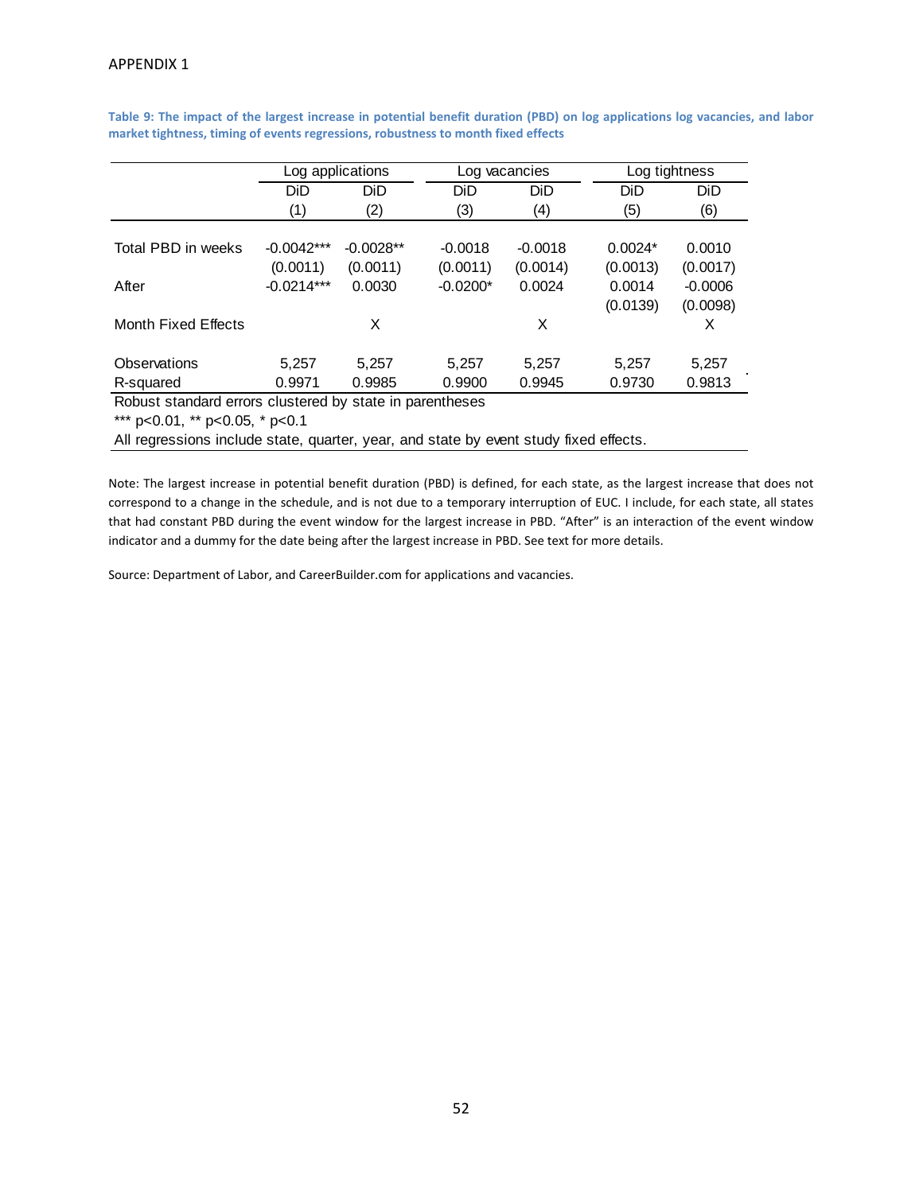APPENDIX 1

**Table 9: The impact of the largest increase in potential benefit duration (PBD) on log applications log vacancies, and labor market tightness, timing of events regressions, robustness to month fixed effects**

| | Log applications | | Log vacancies | | Log tightness | |
|---|---|---|---|---|---|---|
| | DiD | DiD | DiD | DiD | DiD | DiD |
| | (1) | (2) | (3) | (4) | (5) | (6) |
| Total PBD in weeks | -0.0042*** | -0.0028** | -0.0018 | -0.0018 | 0.0024* | 0.0010 |
| | (0.0011) | (0.0011) | (0.0011) | (0.0014) | (0.0013) | (0.0017) |
| After | -0.0214*** | 0.0030 | -0.0200* | 0.0024 | 0.0014 | -0.0006 |
| | | | | | (0.0139) | (0.0098) |
| Month Fixed Effects | | X | | X | | X |
| Observations | 5,257 | 5,257 | 5,257 | 5,257 | 5,257 | 5,257 |
| R-squared | 0.9971 | 0.9985 | 0.9900 | 0.9945 | 0.9730 | 0.9813 |

Robust standard errors clustered by state in parentheses

*** p<0.01, ** p<0.05, * p<0.1

All regressions include state, quarter, year, and state by event study fixed effects.

Note: The largest increase in potential benefit duration (PBD) is defined, for each state, as the largest increase that does not correspond to a change in the schedule, and is not due to a temporary interruption of EUC. I include, for each state, all states that had constant PBD during the event window for the largest increase in PBD. "After" is an interaction of the event window indicator and a dummy for the date being after the largest increase in PBD. See text for more details.

Source: Department of Labor, and CareerBuilder.com for applications and vacancies.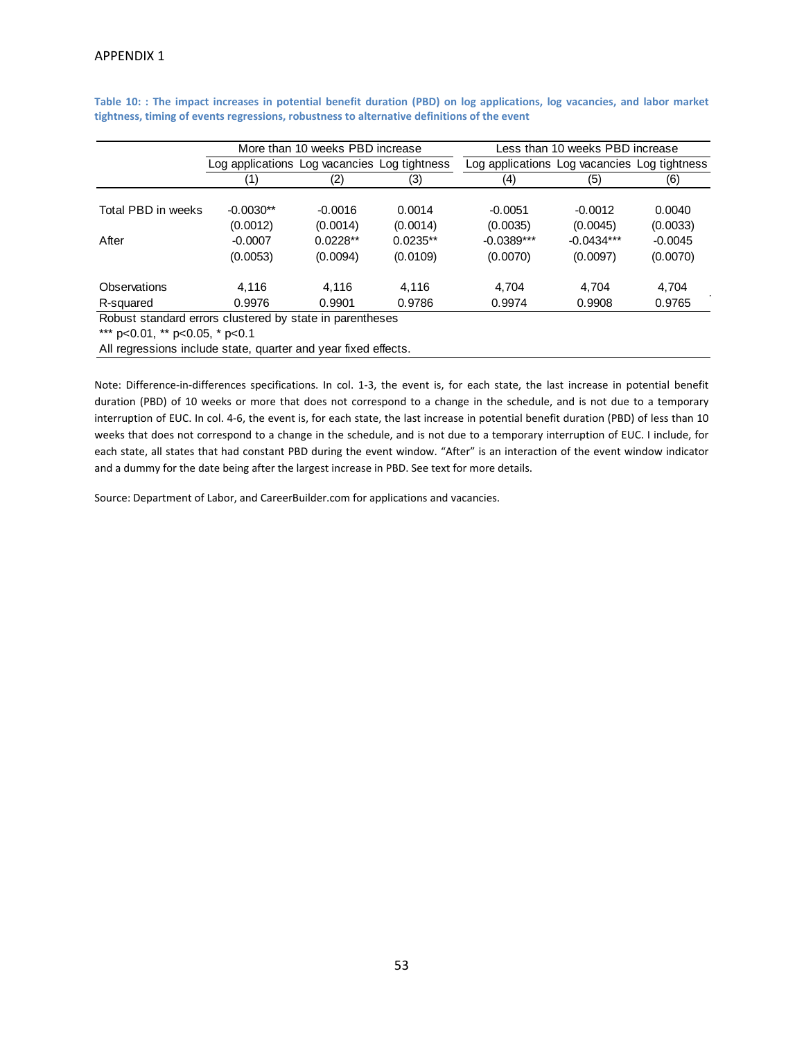APPENDIX 1

**Table 10: : The impact increases in potential benefit duration (PBD) on log applications, log vacancies, and labor market tightness, timing of events regressions, robustness to alternative definitions of the event**

| | More than 10 weeks PBD increase | | | Less than 10 weeks PBD increase | | |
|---|---|---|---|---|---|---|
| | Log applications | Log vacancies | Log tightness | Log applications | Log vacancies | Log tightness |
| | (1) | (2) | (3) | (4) | (5) | (6) |
| Total PBD in weeks | -0.0030** | -0.0016 | 0.0014 | -0.0051 | -0.0012 | 0.0040 |
| | (0.0012) | (0.0014) | (0.0014) | (0.0035) | (0.0045) | (0.0033) |
| After | -0.0007 | 0.0228** | 0.0235** | -0.0389*** | -0.0434*** | -0.0045 |
| | (0.0053) | (0.0094) | (0.0109) | (0.0070) | (0.0097) | (0.0070) |
| Observations | 4,116 | 4,116 | 4,116 | 4,704 | 4,704 | 4,704 |
| R-squared | 0.9976 | 0.9901 | 0.9786 | 0.9974 | 0.9908 | 0.9765 |

Robust standard errors clustered by state in parentheses

*** p<0.01, ** p<0.05, * p<0.1

All regressions include state, quarter and year fixed effects.

Note: Difference-in-differences specifications. In col. 1-3, the event is, for each state, the last increase in potential benefit duration (PBD) of 10 weeks or more that does not correspond to a change in the schedule, and is not due to a temporary interruption of EUC. In col. 4-6, the event is, for each state, the last increase in potential benefit duration (PBD) of less than 10 weeks that does not correspond to a change in the schedule, and is not due to a temporary interruption of EUC. I include, for each state, all states that had constant PBD during the event window. "After" is an interaction of the event window indicator and a dummy for the date being after the largest increase in PBD. See text for more details.

Source: Department of Labor, and CareerBuilder.com for applications and vacancies.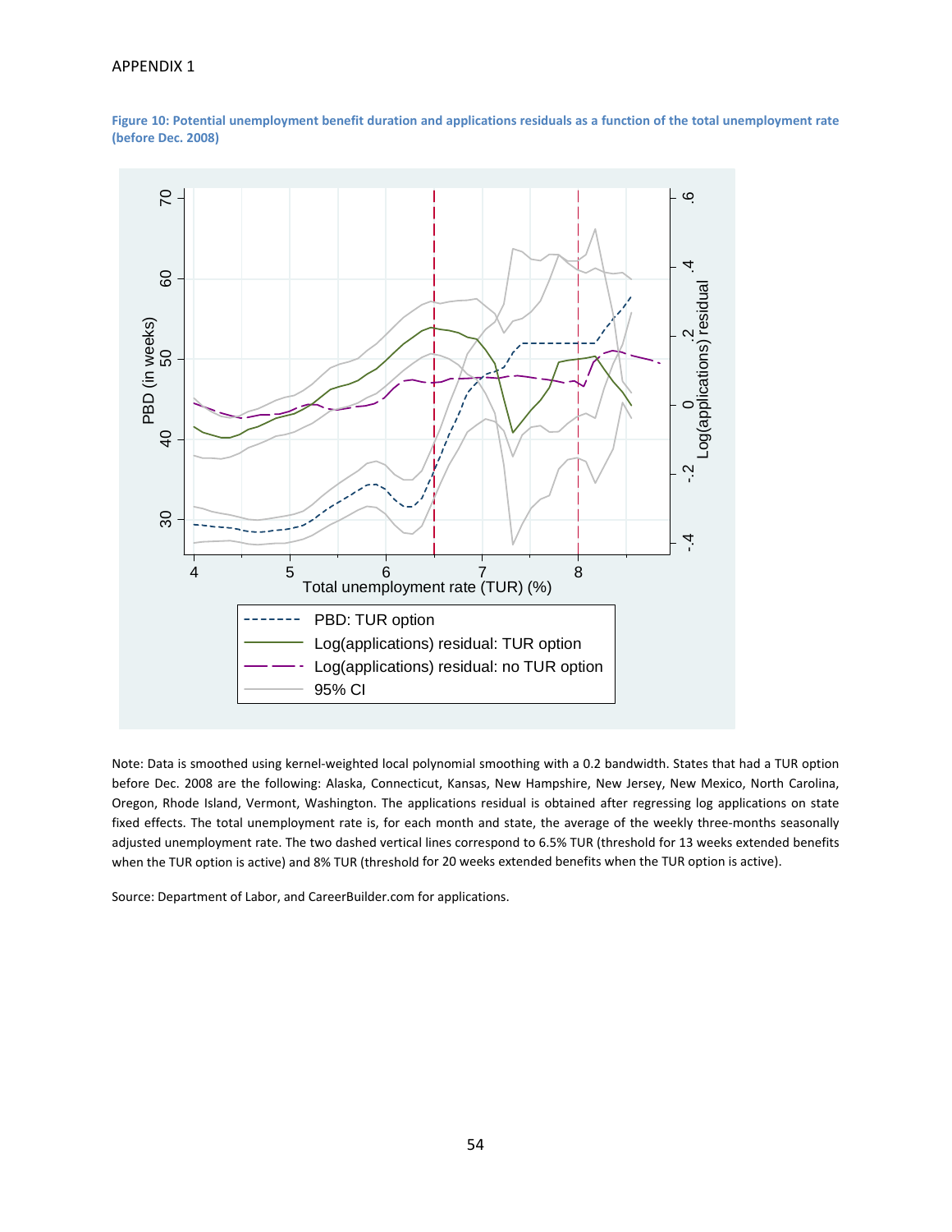APPENDIX 1

**Figure 10: Potential unemployment benefit duration and applications residuals as a function of the total unemployment rate (before Dec. 2008)**

PBD (in weeks)

30
40
50
60
70

Log(applications) residual

-.4
-.2
0
.2
.4
.6

4
5
6
7
8

Total unemployment rate (TUR) (%)

PBD: TUR option

Log(applications) residual: TUR option

Log(applications) residual: no TUR option

95% CI

Note: Data is smoothed using kernel-weighted local polynomial smoothing with a 0.2 bandwidth. States that had a TUR option before Dec. 2008 are the following: Alaska, Connecticut, Kansas, New Hampshire, New Jersey, New Mexico, North Carolina, Oregon, Rhode Island, Vermont, Washington. The applications residual is obtained after regressing log applications on state fixed effects. The total unemployment rate is, for each month and state, the average of the weekly three-months seasonally adjusted unemployment rate. The two dashed vertical lines correspond to 6.5% TUR (threshold for 13 weeks extended benefits when the TUR option is active) and 8% TUR (threshold for 20 weeks extended benefits when the TUR option is active).

Source: Department of Labor, and CareerBuilder.com for applications.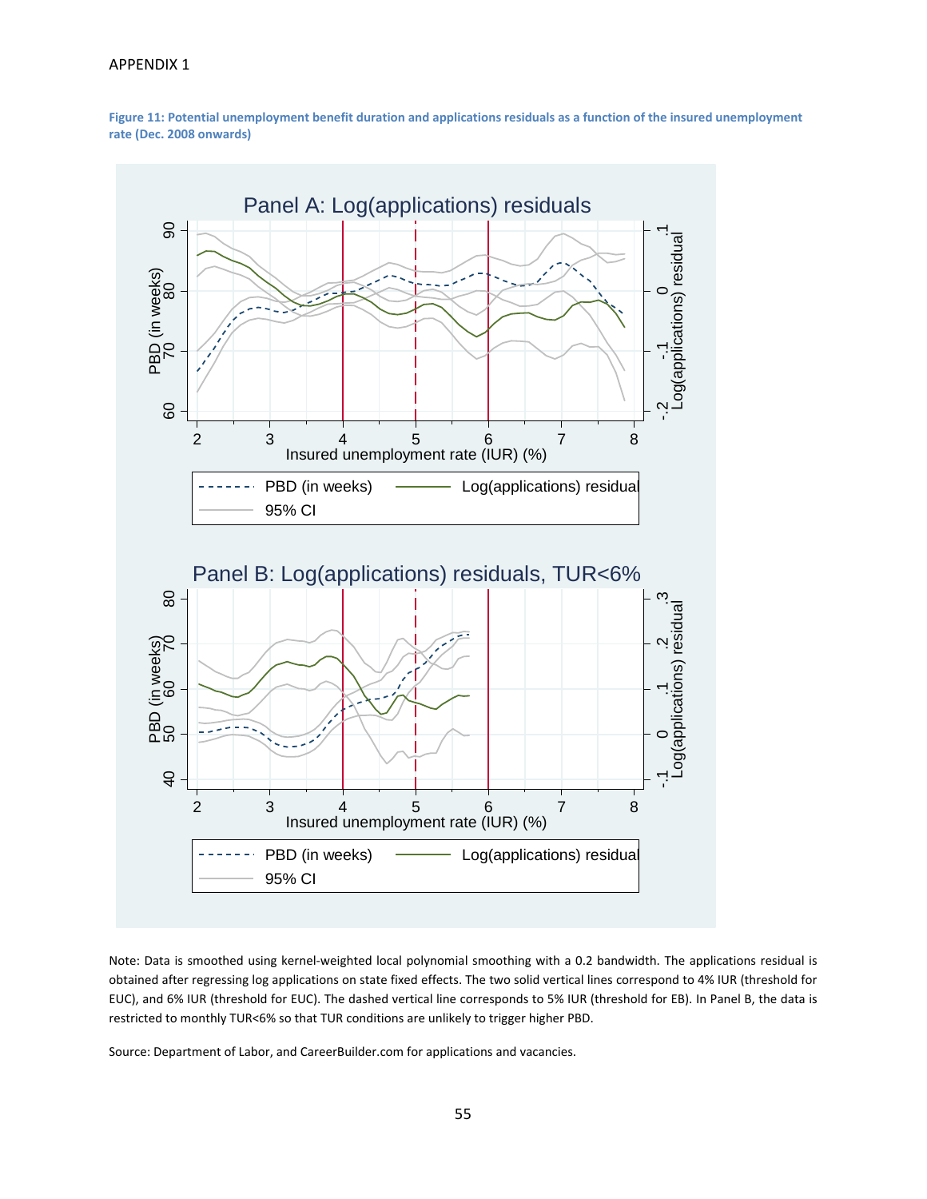APPENDIX 1

**Figure 11: Potential unemployment benefit duration and applications residuals as a function of the insured unemployment rate (Dec. 2008 onwards)**

Panel A: Log(applications) residuals

PBD (in weeks)

60
70
80
90

Log(applications) residual

-.2
-.1
0
.1

2 3 4 5 6 7 8

Insured unemployment rate (IUR) (%)

PBD (in weeks)
Log(applications) residual
95% CI

Panel B: Log(applications) residuals, TUR<6%

PBD (in weeks)

40
50
60
70
80

Log(applications) residual

-.1
0
.1
.2
.3

2 3 4 5 6 7 8

Insured unemployment rate (IUR) (%)

PBD (in weeks)
Log(applications) residual
95% CI

Note: Data is smoothed using kernel-weighted local polynomial smoothing with a 0.2 bandwidth. The applications residual is obtained after regressing log applications on state fixed effects. The two solid vertical lines correspond to 4% IUR (threshold for EUC), and 6% IUR (threshold for EUC). The dashed vertical line corresponds to 5% IUR (threshold for EB). In Panel B, the data is restricted to monthly TUR<6% so that TUR conditions are unlikely to trigger higher PBD.

Source: Department of Labor, and CareerBuilder.com for applications and vacancies.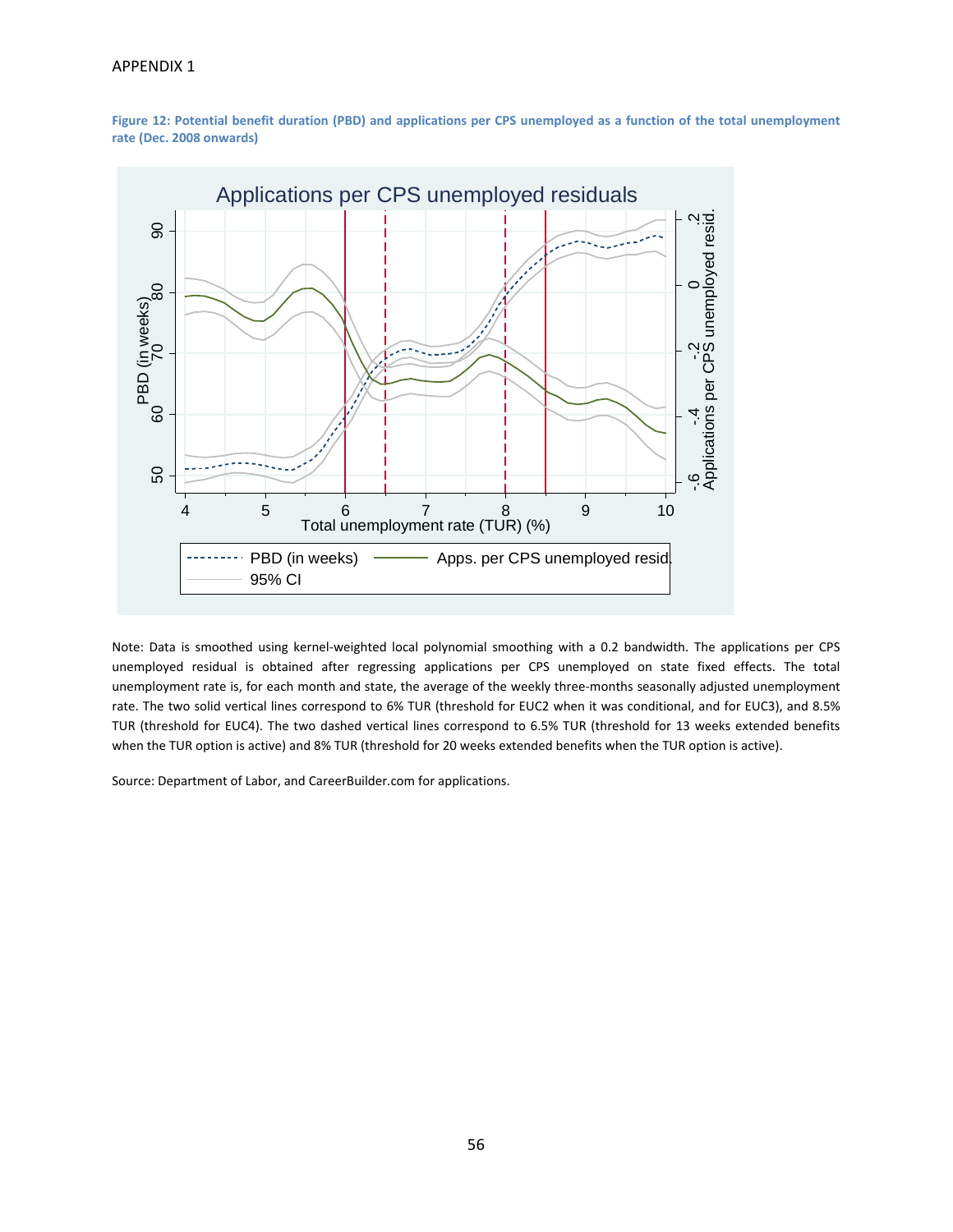APPENDIX 1

**Figure 12: Potential benefit duration (PBD) and applications per CPS unemployed as a function of the total unemployment rate (Dec. 2008 onwards)**

Note: Data is smoothed using kernel-weighted local polynomial smoothing with a 0.2 bandwidth. The applications per CPS unemployed residual is obtained after regressing applications per CPS unemployed on state fixed effects. The total unemployment rate is, for each month and state, the average of the weekly three-months seasonally adjusted unemployment rate. The two solid vertical lines correspond to 6% TUR (threshold for EUC2 when it was conditional, and for EUC3), and 8.5% TUR (threshold for EUC4). The two dashed vertical lines correspond to 6.5% TUR (threshold for 13 weeks extended benefits when the TUR option is active) and 8% TUR (threshold for 20 weeks extended benefits when the TUR option is active).

Source: Department of Labor, and CareerBuilder.com for applications.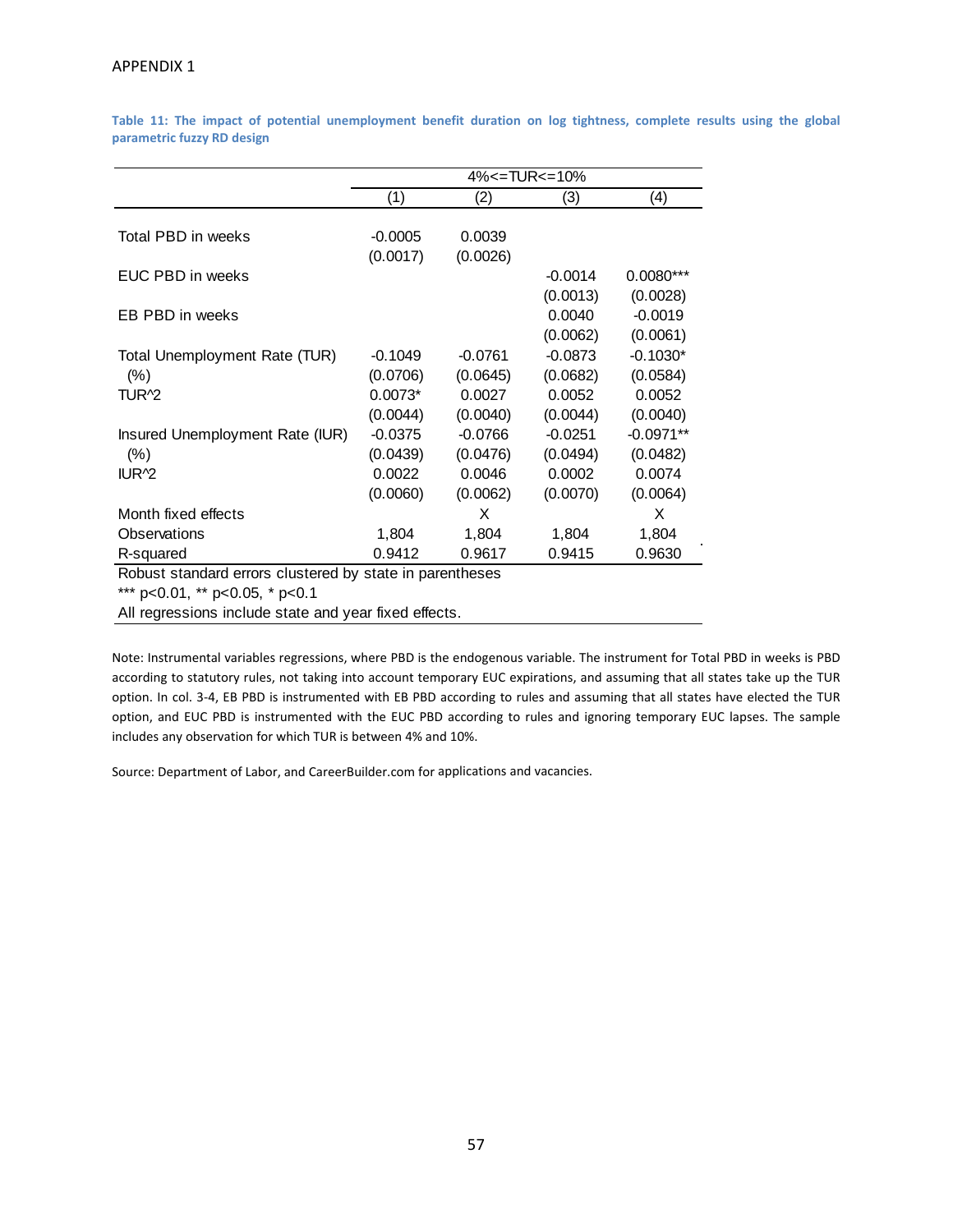APPENDIX 1

**Table 11: The impact of potential unemployment benefit duration on log tightness, complete results using the global parametric fuzzy RD design**

| | 4%<=TUR<=10% | | | |
|---|---|---|---|---|
| | (1) | (2) | (3) | (4) |
| Total PBD in weeks | -0.0005 | 0.0039 | | |
| | (0.0017) | (0.0026) | | |
| EUC PBD in weeks | | | -0.0014 | 0.0080*** |
| | | | (0.0013) | (0.0028) |
| EB PBD in weeks | | | 0.0040 | -0.0019 |
| | | | (0.0062) | (0.0061) |
| Total Unemployment Rate (TUR) | -0.1049 | -0.0761 | -0.0873 | -0.1030* |
| (%) | (0.0706) | (0.0645) | (0.0682) | (0.0584) |
| TUR^2 | 0.0073* | 0.0027 | 0.0052 | 0.0052 |
| | (0.0044) | (0.0040) | (0.0044) | (0.0040) |
| Insured Unemployment Rate (IUR) | -0.0375 | -0.0766 | -0.0251 | -0.0971** |
| (%) | (0.0439) | (0.0476) | (0.0494) | (0.0482) |
| IUR^2 | 0.0022 | 0.0046 | 0.0002 | 0.0074 |
| | (0.0060) | (0.0062) | (0.0070) | (0.0064) |
| Month fixed effects | | X | | X |
| Observations | 1,804 | 1,804 | 1,804 | 1,804 |
| R-squared | 0.9412 | 0.9617 | 0.9415 | 0.9630 |

Robust standard errors clustered by state in parentheses
*** p<0.01, ** p<0.05, * p<0.1
All regressions include state and year fixed effects.

Note: Instrumental variables regressions, where PBD is the endogenous variable. The instrument for Total PBD in weeks is PBD according to statutory rules, not taking into account temporary EUC expirations, and assuming that all states take up the TUR option. In col. 3-4, EB PBD is instrumented with EB PBD according to rules and assuming that all states have elected the TUR option, and EUC PBD is instrumented with the EUC PBD according to rules and ignoring temporary EUC lapses. The sample includes any observation for which TUR is between 4% and 10%.

Source: Department of Labor, and CareerBuilder.com for applications and vacancies.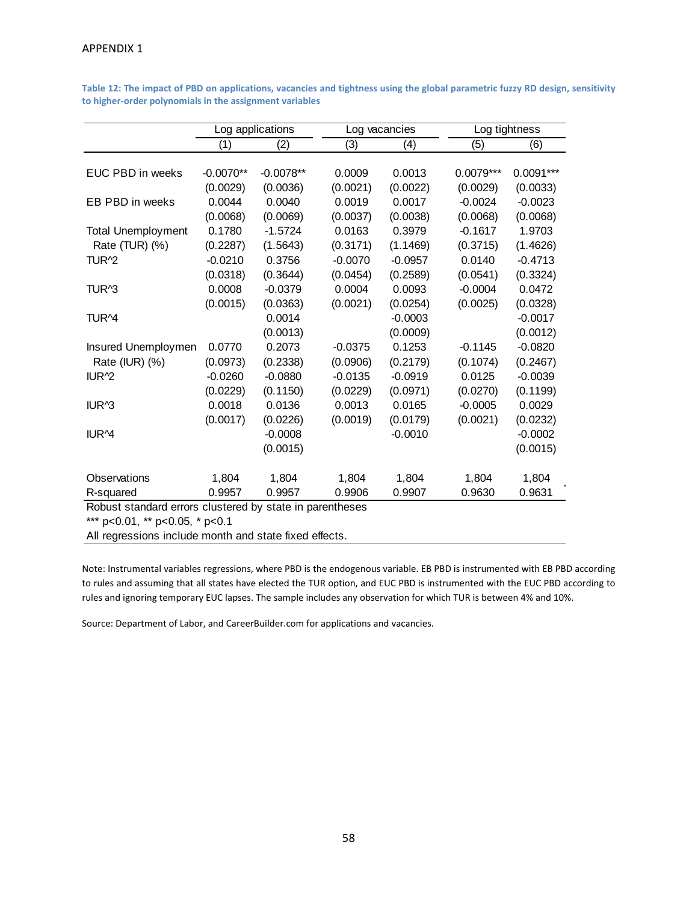APPENDIX 1

**Table 12: The impact of PBD on applications, vacancies and tightness using the global parametric fuzzy RD design, sensitivity to higher-order polynomials in the assignment variables**

| | Log applications | | Log vacancies | | Log tightness | |
|---|---|---|---|---|---|---|
| | (1) | (2) | (3) | (4) | (5) | (6) |
| EUC PBD in weeks | -0.0070** | -0.0078** | 0.0009 | 0.0013 | 0.0079*** | 0.0091*** |
| | (0.0029) | (0.0036) | (0.0021) | (0.0022) | (0.0029) | (0.0033) |
| EB PBD in weeks | 0.0044 | 0.0040 | 0.0019 | 0.0017 | -0.0024 | -0.0023 |
| | (0.0068) | (0.0069) | (0.0037) | (0.0038) | (0.0068) | (0.0068) |
| Total Unemployment Rate (TUR) (%) | 0.1780 | -1.5724 | 0.0163 | 0.3979 | -0.1617 | 1.9703 |
| | (0.2287) | (1.5643) | (0.3171) | (1.1469) | (0.3715) | (1.4626) |
| TUR^2 | -0.0210 | 0.3756 | -0.0070 | -0.0957 | 0.0140 | -0.4713 |
| | (0.0318) | (0.3644) | (0.0454) | (0.2589) | (0.0541) | (0.3324) |
| TUR^3 | 0.0008 | -0.0379 | 0.0004 | 0.0093 | -0.0004 | 0.0472 |
| | (0.0015) | (0.0363) | (0.0021) | (0.0254) | (0.0025) | (0.0328) |
| TUR^4 | | 0.0014 | | -0.0003 | | -0.0017 |
| | | (0.0013) | | (0.0009) | | (0.0012) |
| Insured Unemploymen Rate (IUR) (%) | 0.0770 | 0.2073 | -0.0375 | 0.1253 | -0.1145 | -0.0820 |
| | (0.0973) | (0.2338) | (0.0906) | (0.2179) | (0.1074) | (0.2467) |
| IUR^2 | -0.0260 | -0.0880 | -0.0135 | -0.0919 | 0.0125 | -0.0039 |
| | (0.0229) | (0.1150) | (0.0229) | (0.0971) | (0.0270) | (0.1199) |
| IUR^3 | 0.0018 | 0.0136 | 0.0013 | 0.0165 | -0.0005 | 0.0029 |
| | (0.0017) | (0.0226) | (0.0019) | (0.0179) | (0.0021) | (0.0232) |
| IUR^4 | | -0.0008 | | -0.0010 | | -0.0002 |
| | | (0.0015) | | | | (0.0015) |
| Observations | 1,804 | 1,804 | 1,804 | 1,804 | 1,804 | 1,804 |
| R-squared | 0.9957 | 0.9957 | 0.9906 | 0.9907 | 0.9630 | 0.9631 |

Robust standard errors clustered by state in parentheses

*** p<0.01, ** p<0.05, * p<0.1

All regressions include month and state fixed effects.

Note: Instrumental variables regressions, where PBD is the endogenous variable. EB PBD is instrumented with EB PBD according to rules and assuming that all states have elected the TUR option, and EUC PBD is instrumented with the EUC PBD according to rules and ignoring temporary EUC lapses. The sample includes any observation for which TUR is between 4% and 10%.

Source: Department of Labor, and CareerBuilder.com for applications and vacancies.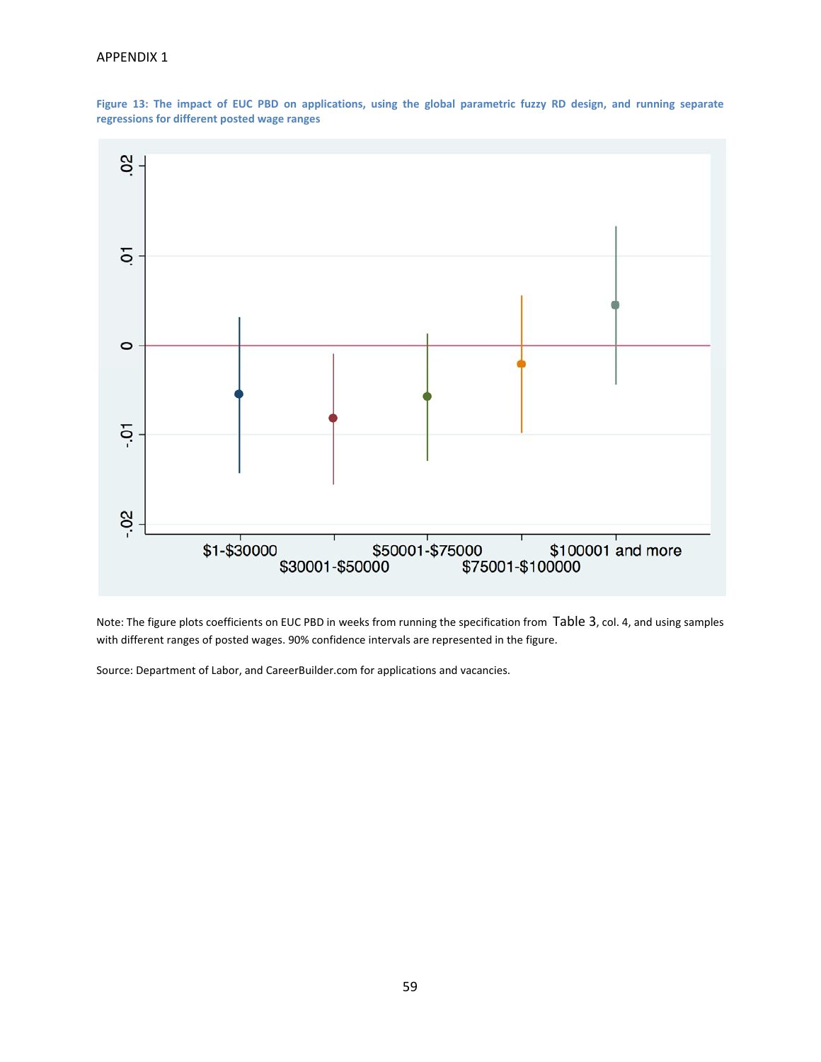APPENDIX 1

**Figure 13: The impact of EUC PBD on applications, using the global parametric fuzzy RD design, and running separate regressions for different posted wage ranges**

.02
.01
0
-.01
-.02

$1-$30000
$30001-$50000
$50001-$75000
$75001-$100000
$100001 and more

Note: The figure plots coefficients on EUC PBD in weeks from running the specification from Table 3, col. 4, and using samples with different ranges of posted wages. 90% confidence intervals are represented in the figure.

Source: Department of Labor, and CareerBuilder.com for applications and vacancies.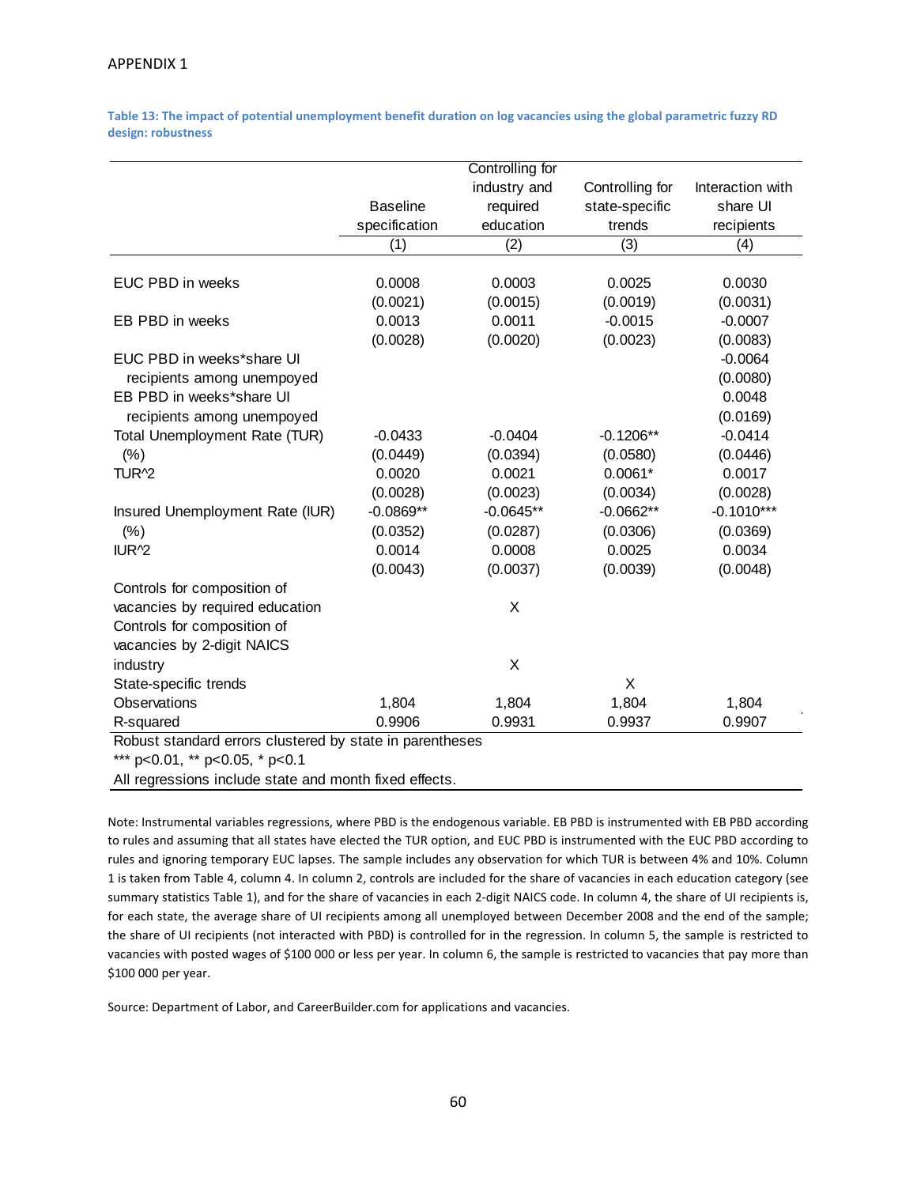APPENDIX 1

**Table 13: The impact of potential unemployment benefit duration on log vacancies using the global parametric fuzzy RD design: robustness**

| | Baseline specification | Controlling for industry and required education | Controlling for state-specific trends | Interaction with share UI recipients |
|---|---|---|---|---|
| | (1) | (2) | (3) | (4) |
| EUC PBD in weeks | 0.0008 | 0.0003 | 0.0025 | 0.0030 |
| | (0.0021) | (0.0015) | (0.0019) | (0.0031) |
| EB PBD in weeks | 0.0013 | 0.0011 | -0.0015 | -0.0007 |
| | (0.0028) | (0.0020) | (0.0023) | (0.0083) |
| EUC PBD in weeks*share UI recipients among unempoyed | | | | -0.0064 |
| | | | | (0.0080) |
| EB PBD in weeks*share UI recipients among unempoyed | | | | 0.0048 |
| | | | | (0.0169) |
| Total Unemployment Rate (TUR) (%) | -0.0433 | -0.0404 | -0.1206** | -0.0414 |
| | (0.0449) | (0.0394) | (0.0580) | (0.0446) |
| TUR^2 | 0.0020 | 0.0021 | 0.0061* | 0.0017 |
| | (0.0028) | (0.0023) | (0.0034) | (0.0028) |
| Insured Unemployment Rate (IUR) (%) | -0.0869** | -0.0645** | -0.0662** | -0.1010*** |
| | (0.0352) | (0.0287) | (0.0306) | (0.0369) |
| IUR^2 | 0.0014 | 0.0008 | 0.0025 | 0.0034 |
| | (0.0043) | (0.0037) | (0.0039) | (0.0048) |
| Controls for composition of vacancies by required education | | X | | |
| Controls for composition of vacancies by 2-digit NAICS industry | | X | | |
| State-specific trends | | | X | |
| Observations | 1,804 | 1,804 | 1,804 | 1,804 |
| R-squared | 0.9906 | 0.9931 | 0.9937 | 0.9907 |

Robust standard errors clustered by state in parentheses

*** p<0.01, ** p<0.05, * p<0.1

All regressions include state and month fixed effects.

Note: Instrumental variables regressions, where PBD is the endogenous variable. EB PBD is instrumented with EB PBD according to rules and assuming that all states have elected the TUR option, and EUC PBD is instrumented with the EUC PBD according to rules and ignoring temporary EUC lapses. The sample includes any observation for which TUR is between 4% and 10%. Column 1 is taken from Table 4, column 4. In column 2, controls are included for the share of vacancies in each education category (see summary statistics Table 1), and for the share of vacancies in each 2-digit NAICS code. In column 4, the share of UI recipients is, for each state, the average share of UI recipients among all unemployed between December 2008 and the end of the sample; the share of UI recipients (not interacted with PBD) is controlled for in the regression. In column 5, the sample is restricted to vacancies with posted wages of $100 000 or less per year. In column 6, the sample is restricted to vacancies that pay more than $100 000 per year.

Source: Department of Labor, and CareerBuilder.com for applications and vacancies.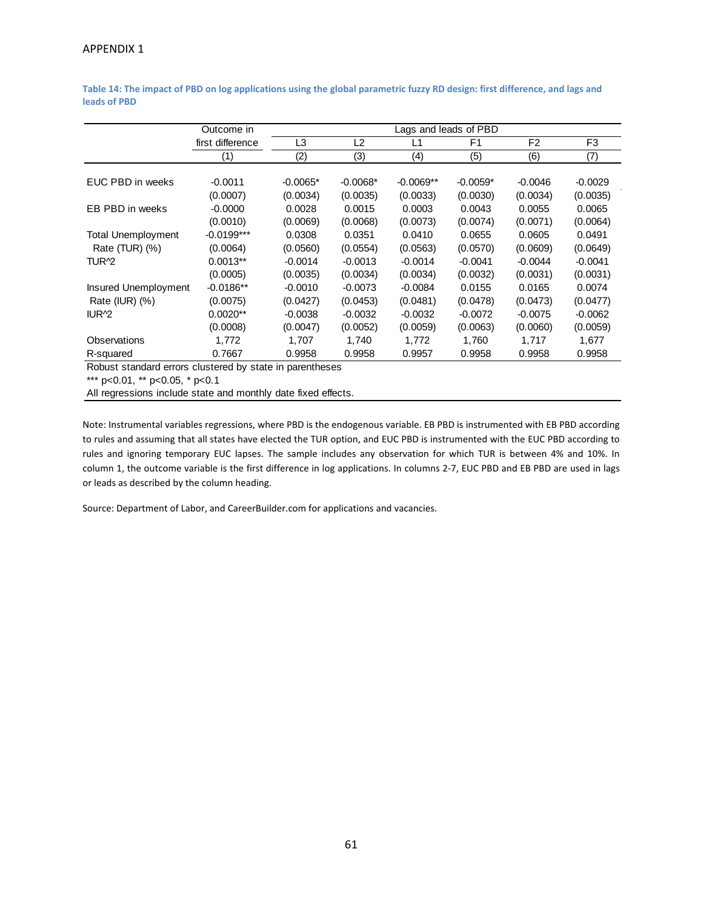APPENDIX 1

**Table 14: The impact of PBD on log applications using the global parametric fuzzy RD design: first difference, and lags and leads of PBD**

| | Outcome in first difference | Lags and leads of PBD | | | | | |
|---|---|---|---|---|---|---|---|
| | | L3 | L2 | L1 | F1 | F2 | F3 |
| | (1) | (2) | (3) | (4) | (5) | (6) | (7) |
| EUC PBD in weeks | -0.0011 | -0.0065* | -0.0068* | -0.0069** | -0.0059* | -0.0046 | -0.0029 |
| | (0.0007) | (0.0034) | (0.0035) | (0.0033) | (0.0030) | (0.0034) | (0.0035) |
| EB PBD in weeks | -0.0000 | 0.0028 | 0.0015 | 0.0003 | 0.0043 | 0.0055 | 0.0065 |
| | (0.0010) | (0.0069) | (0.0068) | (0.0073) | (0.0074) | (0.0071) | (0.0064) |
| Total Unemployment Rate (TUR) (%) | -0.0199*** | 0.0308 | 0.0351 | 0.0410 | 0.0655 | 0.0605 | 0.0491 |
| | (0.0064) | (0.0560) | (0.0554) | (0.0563) | (0.0570) | (0.0609) | (0.0649) |
| TUR^2 | 0.0013** | -0.0014 | -0.0013 | -0.0014 | -0.0041 | -0.0044 | -0.0041 |
| | (0.0005) | (0.0035) | (0.0034) | (0.0034) | (0.0032) | (0.0031) | (0.0031) |
| Insured Unemployment Rate (IUR) (%) | -0.0186** | -0.0010 | -0.0073 | -0.0084 | 0.0155 | 0.0165 | 0.0074 |
| | (0.0075) | (0.0427) | (0.0453) | (0.0481) | (0.0478) | (0.0473) | (0.0477) |
| IUR^2 | 0.0020** | -0.0038 | -0.0032 | -0.0032 | -0.0072 | -0.0075 | -0.0062 |
| | (0.0008) | (0.0047) | (0.0052) | (0.0059) | (0.0063) | (0.0060) | (0.0059) |
| Observations | 1,772 | 1,707 | 1,740 | 1,772 | 1,760 | 1,717 | 1,677 |
| R-squared | 0.7667 | 0.9958 | 0.9958 | 0.9957 | 0.9958 | 0.9958 | 0.9958 |

Robust standard errors clustered by state in parentheses

*** p<0.01, ** p<0.05, * p<0.1

All regressions include state and monthly date fixed effects.

Note: Instrumental variables regressions, where PBD is the endogenous variable. EB PBD is instrumented with EB PBD according to rules and assuming that all states have elected the TUR option, and EUC PBD is instrumented with the EUC PBD according to rules and ignoring temporary EUC lapses. The sample includes any observation for which TUR is between 4% and 10%. In column 1, the outcome variable is the first difference in log applications. In columns 2-7, EUC PBD and EB PBD are used in lags or leads as described by the column heading.

Source: Department of Labor, and CareerBuilder.com for applications and vacancies.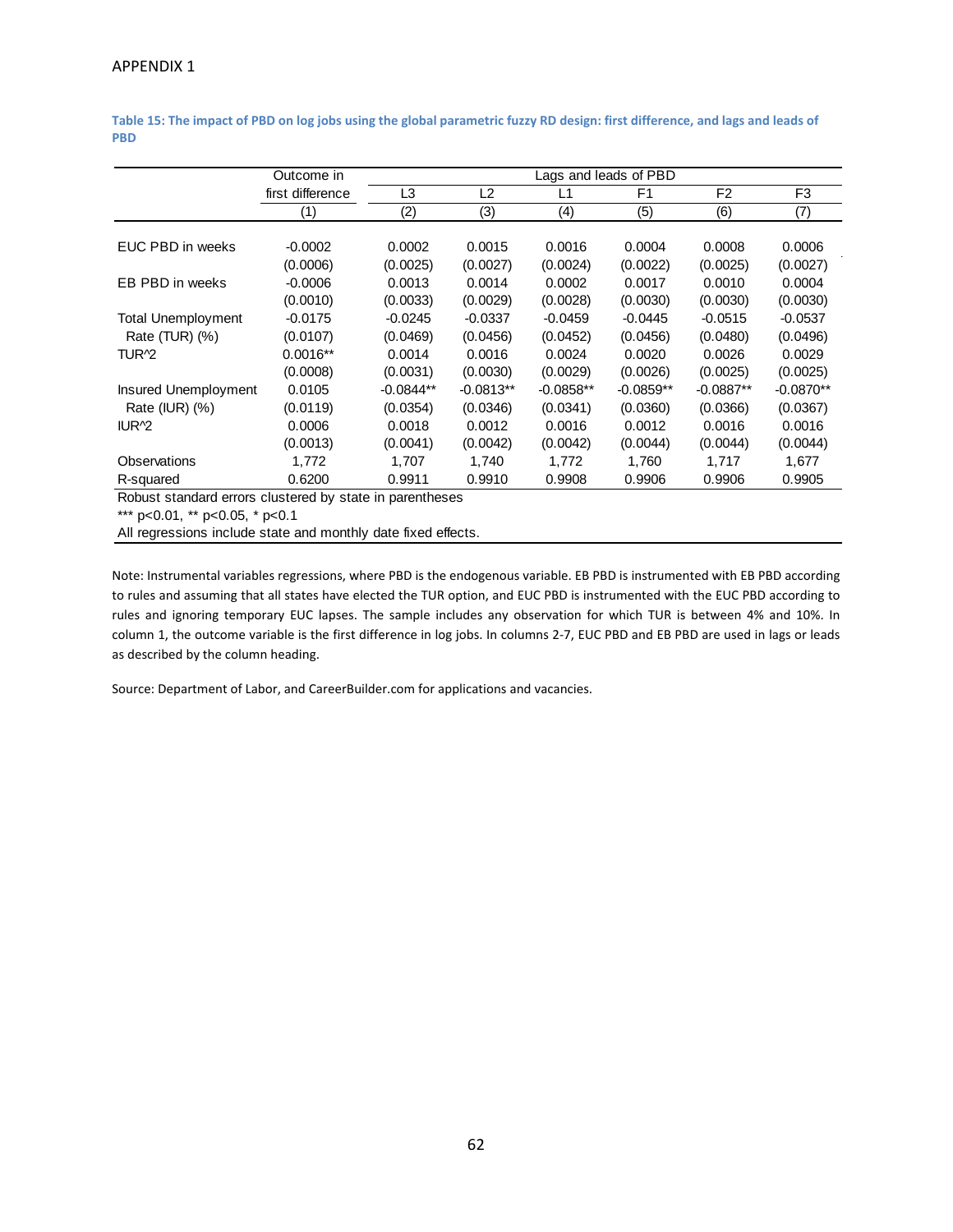APPENDIX 1

**Table 15: The impact of PBD on log jobs using the global parametric fuzzy RD design: first difference, and lags and leads of PBD**

| | Outcome in first difference | Lags and leads of PBD | | | | | |
|---|---|---|---|---|---|---|---|
| | | L3 | L2 | L1 | F1 | F2 | F3 |
| | (1) | (2) | (3) | (4) | (5) | (6) | (7) |
| EUC PBD in weeks | -0.0002 | 0.0002 | 0.0015 | 0.0016 | 0.0004 | 0.0008 | 0.0006 |
| | (0.0006) | (0.0025) | (0.0027) | (0.0024) | (0.0022) | (0.0025) | (0.0027) |
| EB PBD in weeks | -0.0006 | 0.0013 | 0.0014 | 0.0002 | 0.0017 | 0.0010 | 0.0004 |
| | (0.0010) | (0.0033) | (0.0029) | (0.0028) | (0.0030) | (0.0030) | (0.0030) |
| Total Unemployment Rate (TUR) (%) | -0.0175 | -0.0245 | -0.0337 | -0.0459 | -0.0445 | -0.0515 | -0.0537 |
| | (0.0107) | (0.0469) | (0.0456) | (0.0452) | (0.0456) | (0.0480) | (0.0496) |
| TUR^2 | 0.0016** | 0.0014 | 0.0016 | 0.0024 | 0.0020 | 0.0026 | 0.0029 |
| | (0.0008) | (0.0031) | (0.0030) | (0.0029) | (0.0026) | (0.0025) | (0.0025) |
| Insured Unemployment Rate (IUR) (%) | 0.0105 | -0.0844** | -0.0813** | -0.0858** | -0.0859** | -0.0887** | -0.0870** |
| | (0.0119) | (0.0354) | (0.0346) | (0.0341) | (0.0360) | (0.0366) | (0.0367) |
| IUR^2 | 0.0006 | 0.0018 | 0.0012 | 0.0016 | 0.0012 | 0.0016 | 0.0016 |
| | (0.0013) | (0.0041) | (0.0042) | (0.0042) | (0.0044) | (0.0044) | (0.0044) |
| Observations | 1,772 | 1,707 | 1,740 | 1,772 | 1,760 | 1,717 | 1,677 |
| R-squared | 0.6200 | 0.9911 | 0.9910 | 0.9908 | 0.9906 | 0.9906 | 0.9905 |

Robust standard errors clustered by state in parentheses

*** p<0.01, ** p<0.05, * p<0.1

All regressions include state and monthly date fixed effects.

Note: Instrumental variables regressions, where PBD is the endogenous variable. EB PBD is instrumented with EB PBD according to rules and assuming that all states have elected the TUR option, and EUC PBD is instrumented with the EUC PBD according to rules and ignoring temporary EUC lapses. The sample includes any observation for which TUR is between 4% and 10%. In column 1, the outcome variable is the first difference in log jobs. In columns 2-7, EUC PBD and EB PBD are used in lags or leads as described by the column heading.

Source: Department of Labor, and CareerBuilder.com for applications and vacancies.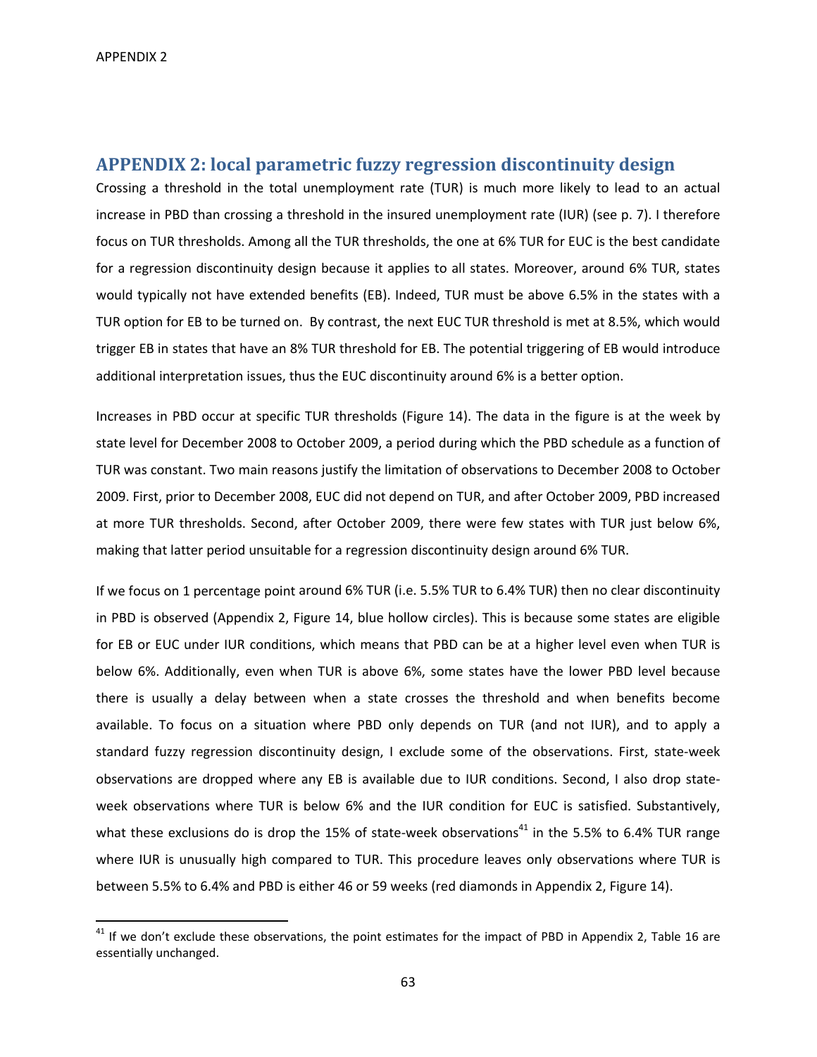## APPENDIX 2: local parametric fuzzy regression discontinuity design

Crossing a threshold in the total unemployment rate (TUR) is much more likely to lead to an actual increase in PBD than crossing a threshold in the insured unemployment rate (IUR) (see p. 7). I therefore focus on TUR thresholds. Among all the TUR thresholds, the one at 6% TUR for EUC is the best candidate for a regression discontinuity design because it applies to all states. Moreover, around 6% TUR, states would typically not have extended benefits (EB). Indeed, TUR must be above 6.5% in the states with a TUR option for EB to be turned on. By contrast, the next EUC TUR threshold is met at 8.5%, which would trigger EB in states that have an 8% TUR threshold for EB. The potential triggering of EB would introduce additional interpretation issues, thus the EUC discontinuity around 6% is a better option.

Increases in PBD occur at specific TUR thresholds (Figure 14). The data in the figure is at the week by state level for December 2008 to October 2009, a period during which the PBD schedule as a function of TUR was constant. Two main reasons justify the limitation of observations to December 2008 to October 2009. First, prior to December 2008, EUC did not depend on TUR, and after October 2009, PBD increased at more TUR thresholds. Second, after October 2009, there were few states with TUR just below 6%, making that latter period unsuitable for a regression discontinuity design around 6% TUR.

If we focus on 1 percentage point around 6% TUR (i.e. 5.5% TUR to 6.4% TUR) then no clear discontinuity in PBD is observed (Appendix 2, Figure 14, blue hollow circles). This is because some states are eligible for EB or EUC under IUR conditions, which means that PBD can be at a higher level even when TUR is below 6%. Additionally, even when TUR is above 6%, some states have the lower PBD level because there is usually a delay between when a state crosses the threshold and when benefits become available. To focus on a situation where PBD only depends on TUR (and not IUR), and to apply a standard fuzzy regression discontinuity design, I exclude some of the observations. First, state-week observations are dropped where any EB is available due to IUR conditions. Second, I also drop state-week observations where TUR is below 6% and the IUR condition for EUC is satisfied. Substantively, what these exclusions do is drop the 15% of state-week observations[41] in the 5.5% to 6.4% TUR range where IUR is unusually high compared to TUR. This procedure leaves only observations where TUR is between 5.5% to 6.4% and PBD is either 46 or 59 weeks (red diamonds in Appendix 2, Figure 14).

[41] If we don't exclude these observations, the point estimates for the impact of PBD in Appendix 2, Table 16 are essentially unchanged.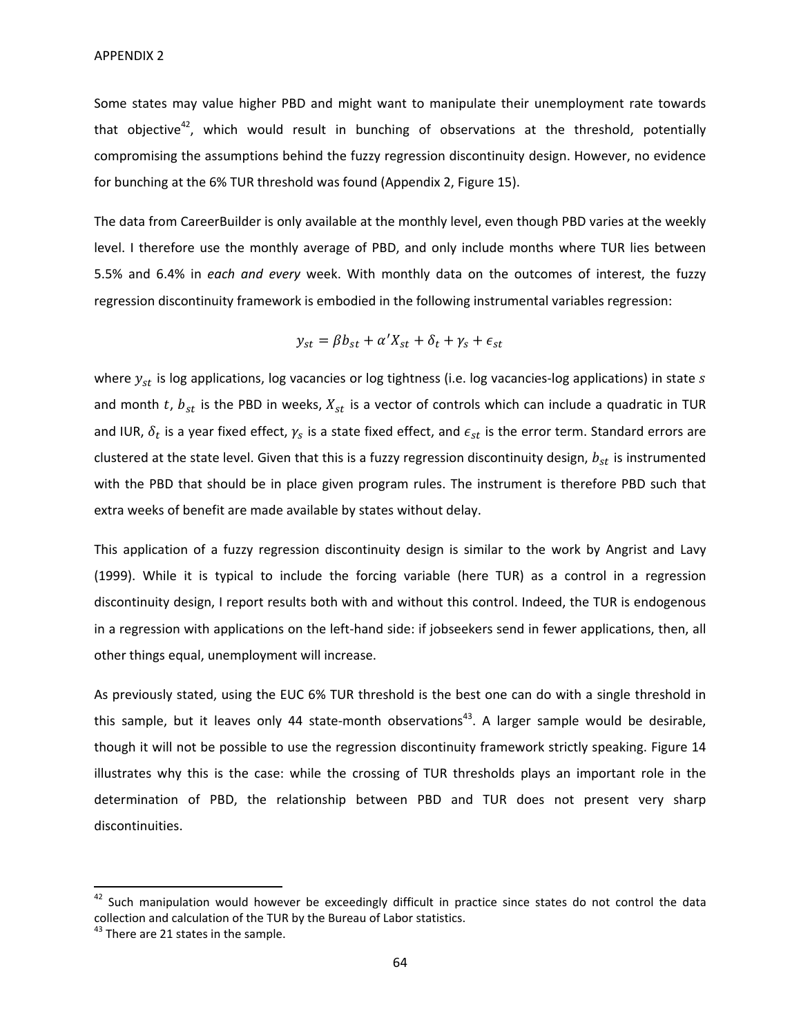APPENDIX 2

Some states may value higher PBD and might want to manipulate their unemployment rate towards that objective[42], which would result in bunching of observations at the threshold, potentially compromising the assumptions behind the fuzzy regression discontinuity design. However, no evidence for bunching at the 6% TUR threshold was found (Appendix 2, Figure 15).

The data from CareerBuilder is only available at the monthly level, even though PBD varies at the weekly level. I therefore use the monthly average of PBD, and only include months where TUR lies between 5.5% and 6.4% in *each and every* week. With monthly data on the outcomes of interest, the fuzzy regression discontinuity framework is embodied in the following instrumental variables regression:

$$y_{st} = \beta b_{st} + \alpha' X_{st} + \delta_t + \gamma_s + \epsilon_{st}$$

where $y_{st}$ is log applications, log vacancies or log tightness (i.e. log vacancies-log applications) in state $s$ and month $t$, $b_{st}$ is the PBD in weeks, $X_{st}$ is a vector of controls which can include a quadratic in TUR and IUR, $\delta_t$ is a year fixed effect, $\gamma_s$ is a state fixed effect, and $\epsilon_{st}$ is the error term. Standard errors are clustered at the state level. Given that this is a fuzzy regression discontinuity design, $b_{st}$ is instrumented with the PBD that should be in place given program rules. The instrument is therefore PBD such that extra weeks of benefit are made available by states without delay.

This application of a fuzzy regression discontinuity design is similar to the work by Angrist and Lavy (1999). While it is typical to include the forcing variable (here TUR) as a control in a regression discontinuity design, I report results both with and without this control. Indeed, the TUR is endogenous in a regression with applications on the left-hand side: if jobseekers send in fewer applications, then, all other things equal, unemployment will increase.

As previously stated, using the EUC 6% TUR threshold is the best one can do with a single threshold in this sample, but it leaves only 44 state-month observations[43]. A larger sample would be desirable, though it will not be possible to use the regression discontinuity framework strictly speaking. Figure 14 illustrates why this is the case: while the crossing of TUR thresholds plays an important role in the determination of PBD, the relationship between PBD and TUR does not present very sharp discontinuities.

[42] Such manipulation would however be exceedingly difficult in practice since states do not control the data collection and calculation of the TUR by the Bureau of Labor statistics.

[43] There are 21 states in the sample.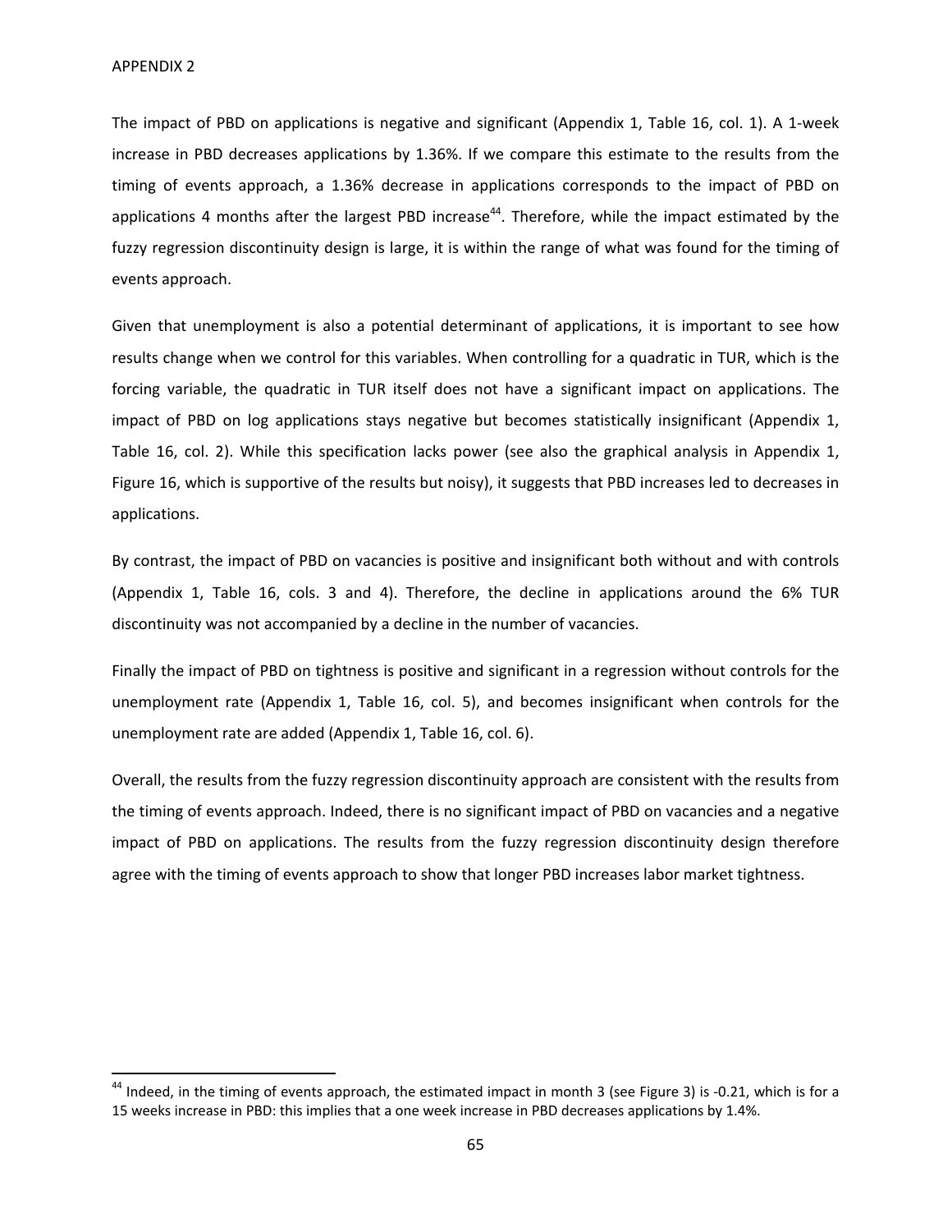APPENDIX 2

The impact of PBD on applications is negative and significant (Appendix 1, Table 16, col. 1). A 1-week increase in PBD decreases applications by 1.36%. If we compare this estimate to the results from the timing of events approach, a 1.36% decrease in applications corresponds to the impact of PBD on applications 4 months after the largest PBD increase[44]. Therefore, while the impact estimated by the fuzzy regression discontinuity design is large, it is within the range of what was found for the timing of events approach.

Given that unemployment is also a potential determinant of applications, it is important to see how results change when we control for this variables. When controlling for a quadratic in TUR, which is the forcing variable, the quadratic in TUR itself does not have a significant impact on applications. The impact of PBD on log applications stays negative but becomes statistically insignificant (Appendix 1, Table 16, col. 2). While this specification lacks power (see also the graphical analysis in Appendix 1, Figure 16, which is supportive of the results but noisy), it suggests that PBD increases led to decreases in applications.

By contrast, the impact of PBD on vacancies is positive and insignificant both without and with controls (Appendix 1, Table 16, cols. 3 and 4). Therefore, the decline in applications around the 6% TUR discontinuity was not accompanied by a decline in the number of vacancies.

Finally the impact of PBD on tightness is positive and significant in a regression without controls for the unemployment rate (Appendix 1, Table 16, col. 5), and becomes insignificant when controls for the unemployment rate are added (Appendix 1, Table 16, col. 6).

Overall, the results from the fuzzy regression discontinuity approach are consistent with the results from the timing of events approach. Indeed, there is no significant impact of PBD on vacancies and a negative impact of PBD on applications. The results from the fuzzy regression discontinuity design therefore agree with the timing of events approach to show that longer PBD increases labor market tightness.

---

[44] Indeed, in the timing of events approach, the estimated impact in month 3 (see Figure 3) is -0.21, which is for a 15 weeks increase in PBD: this implies that a one week increase in PBD decreases applications by 1.4%.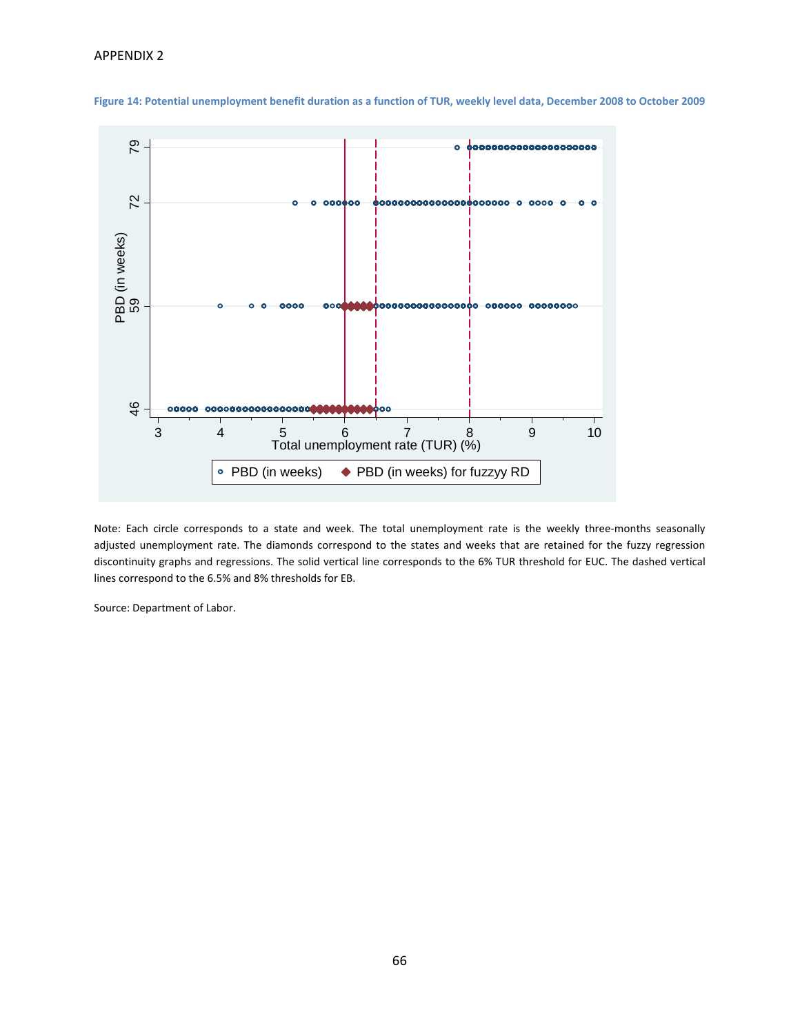APPENDIX 2

**Figure 14: Potential unemployment benefit duration as a function of TUR, weekly level data, December 2008 to October 2009**

PBD (in weeks)

79

72

59

46

3 4 5 6 7 8 9 10

Total unemployment rate (TUR) (%)

PBD (in weeks) PBD (in weeks) for fuzzyy RD

Note: Each circle corresponds to a state and week. The total unemployment rate is the weekly three-months seasonally adjusted unemployment rate. The diamonds correspond to the states and weeks that are retained for the fuzzy regression discontinuity graphs and regressions. The solid vertical line corresponds to the 6% TUR threshold for EUC. The dashed vertical lines correspond to the 6.5% and 8% thresholds for EB.

Source: Department of Labor.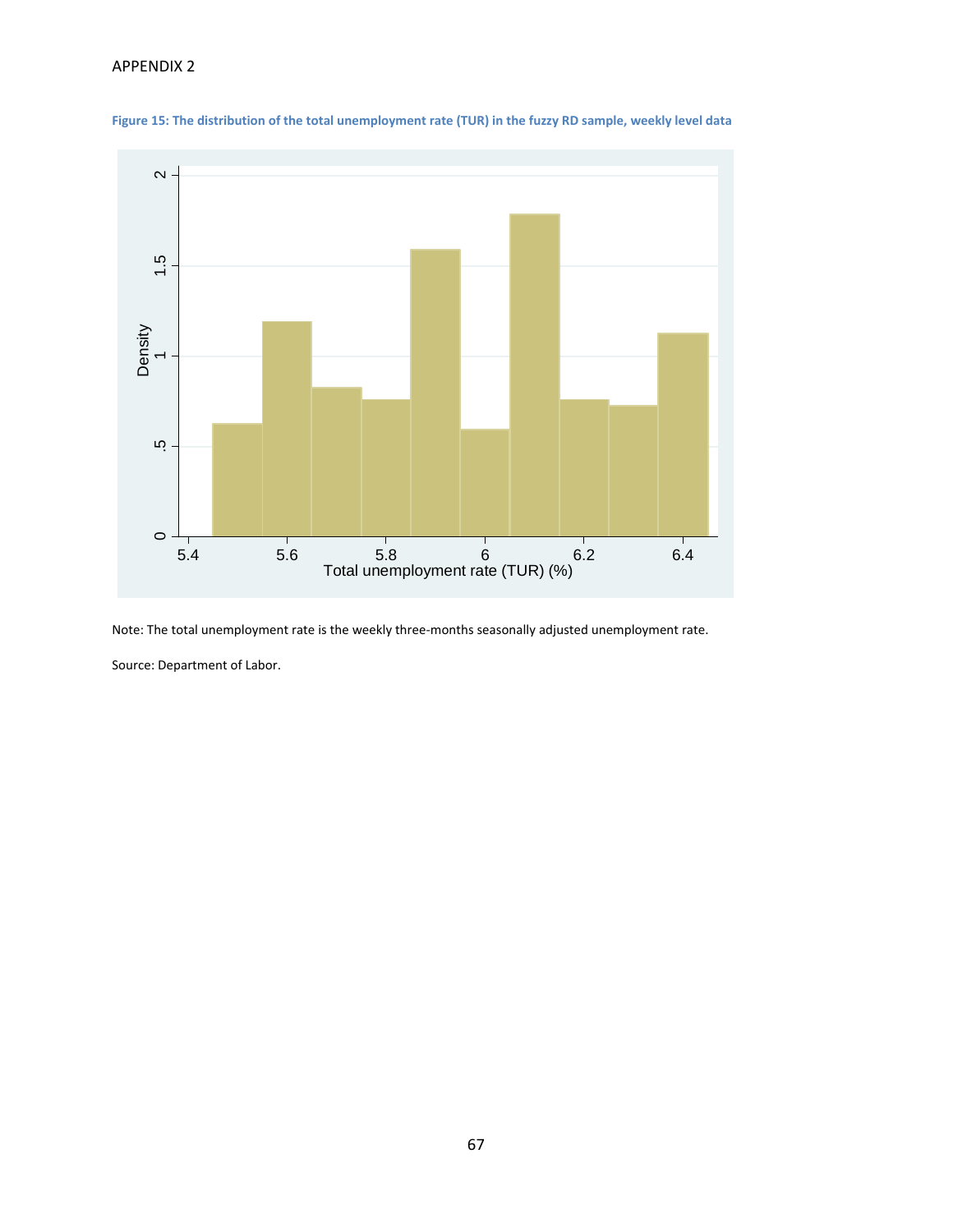APPENDIX 2

**Figure 15: The distribution of the total unemployment rate (TUR) in the fuzzy RD sample, weekly level data**

Note: The total unemployment rate is the weekly three-months seasonally adjusted unemployment rate.

Source: Department of Labor.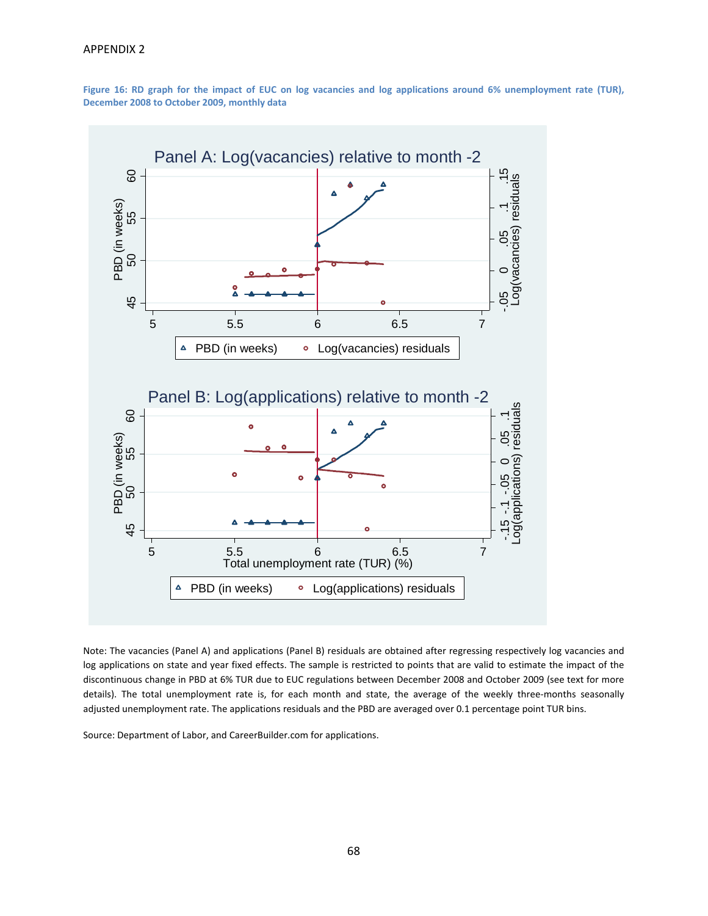APPENDIX 2

**Figure 16: RD graph for the impact of EUC on log vacancies and log applications around 6% unemployment rate (TUR), December 2008 to October 2009, monthly data**

Panel A: Log(vacancies) relative to month -2

PBD (in weeks)

45 50 55 60

Log(vacancies) residuals

-.05 0 .05 .1 .15

5 5.5 6 6.5 7

PBD (in weeks) Log(vacancies) residuals

Panel B: Log(applications) relative to month -2

PBD (in weeks)

45 50 55 60

Log(applications) residuals

-.15 -.1 -.05 0 .05 .1

5 5.5 6 6.5 7

Total unemployment rate (TUR) (%)

PBD (in weeks) Log(applications) residuals

Note: The vacancies (Panel A) and applications (Panel B) residuals are obtained after regressing respectively log vacancies and log applications on state and year fixed effects. The sample is restricted to points that are valid to estimate the impact of the discontinuous change in PBD at 6% TUR due to EUC regulations between December 2008 and October 2009 (see text for more details). The total unemployment rate is, for each month and state, the average of the weekly three-months seasonally adjusted unemployment rate. The applications residuals and the PBD are averaged over 0.1 percentage point TUR bins.

Source: Department of Labor, and CareerBuilder.com for applications.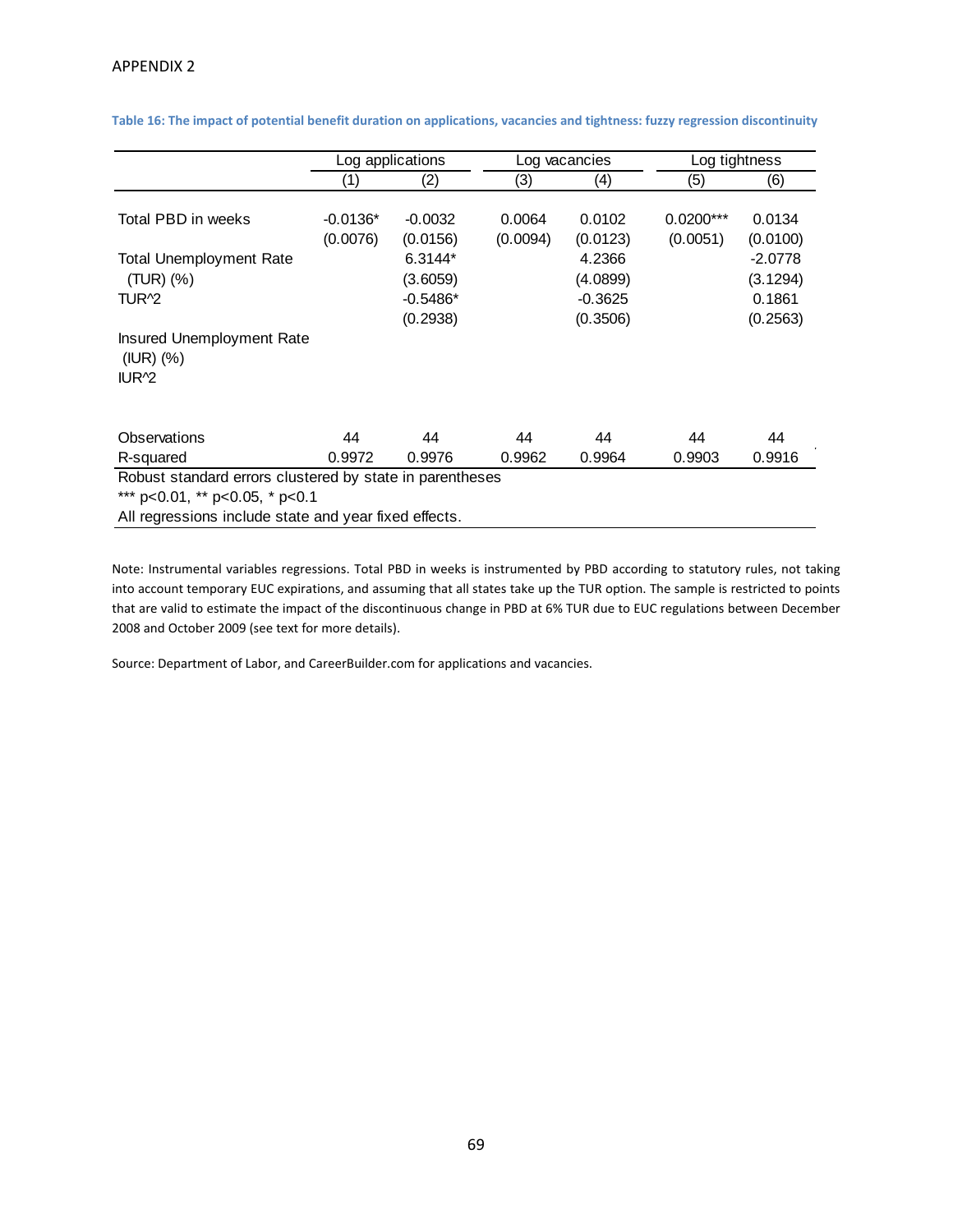APPENDIX 2

**Table 16: The impact of potential benefit duration on applications, vacancies and tightness: fuzzy regression discontinuity**

| | Log applications | | Log vacancies | | Log tightness | |
|---|---|---|---|---|---|---|
| | (1) | (2) | (3) | (4) | (5) | (6) |
| Total PBD in weeks | -0.0136* | -0.0032 | 0.0064 | 0.0102 | 0.0200*** | 0.0134 |
| | (0.0076) | (0.0156) | (0.0094) | (0.0123) | (0.0051) | (0.0100) |
| Total Unemployment Rate (TUR) (%) | | 6.3144* | | 4.2366 | | -2.0778 |
| | | (3.6059) | | (4.0899) | | (3.1294) |
| TUR^2 | | -0.5486* | | -0.3625 | | 0.1861 |
| | | (0.2938) | | (0.3506) | | (0.2563) |
| Insured Unemployment Rate (IUR) (%) | | | | | | |
| IUR^2 | | | | | | |
| Observations | 44 | 44 | 44 | 44 | 44 | 44 |
| R-squared | 0.9972 | 0.9976 | 0.9962 | 0.9964 | 0.9903 | 0.9916 |

Robust standard errors clustered by state in parentheses

*** p<0.01, ** p<0.05, * p<0.1

All regressions include state and year fixed effects.

Note: Instrumental variables regressions. Total PBD in weeks is instrumented by PBD according to statutory rules, not taking into account temporary EUC expirations, and assuming that all states take up the TUR option. The sample is restricted to points that are valid to estimate the impact of the discontinuous change in PBD at 6% TUR due to EUC regulations between December 2008 and October 2009 (see text for more details).

Source: Department of Labor, and CareerBuilder.com for applications and vacancies.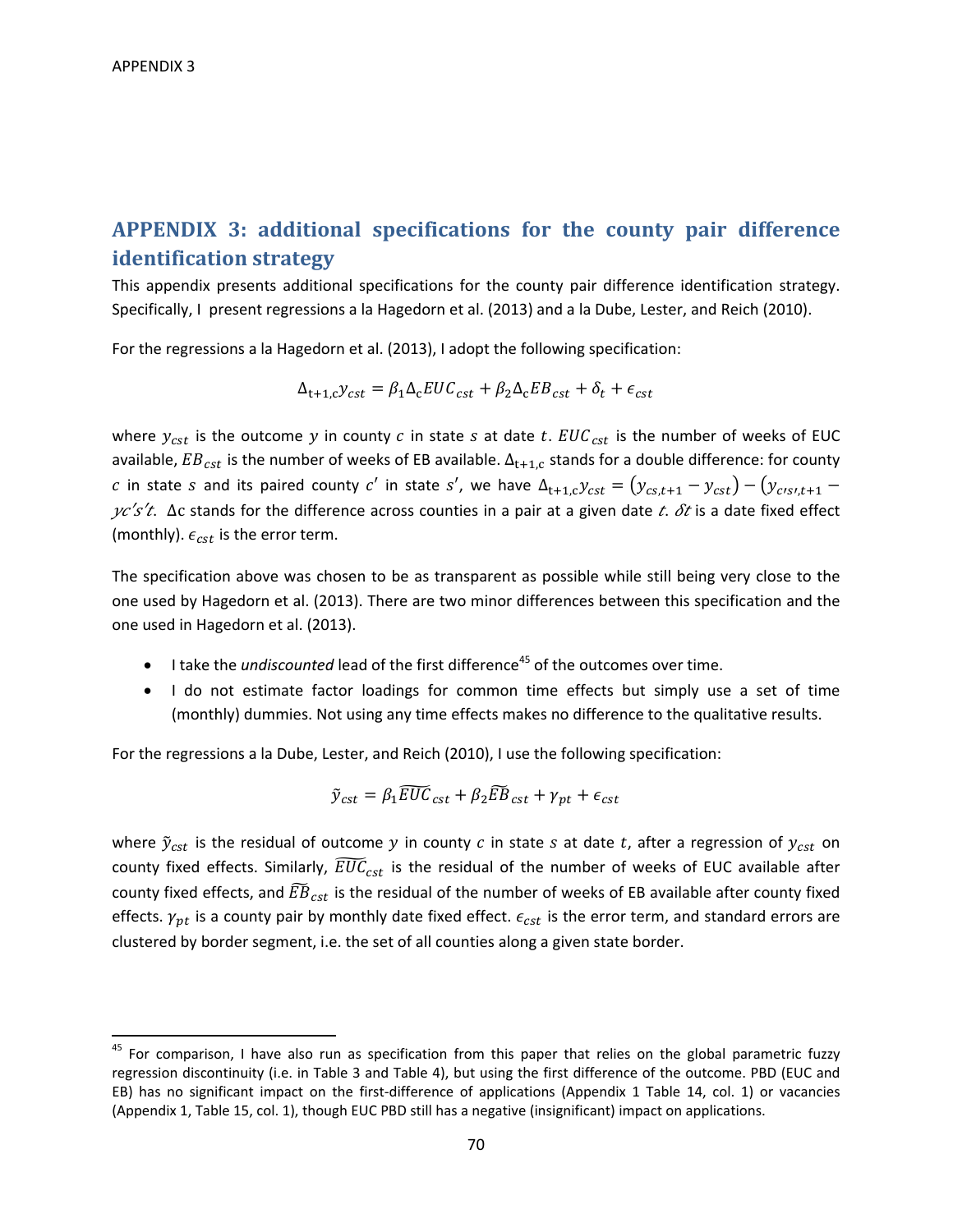## APPENDIX 3: additional specifications for the county pair difference identification strategy

This appendix presents additional specifications for the county pair difference identification strategy. Specifically, I present regressions a la Hagedorn et al. (2013) and a la Dube, Lester, and Reich (2010).

For the regressions a la Hagedorn et al. (2013), I adopt the following specification:

$$\Delta_{\mathrm{t+1,c}} y_{cst} = \beta_1 \Delta_{\mathrm{c}} EUC_{cst} + \beta_2 \Delta_{\mathrm{c}} EB_{cst} + \delta_t + \epsilon_{cst}$$

where $y_{cst}$ is the outcome $y$ in county $c$ in state $s$ at date $t$. $EUC_{cst}$ is the number of weeks of EUC available, $EB_{cst}$ is the number of weeks of EB available. $\Delta_{\mathrm{t+1,c}}$ stands for a double difference: for county $c$ in state $s$ and its paired county $c'$ in state $s'$, we have $\Delta_{\mathrm{t+1,c}} y_{cst} = (y_{cs,t+1} - y_{cst}) - (y_{c's',t+1} - yc's't$. Δc stands for the difference across counties in a pair at a given date $t$. $\delta t$ is a date fixed effect (monthly). $\epsilon_{cst}$ is the error term.

The specification above was chosen to be as transparent as possible while still being very close to the one used by Hagedorn et al. (2013). There are two minor differences between this specification and the one used in Hagedorn et al. (2013).

- I take the *undiscounted* lead of the first difference[45] of the outcomes over time.
- I do not estimate factor loadings for common time effects but simply use a set of time (monthly) dummies. Not using any time effects makes no difference to the qualitative results.

For the regressions a la Dube, Lester, and Reich (2010), I use the following specification:

$$\tilde{y}_{cst} = \beta_1 \widetilde{EUC}_{cst} + \beta_2 \widetilde{EB}_{cst} + \gamma_{pt} + \epsilon_{cst}$$

where $\tilde{y}_{cst}$ is the residual of outcome $y$ in county $c$ in state $s$ at date $t$, after a regression of $y_{cst}$ on county fixed effects. Similarly, $\widetilde{EUC}_{cst}$ is the residual of the number of weeks of EUC available after county fixed effects, and $\widetilde{EB}_{cst}$ is the residual of the number of weeks of EB available after county fixed effects. $\gamma_{pt}$ is a county pair by monthly date fixed effect. $\epsilon_{cst}$ is the error term, and standard errors are clustered by border segment, i.e. the set of all counties along a given state border.

[45] For comparison, I have also run as specification from this paper that relies on the global parametric fuzzy regression discontinuity (i.e. in Table 3 and Table 4), but using the first difference of the outcome. PBD (EUC and EB) has no significant impact on the first-difference of applications (Appendix 1 Table 14, col. 1) or vacancies (Appendix 1, Table 15, col. 1), though EUC PBD still has a negative (insignificant) impact on applications.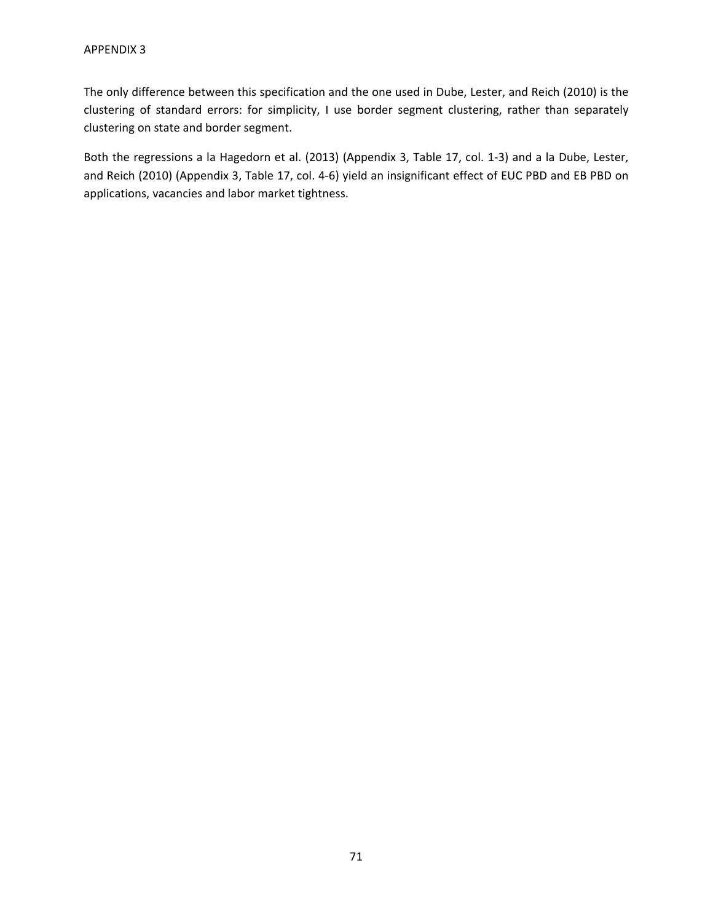APPENDIX 3

The only difference between this specification and the one used in Dube, Lester, and Reich (2010) is the clustering of standard errors: for simplicity, I use border segment clustering, rather than separately clustering on state and border segment.

Both the regressions a la Hagedorn et al. (2013) (Appendix 3, Table 17, col. 1-3) and a la Dube, Lester, and Reich (2010) (Appendix 3, Table 17, col. 4-6) yield an insignificant effect of EUC PBD and EB PBD on applications, vacancies and labor market tightness.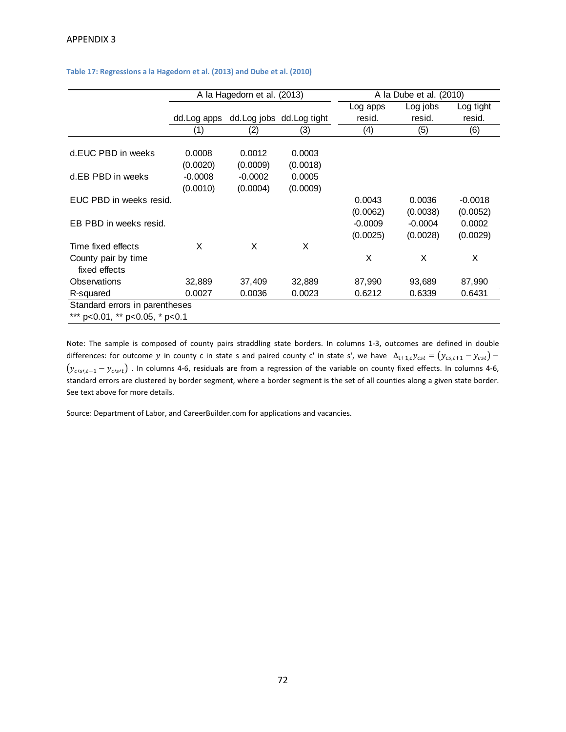APPENDIX 3

**Table 17: Regressions a la Hagedorn et al. (2013) and Dube et al. (2010)**

| | A la Hagedorn et al. (2013) | | | A la Dube et al. (2010) | | |
|---|---|---|---|---|---|---|
| | dd.Log apps | dd.Log jobs | dd.Log tight | Log apps resid. | Log jobs resid. | Log tight resid. |
| | (1) | (2) | (3) | (4) | (5) | (6) |
| d.EUC PBD in weeks | 0.0008 | 0.0012 | 0.0003 | | | |
| | (0.0020) | (0.0009) | (0.0018) | | | |
| d.EB PBD in weeks | -0.0008 | -0.0002 | 0.0005 | | | |
| | (0.0010) | (0.0004) | (0.0009) | | | |
| EUC PBD in weeks resid. | | | | 0.0043 | 0.0036 | -0.0018 |
| | | | | (0.0062) | (0.0038) | (0.0052) |
| EB PBD in weeks resid. | | | | -0.0009 | -0.0004 | 0.0002 |
| | | | | (0.0025) | (0.0028) | (0.0029) |
| Time fixed effects | X | X | X | | | |
| County pair by time fixed effects | | | | X | X | X |
| Observations | 32,889 | 37,409 | 32,889 | 87,990 | 93,689 | 87,990 |
| R-squared | 0.0027 | 0.0036 | 0.0023 | 0.6212 | 0.6339 | 0.6431 |

Standard errors in parentheses
*** p<0.01, ** p<0.05, * p<0.1

Note: The sample is composed of county pairs straddling state borders. In columns 1-3, outcomes are defined in double differences: for outcome $y$ in county c in state s and paired county c' in state s', we have $\Delta_{t+1,c} y_{cst} = (y_{cs,t+1} - y_{cst}) - (y_{c's',t+1} - y_{c's't})$ . In columns 4-6, residuals are from a regression of the variable on county fixed effects. In columns 4-6, standard errors are clustered by border segment, where a border segment is the set of all counties along a given state border. See text above for more details.

Source: Department of Labor, and CareerBuilder.com for applications and vacancies.